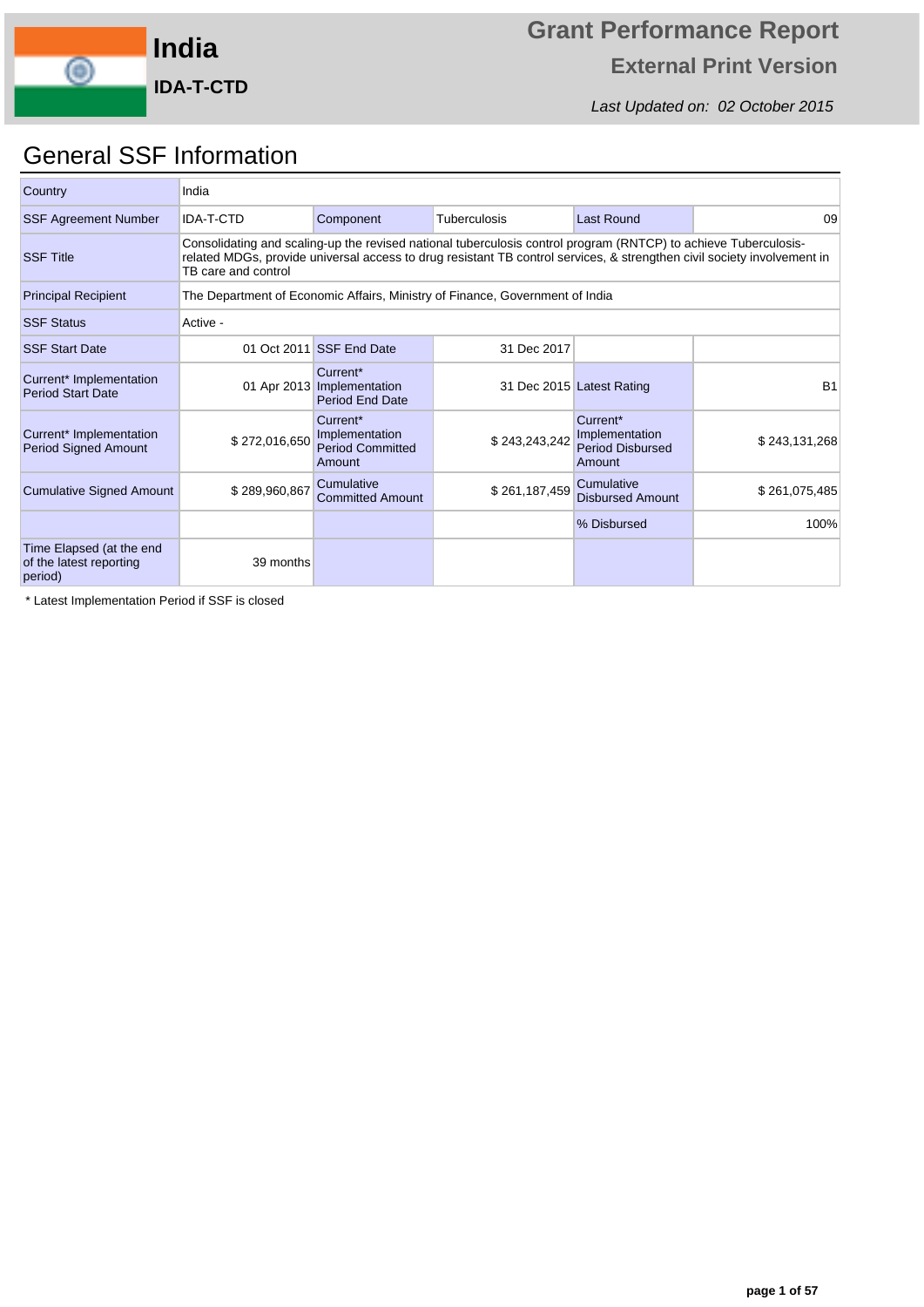# India

**IDA-T-CTD**

## Grant Performance Report

### External Print Version

*Last Updated on: 02 October 2015*

## General SSF Information

| | | | | | |
|---|---|---|---|---|---|
| Country | India | | | | |
| SSF Agreement Number | IDA-T-CTD | Component | Tuberculosis | Last Round | 09 |
| SSF Title | Consolidating and scaling-up the revised national tuberculosis control program (RNTCP) to achieve Tuberculosis-related MDGs, provide universal access to drug resistant TB control services, & strengthen civil society involvement in TB care and control | | | | |
| Principal Recipient | The Department of Economic Affairs, Ministry of Finance, Government of India | | | | |
| SSF Status | Active - | | | | |
| SSF Start Date | 01 Oct 2011 | SSF End Date | 31 Dec 2017 | | |
| Current* Implementation Period Start Date | 01 Apr 2013 | Current* Implementation Period End Date | 31 Dec 2015 | Latest Rating | B1 |
| Current* Implementation Period Signed Amount | $ 272,016,650 | Current* Implementation Period Committed Amount | $ 243,243,242 | Current* Implementation Period Disbursed Amount | $ 243,131,268 |
| Cumulative Signed Amount | $ 289,960,867 | Cumulative Committed Amount | $ 261,187,459 | Cumulative Disbursed Amount | $ 261,075,485 |
| | | | | % Disbursed | 100% |
| Time Elapsed (at the end of the latest reporting period) | 39 months | | | | |

* Latest Implementation Period if SSF is closed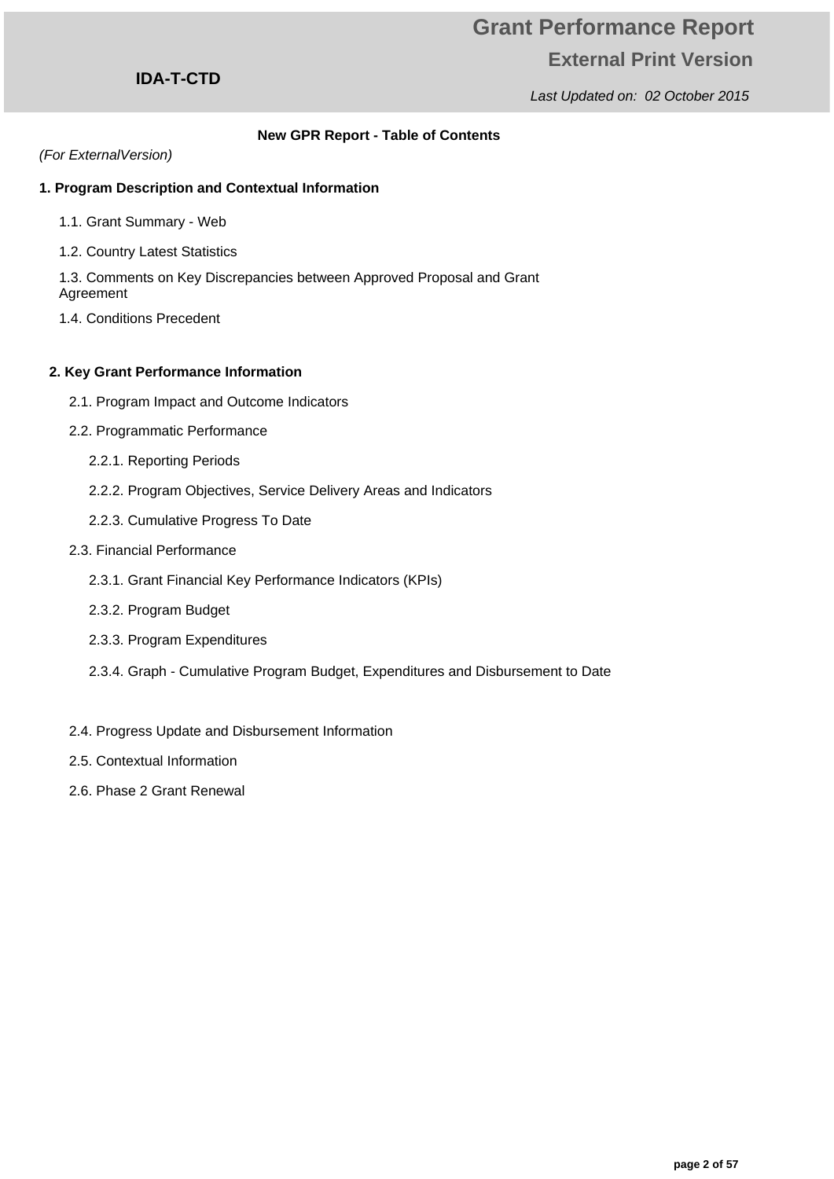**IDA-T-CTD**

# Grant Performance Report

## External Print Version

*Last Updated on: 02 October 2015*

**New GPR Report - Table of Contents**

*(For ExternalVersion)*

**1. Program Description and Contextual Information**

- 1.1. Grant Summary - Web
- 1.2. Country Latest Statistics
- 1.3. Comments on Key Discrepancies between Approved Proposal and Grant Agreement
- 1.4. Conditions Precedent

**2. Key Grant Performance Information**

- 2.1. Program Impact and Outcome Indicators
- 2.2. Programmatic Performance
  - 2.2.1. Reporting Periods
  - 2.2.2. Program Objectives, Service Delivery Areas and Indicators
  - 2.2.3. Cumulative Progress To Date
- 2.3. Financial Performance
  - 2.3.1. Grant Financial Key Performance Indicators (KPIs)
  - 2.3.2. Program Budget
  - 2.3.3. Program Expenditures
  - 2.3.4. Graph - Cumulative Program Budget, Expenditures and Disbursement to Date
- 2.4. Progress Update and Disbursement Information
- 2.5. Contextual Information
- 2.6. Phase 2 Grant Renewal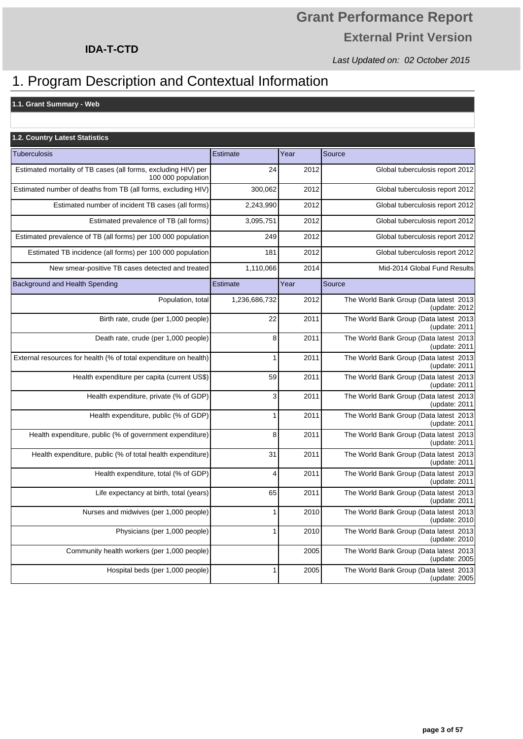# Grant Performance Report

## External Print Version

**IDA-T-CTD**

*Last Updated on: 02 October 2015*

# 1. Program Description and Contextual Information

### 1.1. Grant Summary - Web

### 1.2. Country Latest Statistics

| Tuberculosis | Estimate | Year | Source |
|---|---|---|---|
| Estimated mortality of TB cases (all forms, excluding HIV) per 100 000 population | 24 | 2012 | Global tuberculosis report 2012 |
| Estimated number of deaths from TB (all forms, excluding HIV) | 300,062 | 2012 | Global tuberculosis report 2012 |
| Estimated number of incident TB cases (all forms) | 2,243,990 | 2012 | Global tuberculosis report 2012 |
| Estimated prevalence of TB (all forms) | 3,095,751 | 2012 | Global tuberculosis report 2012 |
| Estimated prevalence of TB (all forms) per 100 000 population | 249 | 2012 | Global tuberculosis report 2012 |
| Estimated TB incidence (all forms) per 100 000 population | 181 | 2012 | Global tuberculosis report 2012 |
| New smear-positive TB cases detected and treated | 1,110,066 | 2014 | Mid-2014 Global Fund Results |
| **Background and Health Spending** | **Estimate** | **Year** | **Source** |
| Population, total | 1,236,686,732 | 2012 | The World Bank Group (Data latest 2013 (update: 2012 |
| Birth rate, crude (per 1,000 people) | 22 | 2011 | The World Bank Group (Data latest 2013 (update: 2011 |
| Death rate, crude (per 1,000 people) | 8 | 2011 | The World Bank Group (Data latest 2013 (update: 2011 |
| External resources for health (% of total expenditure on health) | 1 | 2011 | The World Bank Group (Data latest 2013 (update: 2011 |
| Health expenditure per capita (current US$) | 59 | 2011 | The World Bank Group (Data latest 2013 (update: 2011 |
| Health expenditure, private (% of GDP) | 3 | 2011 | The World Bank Group (Data latest 2013 (update: 2011 |
| Health expenditure, public (% of GDP) | 1 | 2011 | The World Bank Group (Data latest 2013 (update: 2011 |
| Health expenditure, public (% of government expenditure) | 8 | 2011 | The World Bank Group (Data latest 2013 (update: 2011 |
| Health expenditure, public (% of total health expenditure) | 31 | 2011 | The World Bank Group (Data latest 2013 (update: 2011 |
| Health expenditure, total (% of GDP) | 4 | 2011 | The World Bank Group (Data latest 2013 (update: 2011 |
| Life expectancy at birth, total (years) | 65 | 2011 | The World Bank Group (Data latest 2013 (update: 2011 |
| Nurses and midwives (per 1,000 people) | 1 | 2010 | The World Bank Group (Data latest 2013 (update: 2010 |
| Physicians (per 1,000 people) | 1 | 2010 | The World Bank Group (Data latest 2013 (update: 2010 |
| Community health workers (per 1,000 people) | | 2005 | The World Bank Group (Data latest 2013 (update: 2005 |
| Hospital beds (per 1,000 people) | 1 | 2005 | The World Bank Group (Data latest 2013 (update: 2005 |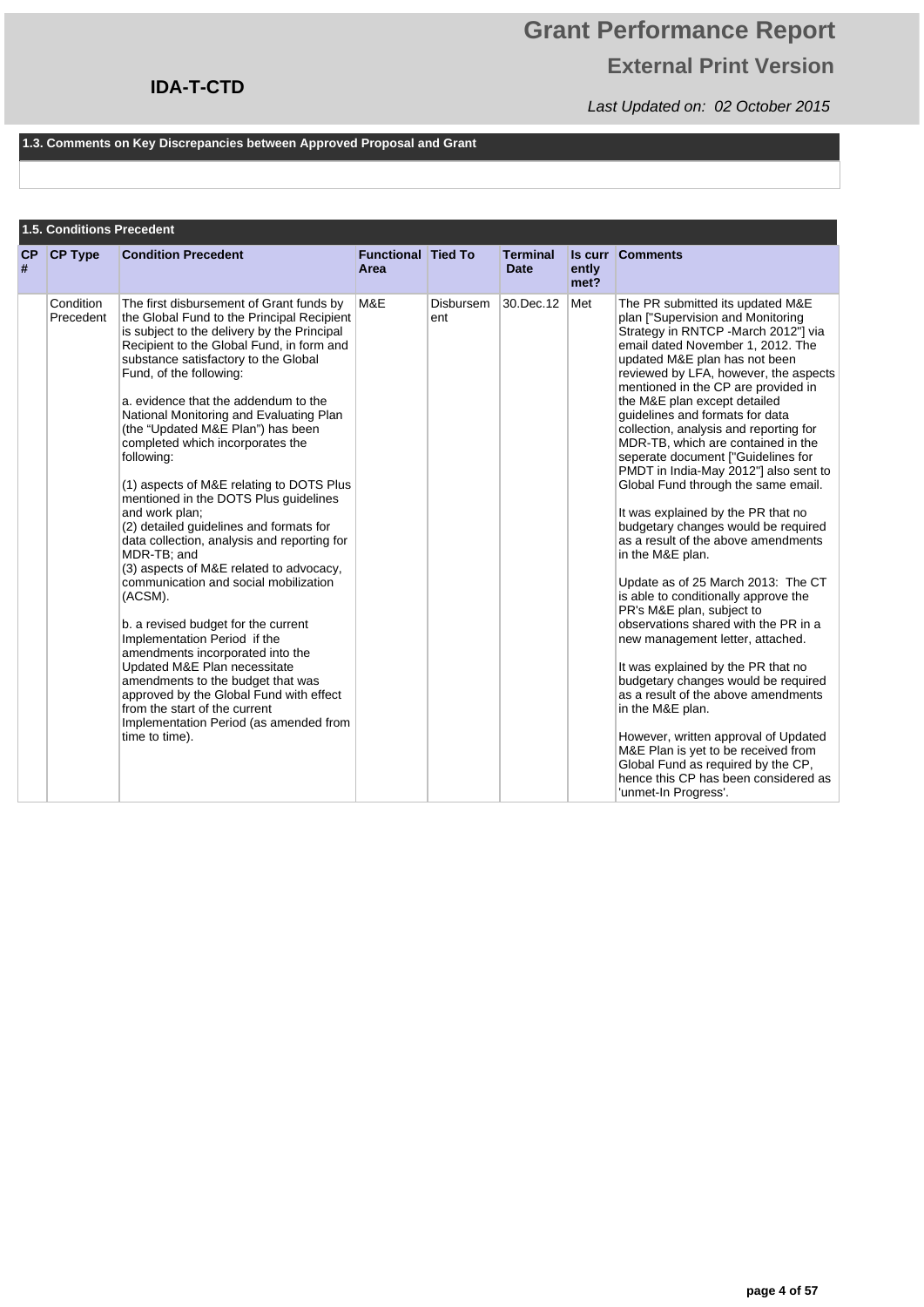### 1.3. Comments on Key Discrepancies between Approved Proposal and Grant

### 1.5. Conditions Precedent

| CP # | CP Type | Condition Precedent | Functional Area | Tied To | Terminal Date | Is currently met? | Comments |
|---|---|---|---|---|---|---|---|
| | Condition Precedent | The first disbursement of Grant funds by the Global Fund to the Principal Recipient is subject to the delivery by the Principal Recipient to the Global Fund, in form and substance satisfactory to the Global Fund, of the following:<br><br>a. evidence that the addendum to the National Monitoring and Evaluating Plan (the "Updated M&E Plan") has been completed which incorporates the following:<br><br>(1) aspects of M&E relating to DOTS Plus mentioned in the DOTS Plus guidelines and work plan;<br>(2) detailed guidelines and formats for data collection, analysis and reporting for MDR-TB; and<br>(3) aspects of M&E related to advocacy, communication and social mobilization (ACSM).<br><br>b. a revised budget for the current Implementation Period if the amendments incorporated into the Updated M&E Plan necessitate amendments to the budget that was approved by the Global Fund with effect from the start of the current Implementation Period (as amended from time to time). | M&E | Disbursement | 30.Dec.12 | Met | The PR submitted its updated M&E plan ["Supervision and Monitoring Strategy in RNTCP -March 2012"] via email dated November 1, 2012. The updated M&E plan has not been reviewed by LFA, however, the aspects mentioned in the CP are provided in the M&E plan except detailed guidelines and formats for data collection, analysis and reporting for MDR-TB, which are contained in the seperate document ["Guidelines for PMDT in India-May 2012"] also sent to Global Fund through the same email.<br><br>It was explained by the PR that no budgetary changes would be required as a result of the above amendments in the M&E plan.<br><br>Update as of 25 March 2013: The CT is able to conditionally approve the PR's M&E plan, subject to observations shared with the PR in a new management letter, attached.<br><br>It was explained by the PR that no budgetary changes would be required as a result of the above amendments in the M&E plan.<br><br>However, written approval of Updated M&E Plan is yet to be received from Global Fund as required by the CP, hence this CP has been considered as 'unmet-In Progress'. |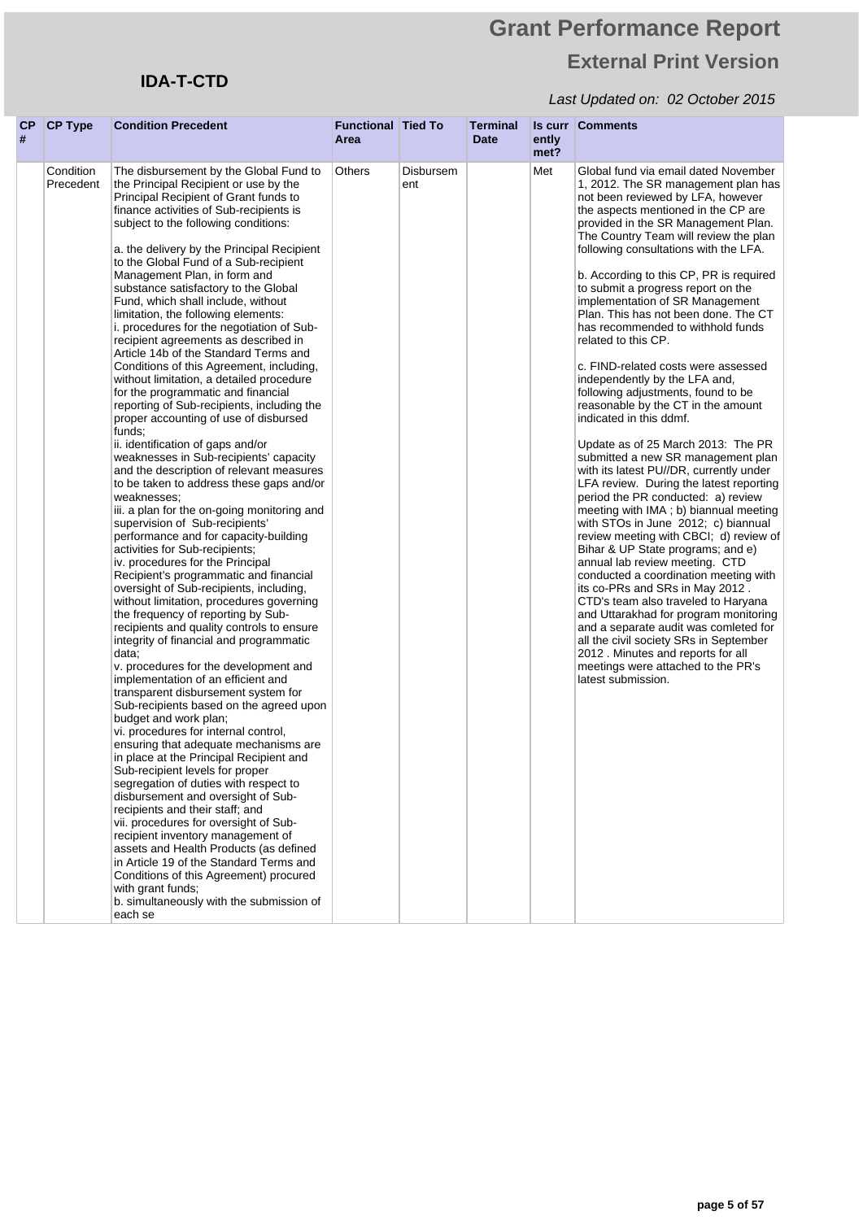# Grant Performance Report

## External Print Version

**IDA-T-CTD**

*Last Updated on: 02 October 2015*

| CP # | CP Type | Condition Precedent | Functional Area | Tied To | Terminal Date | Is currently met? | Comments |
|---|---|---|---|---|---|---|---|
| | Condition Precedent | The disbursement by the Global Fund to the Principal Recipient or use by the Principal Recipient of Grant funds to finance activities of Sub-recipients is subject to the following conditions:<br><br>a. the delivery by the Principal Recipient to the Global Fund of a Sub-recipient Management Plan, in form and substance satisfactory to the Global Fund, which shall include, without limitation, the following elements:<br>i. procedures for the negotiation of Sub-recipient agreements as described in Article 14b of the Standard Terms and Conditions of this Agreement, including, without limitation, a detailed procedure for the programmatic and financial reporting of Sub-recipients, including the proper accounting of use of disbursed funds;<br>ii. identification of gaps and/or weaknesses in Sub-recipients' capacity and the description of relevant measures to be taken to address these gaps and/or weaknesses;<br>iii. a plan for the on-going monitoring and supervision of Sub-recipients' performance and for capacity-building activities for Sub-recipients;<br>iv. procedures for the Principal Recipient's programmatic and financial oversight of Sub-recipients, including, without limitation, procedures governing the frequency of reporting by Sub-recipients and quality controls to ensure integrity of financial and programmatic data;<br>v. procedures for the development and implementation of an efficient and transparent disbursement system for Sub-recipients based on the agreed upon budget and work plan;<br>vi. procedures for internal control, ensuring that adequate mechanisms are in place at the Principal Recipient and Sub-recipient levels for proper segregation of duties with respect to disbursement and oversight of Sub-recipients and their staff; and<br>vii. procedures for oversight of Sub-recipient inventory management of assets and Health Products (as defined in Article 19 of the Standard Terms and Conditions of this Agreement) procured with grant funds;<br>b. simultaneously with the submission of each se | Others | Disbursement | | Met | Global fund via email dated November 1, 2012. The SR management plan has not been reviewed by LFA, however the aspects mentioned in the CP are provided in the SR Management Plan. The Country Team will review the plan following consultations with the LFA.<br><br>b. According to this CP, PR is required to submit a progress report on the implementation of SR Management Plan. This has not been done. The CT has recommended to withhold funds related to this CP.<br><br>c. FIND-related costs were assessed independently by the LFA and, following adjustments, found to be reasonable by the CT in the amount indicated in this ddmf.<br><br>Update as of 25 March 2013: The PR submitted a new SR management plan with its latest PU//DR, currently under LFA review. During the latest reporting period the PR conducted: a) review meeting with IMA ; b) biannual meeting with STOs in June 2012; c) biannual review meeting with CBCI; d) review of Bihar & UP State programs; and e) annual lab review meeting. CTD conducted a coordination meeting with its co-PRs and SRs in May 2012 . CTD's team also traveled to Haryana and Uttarakhad for program monitoring and a separate audit was comleted for all the civil society SRs in September 2012 . Minutes and reports for all meetings were attached to the PR's latest submission. |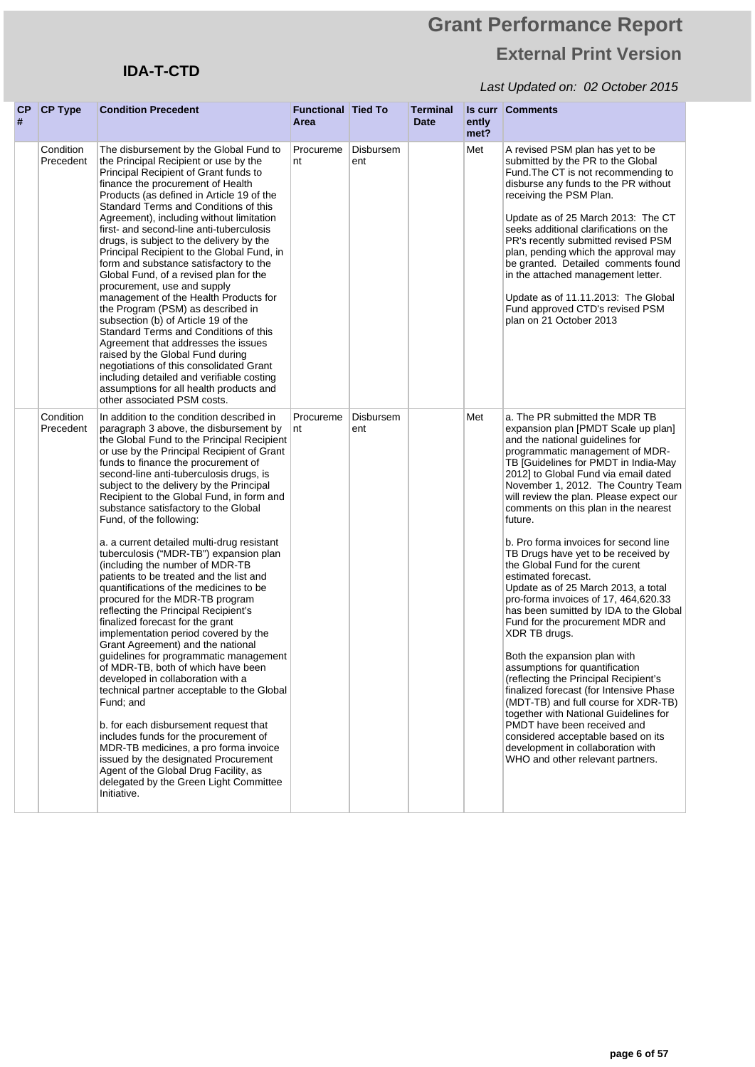# Grant Performance Report

## External Print Version

**IDA-T-CTD**

*Last Updated on: 02 October 2015*

| CP # | CP Type | Condition Precedent | Functional Area | Tied To | Terminal Date | Is currently met? | Comments |
|---|---|---|---|---|---|---|---|
| | Condition Precedent | The disbursement by the Global Fund to the Principal Recipient or use by the Principal Recipient of Grant funds to finance the procurement of Health Products (as defined in Article 19 of the Standard Terms and Conditions of this Agreement), including without limitation first- and second-line anti-tuberculosis drugs, is subject to the delivery by the Principal Recipient to the Global Fund, in form and substance satisfactory to the Global Fund, of a revised plan for the procurement, use and supply management of the Health Products for the Program (PSM) as described in subsection (b) of Article 19 of the Standard Terms and Conditions of this Agreement that addresses the issues raised by the Global Fund during negotiations of this consolidated Grant including detailed and verifiable costing assumptions for all health products and other associated PSM costs. | Procurement | Disbursement | | Met | A revised PSM plan has yet to be submitted by the PR to the Global Fund.The CT is not recommending to disburse any funds to the PR without receiving the PSM Plan.<br><br>Update as of 25 March 2013: The CT seeks additional clarifications on the PR's recently submitted revised PSM plan, pending which the approval may be granted. Detailed comments found in the attached management letter.<br><br>Update as of 11.11.2013: The Global Fund approved CTD's revised PSM plan on 21 October 2013 |
| | Condition Precedent | In addition to the condition described in paragraph 3 above, the disbursement by the Global Fund to the Principal Recipient or use by the Principal Recipient of Grant funds to finance the procurement of second-line anti-tuberculosis drugs, is subject to the delivery by the Principal Recipient to the Global Fund, in form and substance satisfactory to the Global Fund, of the following:<br><br>a. a current detailed multi-drug resistant tuberculosis ("MDR-TB") expansion plan (including the number of MDR-TB patients to be treated and the list and quantifications of the medicines to be procured for the MDR-TB program reflecting the Principal Recipient's finalized forecast for the grant implementation period covered by the Grant Agreement) and the national guidelines for programmatic management of MDR-TB, both of which have been developed in collaboration with a technical partner acceptable to the Global Fund; and<br><br>b. for each disbursement request that includes funds for the procurement of MDR-TB medicines, a pro forma invoice issued by the designated Procurement Agent of the Global Drug Facility, as delegated by the Green Light Committee Initiative. | Procurement | Disbursement | | Met | a. The PR submitted the MDR TB expansion plan [PMDT Scale up plan] and the national guidelines for programmatic management of MDR-TB [Guidelines for PMDT in India-May 2012] to Global Fund via email dated November 1, 2012. The Country Team will review the plan. Please expect our comments on this plan in the nearest future.<br><br>b. Pro forma invoices for second line TB Drugs have yet to be received by the Global Fund for the curent estimated forecast.<br>Update as of 25 March 2013, a total pro-forma invoices of 17, 464,620.33 has been sumitted by IDA to the Global Fund for the procurement MDR and XDR TB drugs.<br><br>Both the expansion plan with assumptions for quantification (reflecting the Principal Recipient's finalized forecast (for Intensive Phase (MDT-TB) and full course for XDR-TB) together with National Guidelines for PMDT have been received and considered acceptable based on its development in collaboration with WHO and other relevant partners. |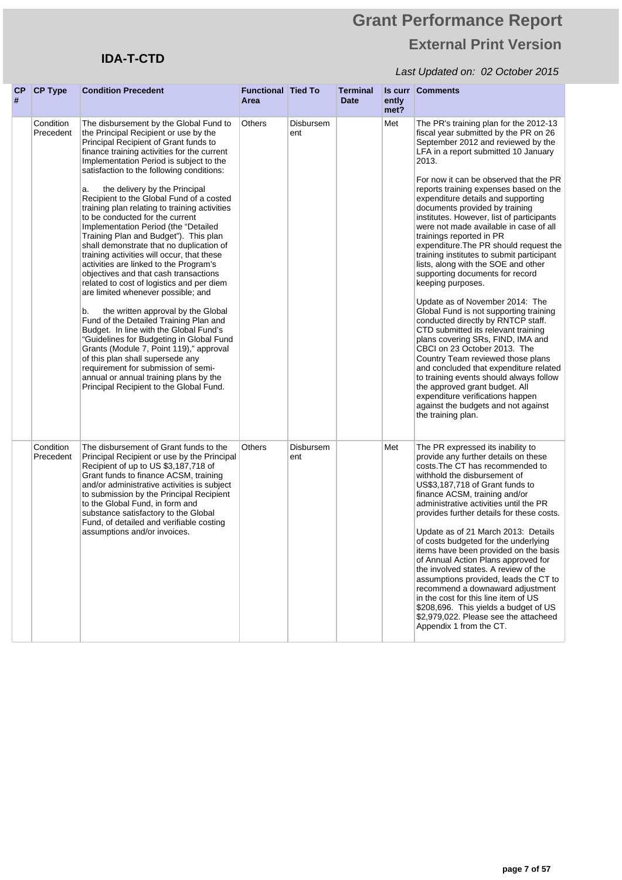# Grant Performance Report

## External Print Version

**IDA-T-CTD**

*Last Updated on: 02 October 2015*

| CP # | CP Type | Condition Precedent | Functional Area | Tied To | Terminal Date | Is currently met? | Comments |
|---|---|---|---|---|---|---|---|
| | Condition Precedent | The disbursement by the Global Fund to the Principal Recipient or use by the Principal Recipient of Grant funds to finance training activities for the current Implementation Period is subject to the satisfaction to the following conditions:<br><br>a. the delivery by the Principal Recipient to the Global Fund of a costed training plan relating to training activities to be conducted for the current Implementation Period (the "Detailed Training Plan and Budget"). This plan shall demonstrate that no duplication of training activities will occur, that these activities are linked to the Program's objectives and that cash transactions related to cost of logistics and per diem are limited whenever possible; and<br><br>b. the written approval by the Global Fund of the Detailed Training Plan and Budget. In line with the Global Fund's "Guidelines for Budgeting in Global Fund Grants (Module 7, Point 119)," approval of this plan shall supersede any requirement for submission of semi-annual or annual training plans by the Principal Recipient to the Global Fund. | Others | Disbursement | | Met | The PR's training plan for the 2012-13 fiscal year submitted by the PR on 26 September 2012 and reviewed by the LFA in a report submitted 10 January 2013.<br><br>For now it can be observed that the PR reports training expenses based on the expenditure details and supporting documents provided by training institutes. However, list of participants were not made available in case of all trainings reported in PR expenditure.The PR should request the training institutes to submit participant lists, along with the SOE and other supporting documents for record keeping purposes.<br><br>Update as of November 2014: The Global Fund is not supporting training conducted directly by RNTCP staff. CTD submitted its relevant training plans covering SRs, FIND, IMA and CBCI on 23 October 2013. The Country Team reviewed those plans and concluded that expenditure related to training events should always follow the approved grant budget. All expenditure verifications happen against the budgets and not against the training plan. |
| | Condition Precedent | The disbursement of Grant funds to the Principal Recipient or use by the Principal Recipient of up to US $3,187,718 of Grant funds to finance ACSM, training and/or administrative activities is subject to submission by the Principal Recipient to the Global Fund, in form and substance satisfactory to the Global Fund, of detailed and verifiable costing assumptions and/or invoices. | Others | Disbursement | | Met | The PR expressed its inability to provide any further details on these costs.The CT has recommended to withhold the disbursement of US$3,187,718 of Grant funds to finance ACSM, training and/or administrative activities until the PR provides further details for these costs.<br><br>Update as of 21 March 2013: Details of costs budgeted for the underlying items have been provided on the basis of Annual Action Plans approved for the involved states. A review of the assumptions provided, leads the CT to recommend a downaward adjustment in the cost for this line item of US $208,696. This yields a budget of US $2,979,022. Please see the attacheed Appendix 1 from the CT. |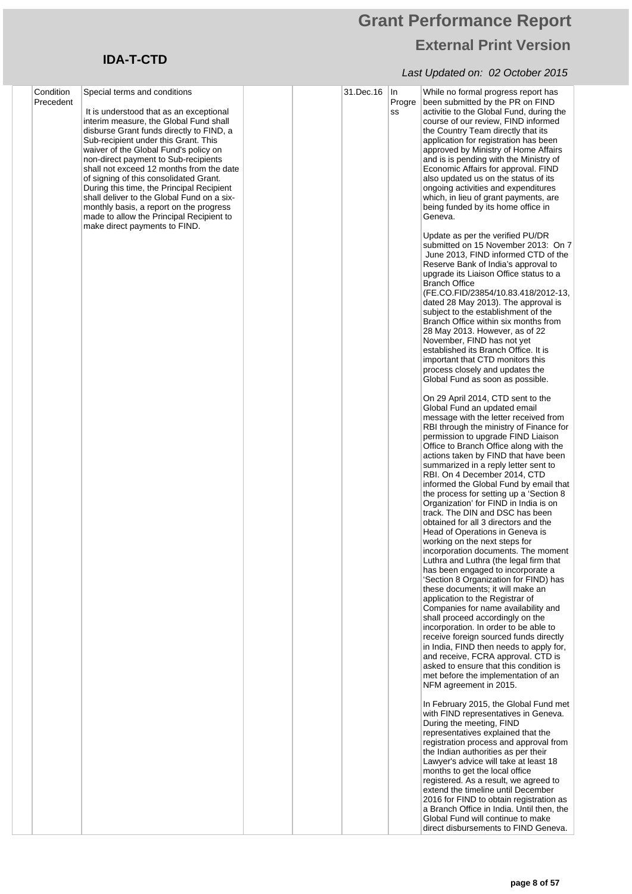| | Condition Precedent | Special terms and conditions<br><br>It is understood that as an exceptional interim measure, the Global Fund shall disburse Grant funds directly to FIND, a Sub-recipient under this Grant. This waiver of the Global Fund's policy on non-direct payment to Sub-recipients shall not exceed 12 months from the date of signing of this consolidated Grant. During this time, the Principal Recipient shall deliver to the Global Fund on a six-monthly basis, a report on the progress made to allow the Principal Recipient to make direct payments to FIND. | | | 31.Dec.16 | In Progress | While no formal progress report has been submitted by the PR on FIND activitie to the Global Fund, during the course of our review, FIND informed the Country Team directly that its application for registration has been approved by Ministry of Home Affairs and is is pending with the Ministry of Economic Affairs for approval. FIND also updated us on the status of its ongoing activities and expenditures which, in lieu of grant payments, are being funded by its home office in Geneva.<br><br>Update as per the verified PU/DR submitted on 15 November 2013: On 7 June 2013, FIND informed CTD of the Reserve Bank of India's approval to upgrade its Liaison Office status to a Branch Office (FE.CO.FID/23854/10.83.418/2012-13, dated 28 May 2013). The approval is subject to the establishment of the Branch Office within six months from 28 May 2013. However, as of 22 November, FIND has not yet established its Branch Office. It is important that CTD monitors this process closely and updates the Global Fund as soon as possible.<br><br>On 29 April 2014, CTD sent to the Global Fund an updated email message with the letter received from RBI through the ministry of Finance for permission to upgrade FIND Liaison Office to Branch Office along with the actions taken by FIND that have been summarized in a reply letter sent to RBI. On 4 December 2014, CTD informed the Global Fund by email that the process for setting up a 'Section 8 Organization' for FIND in India is on track. The DIN and DSC has been obtained for all 3 directors and the Head of Operations in Geneva is working on the next steps for incorporation documents. The moment Luthra and Luthra (the legal firm that has been engaged to incorporate a 'Section 8 Organization for FIND) has these documents; it will make an application to the Registrar of Companies for name availability and shall proceed accordingly on the incorporation. In order to be able to receive foreign sourced funds directly in India, FIND then needs to apply for, and receive, FCRA approval. CTD is asked to ensure that this condition is met before the implementation of an NFM agreement in 2015.<br><br>In February 2015, the Global Fund met with FIND representatives in Geneva. During the meeting, FIND representatives explained that the registration process and approval from the Indian authorities as per their Lawyer's advice will take at least 18 months to get the local office registered. As a result, we agreed to extend the timeline until December 2016 for FIND to obtain registration as a Branch Office in India. Until then, the Global Fund will continue to make direct disbursements to FIND Geneva. |
|---|---|---|---|---|---|---|---|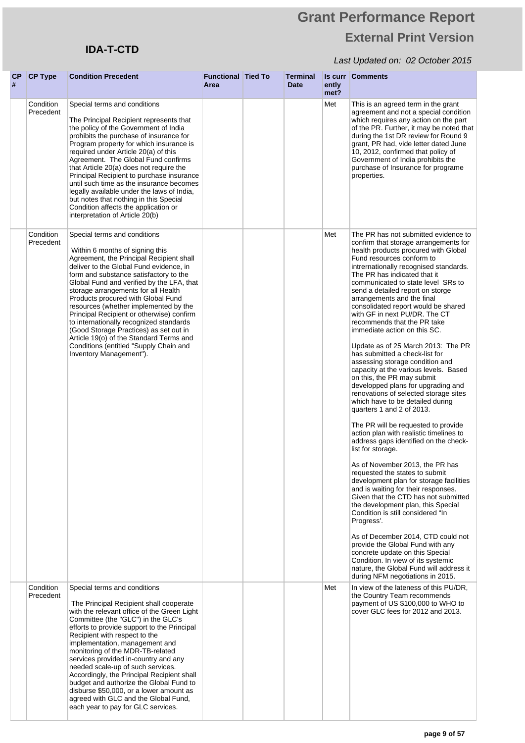# Grant Performance Report

## External Print Version

**IDA-T-CTD**

*Last Updated on: 02 October 2015*

| CP # | CP Type | Condition Precedent | Functional Area | Tied To | Terminal Date | Is currently met? | Comments |
|---|---|---|---|---|---|---|---|
| | Condition Precedent | Special terms and conditions<br><br>The Principal Recipient represents that the policy of the Government of India prohibits the purchase of insurance for Program property for which insurance is required under Article 20(a) of this Agreement. The Global Fund confirms that Article 20(a) does not require the Principal Recipient to purchase insurance until such time as the insurance becomes legally available under the laws of India, but notes that nothing in this Special Condition affects the application or interpretation of Article 20(b) | | | | Met | This is an agreed term in the grant agreement and not a special condition which requires any action on the part of the PR. Further, it may be noted that during the 1st DR review for Round 9 grant, PR had, vide letter dated June 10, 2012, confirmed that policy of Government of India prohibits the purchase of Insurance for programe properties. |
| | Condition Precedent | Special terms and conditions<br><br>Within 6 months of signing this Agreement, the Principal Recipient shall deliver to the Global Fund evidence, in form and substance satisfactory to the Global Fund and verified by the LFA, that storage arrangements for all Health Products procured with Global Fund resources (whether implemented by the Principal Recipient or otherwise) confirm to internationally recognized standards (Good Storage Practices) as set out in Article 19(o) of the Standard Terms and Conditions (entitled "Supply Chain and Inventory Management"). | | | | Met | The PR has not submitted evidence to confirm that storage arrangements for health products procured with Global Fund resources conform to intrernationally recognised standards. The PR has indicated that it communicated to state level SRs to send a detailed report on storge arrangements and the final consolidated report would be shared with GF in next PU/DR. The CT recommends that the PR take immediate action on this SC.<br><br>Update as of 25 March 2013: The PR has submitted a check-list for assessing storage condition and capacity at the various levels. Based on this, the PR may submit developped plans for upgrading and renovations of selected storage sites which have to be detailed during quarters 1 and 2 of 2013.<br><br>The PR will be requested to provide action plan with realistic timelines to address gaps identified on the check-list for storage.<br><br>As of November 2013, the PR has requested the states to submit development plan for storage facilities and is waiting for their responses. Given that the CTD has not submitted the development plan, this Special Condition is still considered "In Progress'.<br><br>As of December 2014, CTD could not provide the Global Fund with any concrete update on this Special Condition. In view of its systemic nature, the Global Fund will address it during NFM negotiations in 2015. |
| | Condition Precedent | Special terms and conditions<br><br>The Principal Recipient shall cooperate with the relevant office of the Green Light Committee (the "GLC") in the GLC's efforts to provide support to the Principal Recipient with respect to the implementation, management and monitoring of the MDR-TB-related services provided in-country and any needed scale-up of such services. Accordingly, the Principal Recipient shall budget and authorize the Global Fund to disburse $50,000, or a lower amount as agreed with GLC and the Global Fund, each year to pay for GLC services. | | | | Met | In view of the lateness of this PU/DR, the Country Team recommends payment of US $100,000 to WHO to cover GLC fees for 2012 and 2013. |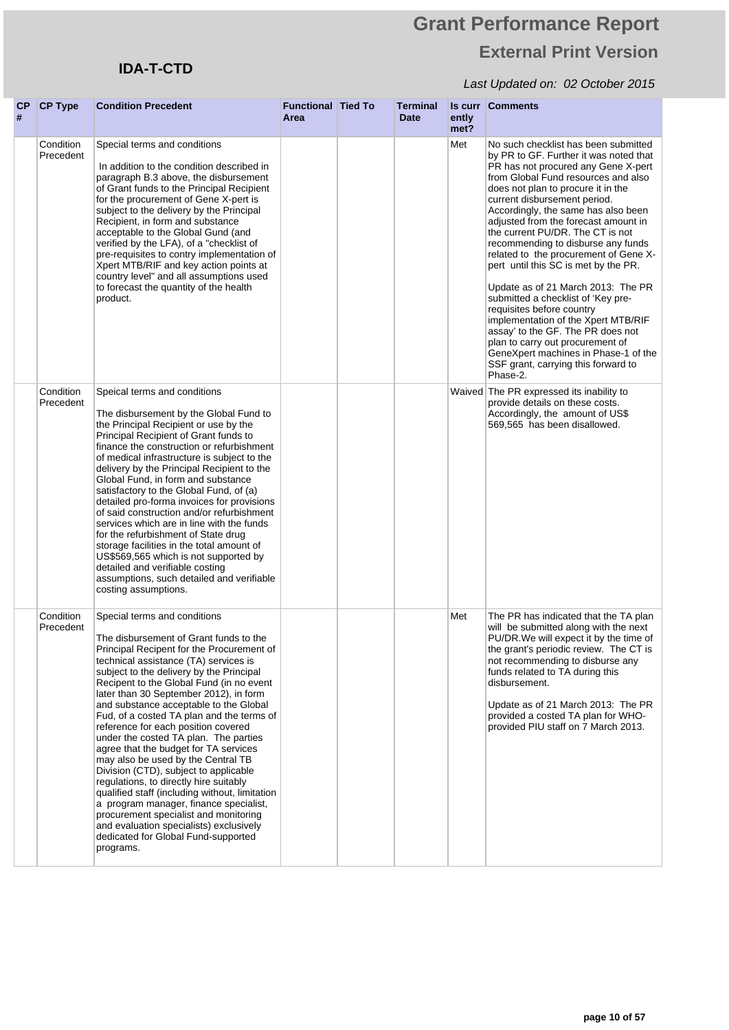# Grant Performance Report

## External Print Version

**IDA-T-CTD**

*Last Updated on: 02 October 2015*

| CP # | CP Type | Condition Precedent | Functional Area | Tied To | Terminal Date | Is currently met? | Comments |
|---|---|---|---|---|---|---|---|
| | Condition Precedent | Special terms and conditions<br><br>In addition to the condition described in paragraph B.3 above, the disbursement of Grant funds to the Principal Recipient for the procurement of Gene X-pert is subject to the delivery by the Principal Recipient, in form and substance acceptable to the Global Gund (and verified by the LFA), of a "checklist of pre-requisites to contry implementation of Xpert MTB/RIF and key action points at country level" and all assumptions used to forecast the quantity of the health product. | | | | Met | No such checklist has been submitted by PR to GF. Further it was noted that PR has not procured any Gene X-pert from Global Fund resources and also does not plan to procure it in the current disbursement period. Accordingly, the same has also been adjusted from the forecast amount in the current PU/DR. The CT is not recommending to disburse any funds related to the procurement of Gene X-pert until this SC is met by the PR.<br><br>Update as of 21 March 2013: The PR submitted a checklist of 'Key pre-requisites before country implementation of the Xpert MTB/RIF assay' to the GF. The PR does not plan to carry out procurement of GeneXpert machines in Phase-1 of the SSF grant, carrying this forward to Phase-2. |
| | Condition Precedent | Speical terms and conditions<br><br>The disbursement by the Global Fund to the Principal Recipient or use by the Principal Recipient of Grant funds to finance the construction or refurbishment of medical infrastructure is subject to the delivery by the Principal Recipient to the Global Fund, in form and substance satisfactory to the Global Fund, of (a) detailed pro-forma invoices for provisions of said construction and/or refurbishment services which are in line with the funds for the refurbishment of State drug storage facilities in the total amount of US$569,565 which is not supported by detailed and verifiable costing assumptions, such detailed and verifiable costing assumptions. | | | | Waived | The PR expressed its inability to provide details on these costs. Accordingly, the amount of US$ 569,565 has been disallowed. |
| | Condition Precedent | Special terms and conditions<br><br>The disbursement of Grant funds to the Principal Recipent for the Procurement of technical assistance (TA) services is subject to the delivery by the Principal Recipent to the Global Fund (in no event later than 30 September 2012), in form and substance acceptable to the Global Fud, of a costed TA plan and the terms of reference for each position covered under the costed TA plan. The parties agree that the budget for TA services may also be used by the Central TB Division (CTD), subject to applicable regulations, to directly hire suitably qualified staff (including without, limitation a program manager, finance specialist, procurement specialist and monitoring and evaluation specialists) exclusively dedicated for Global Fund-supported programs. | | | | Met | The PR has indicated that the TA plan will be submitted along with the next PU/DR.We will expect it by the time of the grant's periodic review. The CT is not recommending to disburse any funds related to TA during this disbursement.<br><br>Update as of 21 March 2013: The PR provided a costed TA plan for WHO-provided PIU staff on 7 March 2013. |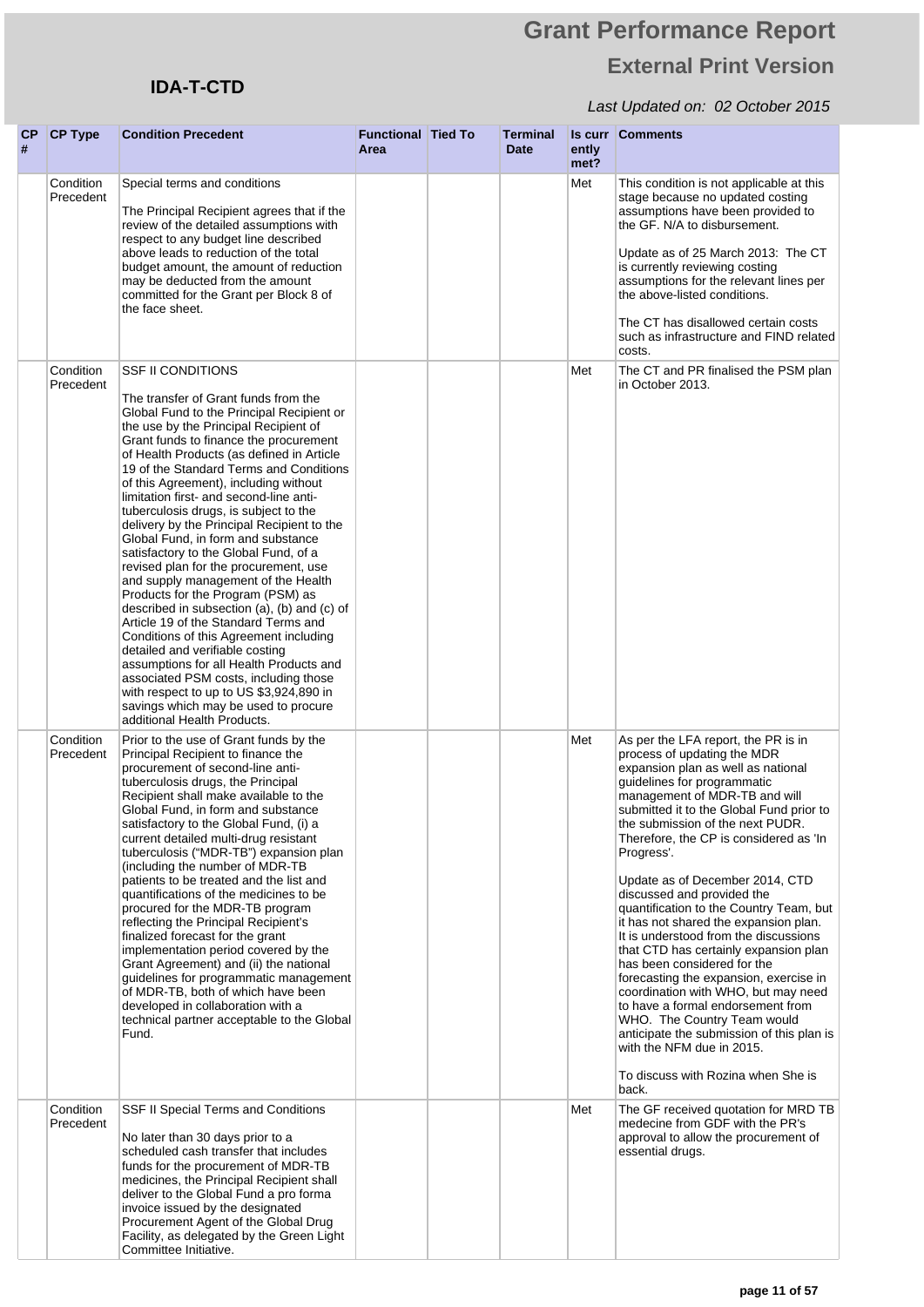# Grant Performance Report

## External Print Version

**IDA-T-CTD**

*Last Updated on: 02 October 2015*

| CP # | CP Type | Condition Precedent | Functional Area | Tied To | Terminal Date | Is currently met? | Comments |
|---|---|---|---|---|---|---|---|
| | Condition Precedent | Special terms and conditions<br><br>The Principal Recipient agrees that if the review of the detailed assumptions with respect to any budget line described above leads to reduction of the total budget amount, the amount of reduction may be deducted from the amount committed for the Grant per Block 8 of the face sheet. | | | | Met | This condition is not applicable at this stage because no updated costing assumptions have been provided to the GF. N/A to disbursement.<br><br>Update as of 25 March 2013: The CT is currently reviewing costing assumptions for the relevant lines per the above-listed conditions.<br><br>The CT has disallowed certain costs such as infrastructure and FIND related costs. |
| | Condition Precedent | SSF II CONDITIONS<br><br>The transfer of Grant funds from the Global Fund to the Principal Recipient or the use by the Principal Recipient of Grant funds to finance the procurement of Health Products (as defined in Article 19 of the Standard Terms and Conditions of this Agreement), including without limitation first- and second-line anti-tuberculosis drugs, is subject to the delivery by the Principal Recipient to the Global Fund, in form and substance satisfactory to the Global Fund, of a revised plan for the procurement, use and supply management of the Health Products for the Program (PSM) as described in subsection (a), (b) and (c) of Article 19 of the Standard Terms and Conditions of this Agreement including detailed and verifiable costing assumptions for all Health Products and associated PSM costs, including those with respect to up to US $3,924,890 in savings which may be used to procure additional Health Products. | | | | Met | The CT and PR finalised the PSM plan in October 2013. |
| | Condition Precedent | Prior to the use of Grant funds by the Principal Recipient to finance the procurement of second-line anti-tuberculosis drugs, the Principal Recipient shall make available to the Global Fund, in form and substance satisfactory to the Global Fund, (i) a current detailed multi-drug resistant tuberculosis ("MDR-TB") expansion plan (including the number of MDR-TB patients to be treated and the list and quantifications of the medicines to be procured for the MDR-TB program reflecting the Principal Recipient's finalized forecast for the grant implementation period covered by the Grant Agreement) and (ii) the national guidelines for programmatic management of MDR-TB, both of which have been developed in collaboration with a technical partner acceptable to the Global Fund. | | | | Met | As per the LFA report, the PR is in process of updating the MDR expansion plan as well as national guidelines for programmatic management of MDR-TB and will submitted it to the Global Fund prior to the submission of the next PUDR. Therefore, the CP is considered as 'In Progress'.<br><br>Update as of December 2014, CTD discussed and provided the quantification to the Country Team, but it has not shared the expansion plan. It is understood from the discussions that CTD has certainly expansion plan has been considered for the forecasting the expansion, exercise in coordination with WHO, but may need to have a formal endorsement from WHO. The Country Team would anticipate the submission of this plan is with the NFM due in 2015.<br><br>To discuss with Rozina when She is back. |
| | Condition Precedent | SSF II Special Terms and Conditions<br><br>No later than 30 days prior to a scheduled cash transfer that includes funds for the procurement of MDR-TB medicines, the Principal Recipient shall deliver to the Global Fund a pro forma invoice issued by the designated Procurement Agent of the Global Drug Facility, as delegated by the Green Light Committee Initiative. | | | | Met | The GF received quotation for MRD TB medecine from GDF with the PR's approval to allow the procurement of essential drugs. |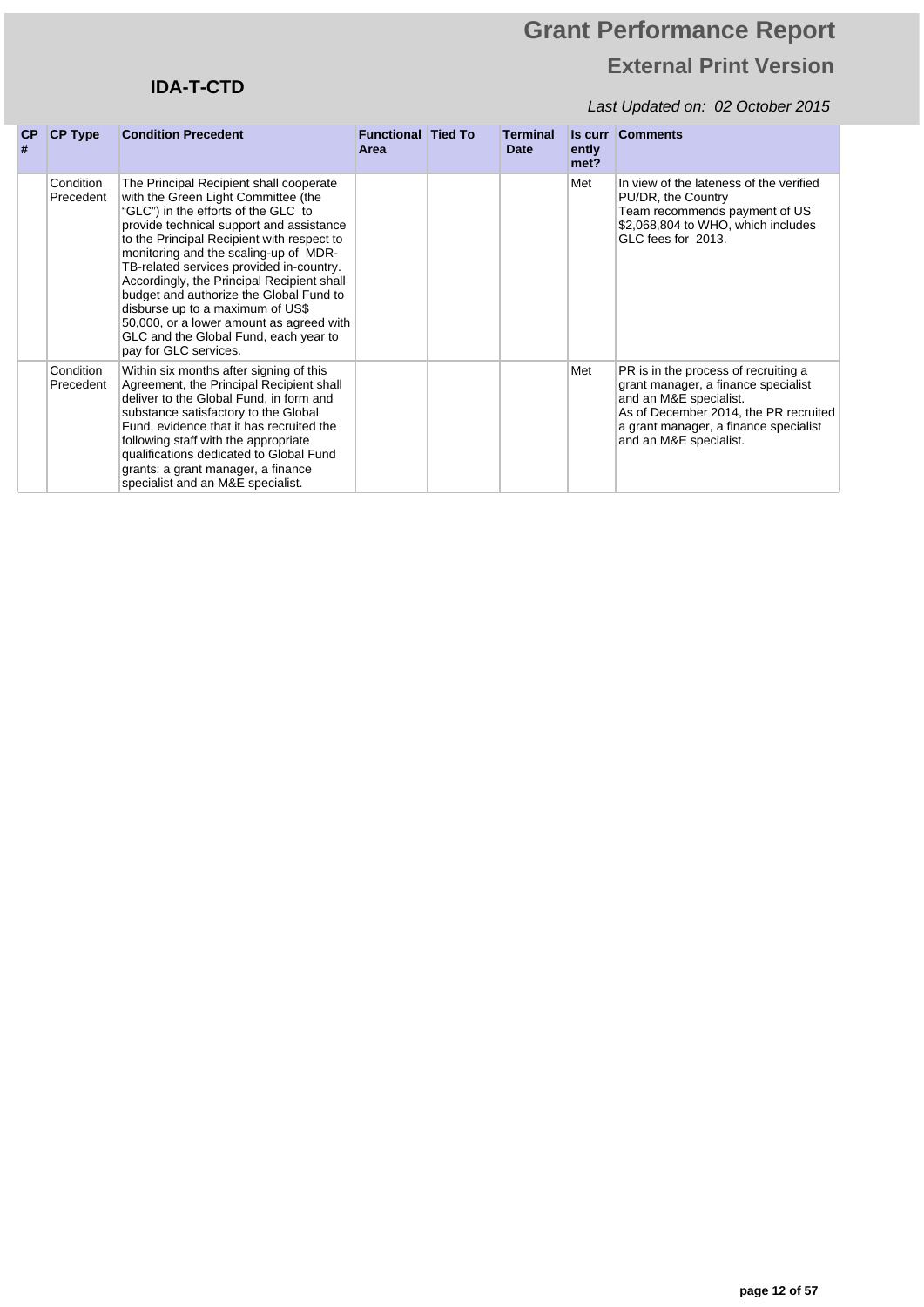| CP # | CP Type | Condition Precedent | Functional Area | Tied To | Terminal Date | Is currently met? | Comments |
|---|---|---|---|---|---|---|---|
| | Condition Precedent | The Principal Recipient shall cooperate with the Green Light Committee (the "GLC") in the efforts of the GLC to provide technical support and assistance to the Principal Recipient with respect to monitoring and the scaling-up of MDR-TB-related services provided in-country. Accordingly, the Principal Recipient shall budget and authorize the Global Fund to disburse up to a maximum of US$ 50,000, or a lower amount as agreed with GLC and the Global Fund, each year to pay for GLC services. | | | | Met | In view of the lateness of the verified PU/DR, the Country Team recommends payment of US $2,068,804 to WHO, which includes GLC fees for 2013. |
| | Condition Precedent | Within six months after signing of this Agreement, the Principal Recipient shall deliver to the Global Fund, in form and substance satisfactory to the Global Fund, evidence that it has recruited the following staff with the appropriate qualifications dedicated to Global Fund grants: a grant manager, a finance specialist and an M&E specialist. | | | | Met | PR is in the process of recruiting a grant manager, a finance specialist and an M&E specialist. As of December 2014, the PR recruited a grant manager, a finance specialist and an M&E specialist. |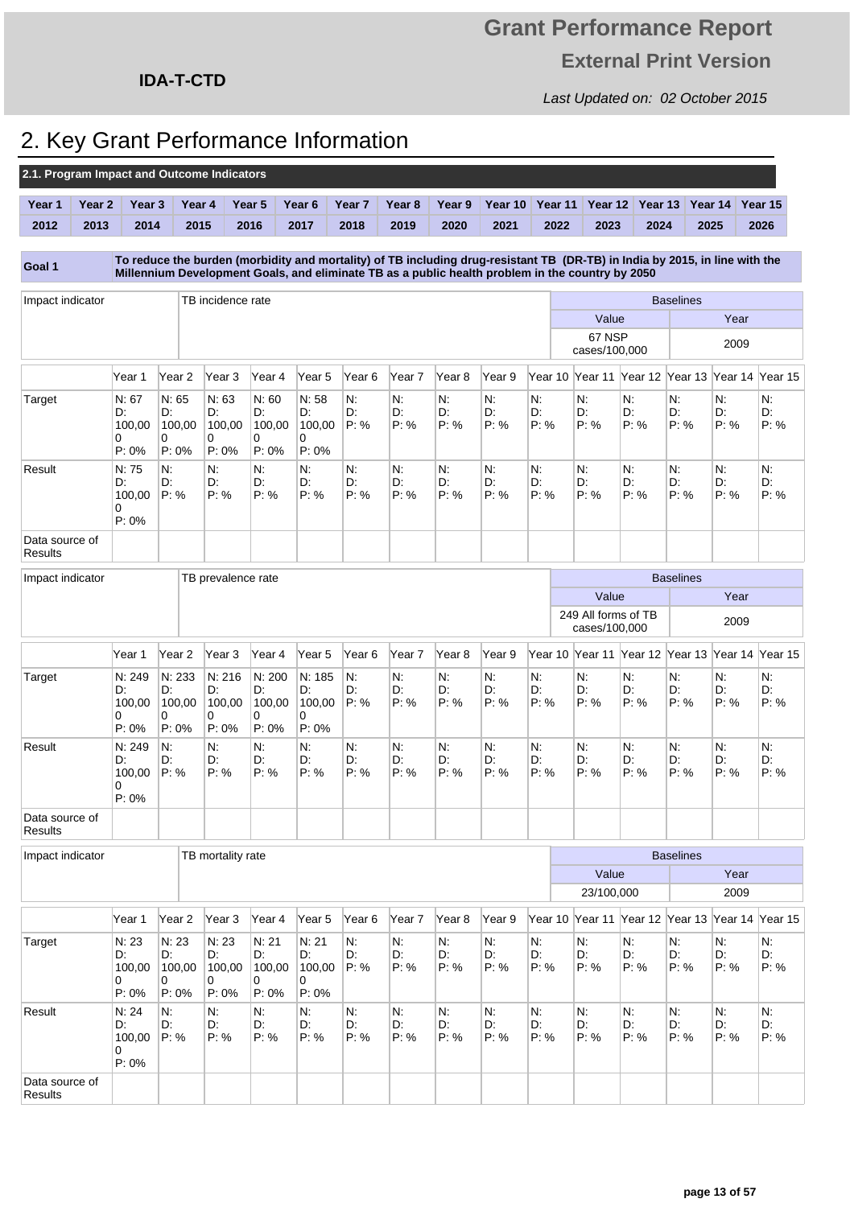# 2. Key Grant Performance Information

## 2.1. Program Impact and Outcome Indicators

| Year 1 | Year 2 | Year 3 | Year 4 | Year 5 | Year 6 | Year 7 | Year 8 | Year 9 | Year 10 | Year 11 | Year 12 | Year 13 | Year 14 | Year 15 |
|---|---|---|---|---|---|---|---|---|---|---|---|---|---|---|
| 2012 | 2013 | 2014 | 2015 | 2016 | 2017 | 2018 | 2019 | 2020 | 2021 | 2022 | 2023 | 2024 | 2025 | 2026 |

**Goal 1** — To reduce the burden (morbidity and mortality) of TB including drug-resistant TB (DR-TB) in India by 2015, in line with the Millennium Development Goals, and eliminate TB as a public health problem in the country by 2050

| Impact indicator | TB incidence rate | Baselines Value | Baselines Year |
|---|---|---|---|
| | | 67 NSP cases/100,000 | 2009 |

| | Year 1 | Year 2 | Year 3 | Year 4 | Year 5 | Year 6 | Year 7 | Year 8 | Year 9 | Year 10 | Year 11 | Year 12 | Year 13 | Year 14 | Year 15 |
|---|---|---|---|---|---|---|---|---|---|---|---|---|---|---|---|
| Target | N: 67 D: 100,000 P: 0% | N: 65 D: 100,000 P: 0% | N: 63 D: 100,000 P: 0% | N: 60 D: 100,000 P: 0% | N: 58 D: 100,000 P: 0% | N: D: P: % | N: D: P: % | N: D: P: % | N: D: P: % | N: D: P: % | N: D: P: % | N: D: P: % | N: D: P: % | N: D: P: % | N: D: P: % |
| Result | N: 75 D: 100,000 P: 0% | N: D: P: % | N: D: P: % | N: D: P: % | N: D: P: % | N: D: P: % | N: D: P: % | N: D: P: % | N: D: P: % | N: D: P: % | N: D: P: % | N: D: P: % | N: D: P: % | N: D: P: % | N: D: P: % |
| Data source of Results | | | | | | | | | | | | | | | |

| Impact indicator | TB prevalence rate | Baselines Value | Baselines Year |
|---|---|---|---|
| | | 249 All forms of TB cases/100,000 | 2009 |

| | Year 1 | Year 2 | Year 3 | Year 4 | Year 5 | Year 6 | Year 7 | Year 8 | Year 9 | Year 10 | Year 11 | Year 12 | Year 13 | Year 14 | Year 15 |
|---|---|---|---|---|---|---|---|---|---|---|---|---|---|---|---|
| Target | N: 249 D: 100,000 P: 0% | N: 233 D: 100,000 P: 0% | N: 216 D: 100,000 P: 0% | N: 200 D: 100,000 P: 0% | N: 185 D: 100,000 P: 0% | N: D: P: % | N: D: P: % | N: D: P: % | N: D: P: % | N: D: P: % | N: D: P: % | N: D: P: % | N: D: P: % | N: D: P: % | N: D: P: % |
| Result | N: 249 D: 100,000 P: 0% | N: D: P: % | N: D: P: % | N: D: P: % | N: D: P: % | N: D: P: % | N: D: P: % | N: D: P: % | N: D: P: % | N: D: P: % | N: D: P: % | N: D: P: % | N: D: P: % | N: D: P: % | N: D: P: % |
| Data source of Results | | | | | | | | | | | | | | | |

| Impact indicator | TB mortality rate | Baselines Value | Baselines Year |
|---|---|---|---|
| | | 23/100,000 | 2009 |

| | Year 1 | Year 2 | Year 3 | Year 4 | Year 5 | Year 6 | Year 7 | Year 8 | Year 9 | Year 10 | Year 11 | Year 12 | Year 13 | Year 14 | Year 15 |
|---|---|---|---|---|---|---|---|---|---|---|---|---|---|---|---|
| Target | N: 23 D: 100,000 P: 0% | N: 23 D: 100,000 P: 0% | N: 23 D: 100,000 P: 0% | N: 21 D: 100,000 P: 0% | N: 21 D: 100,000 P: 0% | N: D: P: % | N: D: P: % | N: D: P: % | N: D: P: % | N: D: P: % | N: D: P: % | N: D: P: % | N: D: P: % | N: D: P: % | N: D: P: % |
| Result | N: 24 D: 100,000 P: 0% | N: D: P: % | N: D: P: % | N: D: P: % | N: D: P: % | N: D: P: % | N: D: P: % | N: D: P: % | N: D: P: % | N: D: P: % | N: D: P: % | N: D: P: % | N: D: P: % | N: D: P: % | N: D: P: % |
| Data source of Results | | | | | | | | | | | | | | | |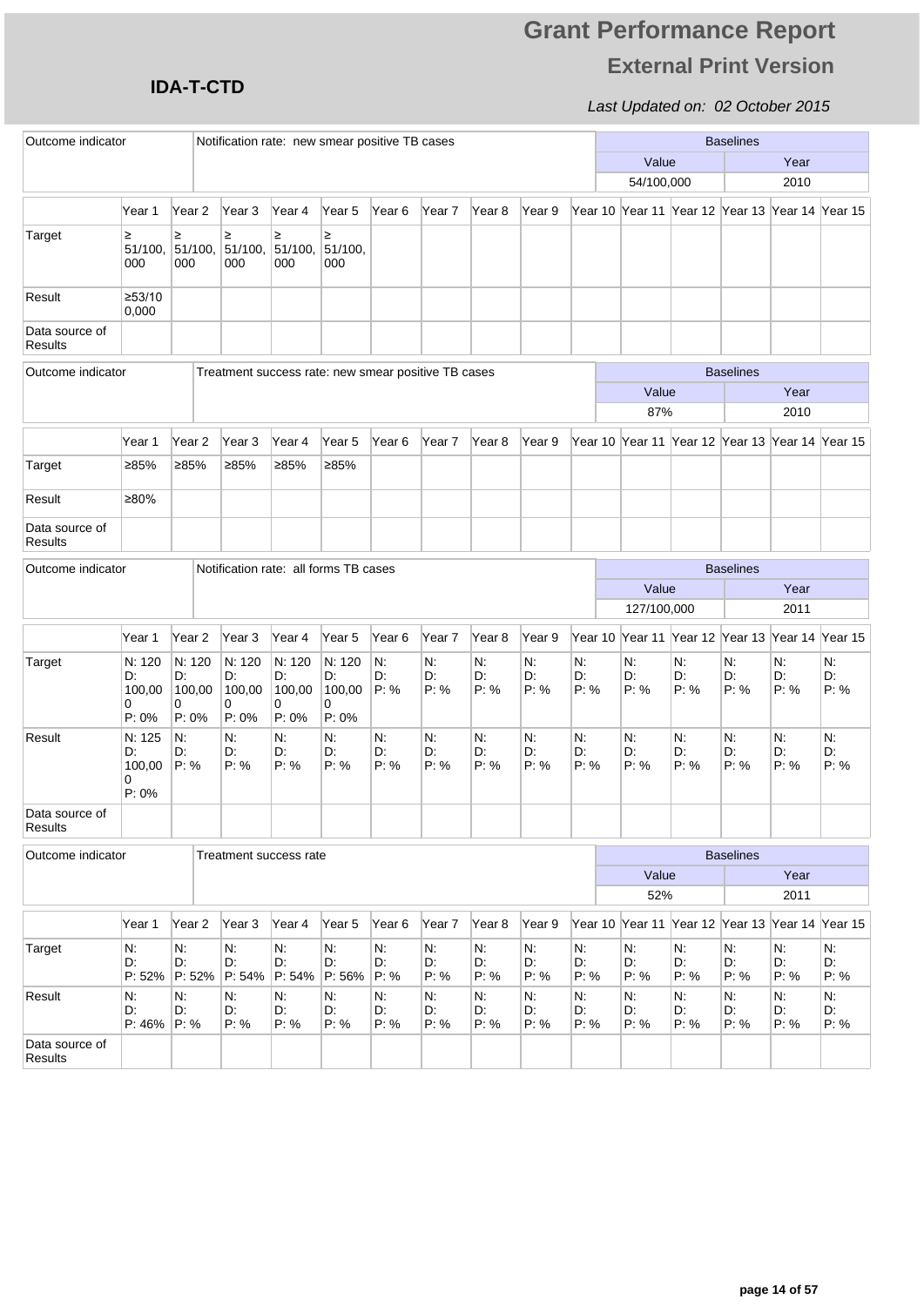# Grant Performance Report

## External Print Version

**IDA-T-CTD**

*Last Updated on: 02 October 2015*

| Outcome indicator | Notification rate: new smear positive TB cases | Baselines | |
|---|---|---|---|
| | | Value | Year |
| | | 54/100,000 | 2010 |

| | Year 1 | Year 2 | Year 3 | Year 4 | Year 5 | Year 6 | Year 7 | Year 8 | Year 9 | Year 10 | Year 11 | Year 12 | Year 13 | Year 14 | Year 15 |
|---|---|---|---|---|---|---|---|---|---|---|---|---|---|---|---|
| Target | ≥ 51/100,000 | ≥ 51/100,000 | ≥ 51/100,000 | ≥ 51/100,000 | ≥ 51/100,000 | | | | | | | | | | |
| Result | ≥53/100,000 | | | | | | | | | | | | | | |
| Data source of Results | | | | | | | | | | | | | | | |

| Outcome indicator | Treatment success rate: new smear positive TB cases | Baselines | |
|---|---|---|---|
| | | Value | Year |
| | | 87% | 2010 |

| | Year 1 | Year 2 | Year 3 | Year 4 | Year 5 | Year 6 | Year 7 | Year 8 | Year 9 | Year 10 | Year 11 | Year 12 | Year 13 | Year 14 | Year 15 |
|---|---|---|---|---|---|---|---|---|---|---|---|---|---|---|---|
| Target | ≥85% | ≥85% | ≥85% | ≥85% | ≥85% | | | | | | | | | | |
| Result | ≥80% | | | | | | | | | | | | | | |
| Data source of Results | | | | | | | | | | | | | | | |

| Outcome indicator | Notification rate: all forms TB cases | Baselines | |
|---|---|---|---|
| | | Value | Year |
| | | 127/100,000 | 2011 |

| | Year 1 | Year 2 | Year 3 | Year 4 | Year 5 | Year 6 | Year 7 | Year 8 | Year 9 | Year 10 | Year 11 | Year 12 | Year 13 | Year 14 | Year 15 |
|---|---|---|---|---|---|---|---|---|---|---|---|---|---|---|---|
| Target | N: 120 D: 100,000 P: 0% | N: 120 D: 100,000 P: 0% | N: 120 D: 100,000 P: 0% | N: 120 D: 100,000 P: 0% | N: 120 D: 100,000 P: 0% | N: D: P: % | N: D: P: % | N: D: P: % | N: D: P: % | N: D: P: % | N: D: P: % | N: D: P: % | N: D: P: % | N: D: P: % | N: D: P: % |
| Result | N: 125 D: 100,000 P: 0% | N: D: P: % | N: D: P: % | N: D: P: % | N: D: P: % | N: D: P: % | N: D: P: % | N: D: P: % | N: D: P: % | N: D: P: % | N: D: P: % | N: D: P: % | N: D: P: % | N: D: P: % | N: D: P: % |
| Data source of Results | | | | | | | | | | | | | | | |

| Outcome indicator | Treatment success rate | Baselines | |
|---|---|---|---|
| | | Value | Year |
| | | 52% | 2011 |

| | Year 1 | Year 2 | Year 3 | Year 4 | Year 5 | Year 6 | Year 7 | Year 8 | Year 9 | Year 10 | Year 11 | Year 12 | Year 13 | Year 14 | Year 15 |
|---|---|---|---|---|---|---|---|---|---|---|---|---|---|---|---|
| Target | N: D: P: 52% | N: D: P: 52% | N: D: P: 54% | N: D: P: 54% | N: D: P: 56% | N: D: P: % | N: D: P: % | N: D: P: % | N: D: P: % | N: D: P: % | N: D: P: % | N: D: P: % | N: D: P: % | N: D: P: % | N: D: P: % |
| Result | N: D: P: 46% | N: D: P: % | N: D: P: % | N: D: P: % | N: D: P: % | N: D: P: % | N: D: P: % | N: D: P: % | N: D: P: % | N: D: P: % | N: D: P: % | N: D: P: % | N: D: P: % | N: D: P: % | N: D: P: % |
| Data source of Results | | | | | | | | | | | | | | | |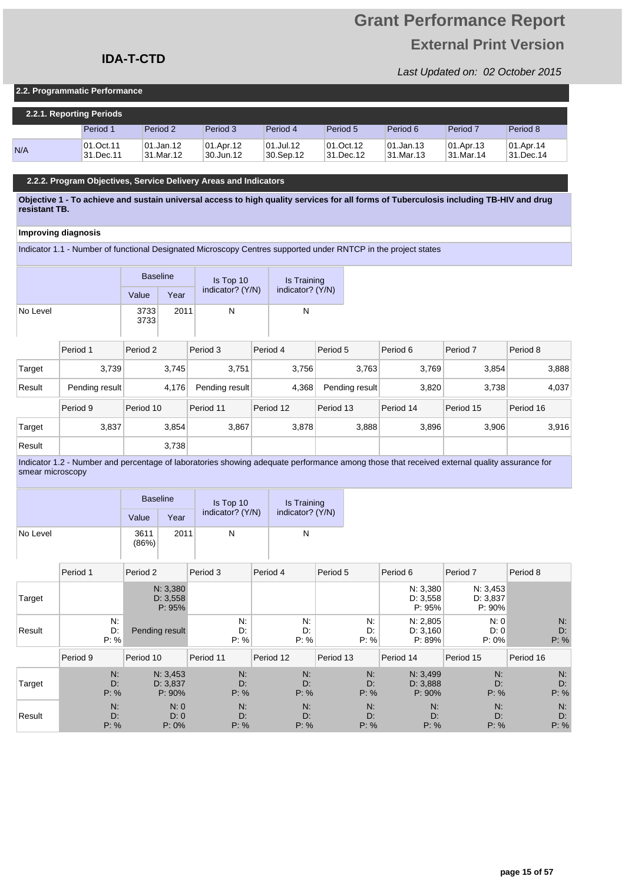# Grant Performance Report

## External Print Version

**IDA-T-CTD**

*Last Updated on: 02 October 2015*

### 2.2. Programmatic Performance

#### 2.2.1. Reporting Periods

| | Period 1 | Period 2 | Period 3 | Period 4 | Period 5 | Period 6 | Period 7 | Period 8 |
|---|---|---|---|---|---|---|---|---|
| N/A | 01.Oct.11 31.Dec.11 | 01.Jan.12 31.Mar.12 | 01.Apr.12 30.Jun.12 | 01.Jul.12 30.Sep.12 | 01.Oct.12 31.Dec.12 | 01.Jan.13 31.Mar.13 | 01.Apr.13 31.Mar.14 | 01.Apr.14 31.Dec.14 |

#### 2.2.2. Program Objectives, Service Delivery Areas and Indicators

**Objective 1 - To achieve and sustain universal access to high quality services for all forms of Tuberculosis including TB-HIV and drug resistant TB.**

**Improving diagnosis**

Indicator 1.1 - Number of functional Designated Microscopy Centres supported under RNTCP in the project states

| | Baseline Value | Baseline Year | Is Top 10 indicator? (Y/N) | Is Training indicator? (Y/N) |
|---|---|---|---|---|
| No Level | 3733 3733 | 2011 | N | N |

| | Period 1 | Period 2 | Period 3 | Period 4 | Period 5 | Period 6 | Period 7 | Period 8 |
|---|---|---|---|---|---|---|---|---|
| Target | 3,739 | 3,745 | 3,751 | 3,756 | 3,763 | 3,769 | 3,854 | 3,888 |
| Result | Pending result | 4,176 | Pending result | 4,368 | Pending result | 3,820 | 3,738 | 4,037 |
| | **Period 9** | **Period 10** | **Period 11** | **Period 12** | **Period 13** | **Period 14** | **Period 15** | **Period 16** |
| Target | 3,837 | 3,854 | 3,867 | 3,878 | 3,888 | 3,896 | 3,906 | 3,916 |
| Result | | 3,738 | | | | | | |

Indicator 1.2 - Number and percentage of laboratories showing adequate performance among those that received external quality assurance for smear microscopy

| | Baseline Value | Baseline Year | Is Top 10 indicator? (Y/N) | Is Training indicator? (Y/N) |
|---|---|---|---|---|
| No Level | 3611 (86%) | 2011 | N | N |

| | Period 1 | Period 2 | Period 3 | Period 4 | Period 5 | Period 6 | Period 7 | Period 8 |
|---|---|---|---|---|---|---|---|---|
| Target | | N: 3,380 D: 3,558 P: 95% | | | | N: 3,380 D: 3,558 P: 95% | N: 3,453 D: 3,837 P: 90% | |
| Result | N: D: P: % | Pending result | N: D: P: % | N: D: P: % | N: D: P: % | N: 2,805 D: 3,160 P: 89% | N: 0 D: 0 P: 0% | N: D: P: % |
| | **Period 9** | **Period 10** | **Period 11** | **Period 12** | **Period 13** | **Period 14** | **Period 15** | **Period 16** |
| Target | N: D: P: % | N: 3,453 D: 3,837 P: 90% | N: D: P: % | N: D: P: % | N: D: P: % | N: 3,499 D: 3,888 P: 90% | N: D: P: % | N: D: P: % |
| Result | N: D: P: % | N: 0 D: 0 P: 0% | N: D: P: % | N: D: P: % | N: D: P: % | N: D: P: % | N: D: P: % | N: D: P: % |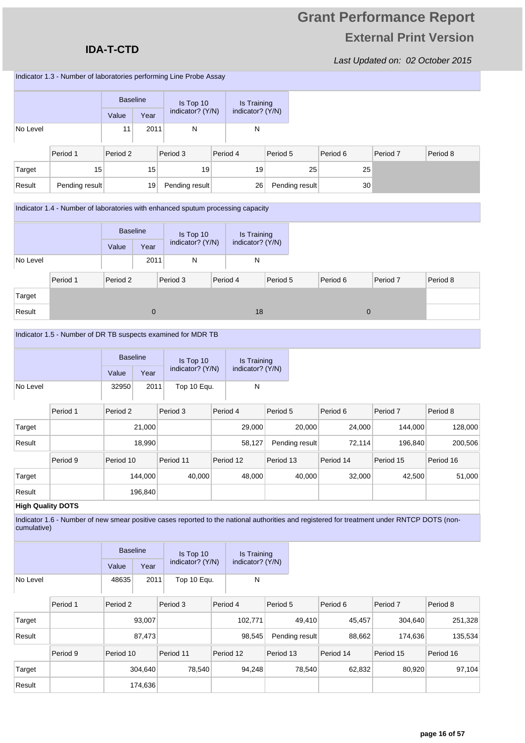Indicator 1.3 - Number of laboratories performing Line Probe Assay

| | Baseline Value | Baseline Year | Is Top 10 indicator? (Y/N) | Is Training indicator? (Y/N) |
|---|---|---|---|---|
| No Level | 11 | 2011 | N | N |

| | Period 1 | Period 2 | Period 3 | Period 4 | Period 5 | Period 6 | Period 7 | Period 8 |
|---|---|---|---|---|---|---|---|---|
| Target | 15 | 15 | 19 | 19 | 25 | 25 | | |
| Result | Pending result | 19 | Pending result | 26 | Pending result | 30 | | |

Indicator 1.4 - Number of laboratories with enhanced sputum processing capacity

| | Baseline Value | Baseline Year | Is Top 10 indicator? (Y/N) | Is Training indicator? (Y/N) |
|---|---|---|---|---|
| No Level | | 2011 | N | N |

| | Period 1 | Period 2 | Period 3 | Period 4 | Period 5 | Period 6 | Period 7 | Period 8 |
|---|---|---|---|---|---|---|---|---|
| Target | | | | | | | | |
| Result | | 0 | | 18 | | 0 | | |

Indicator 1.5 - Number of DR TB suspects examined for MDR TB

| | Baseline Value | Baseline Year | Is Top 10 indicator? (Y/N) | Is Training indicator? (Y/N) |
|---|---|---|---|---|
| No Level | 32950 | 2011 | Top 10 Equ. | N |

| | Period 1 | Period 2 | Period 3 | Period 4 | Period 5 | Period 6 | Period 7 | Period 8 |
|---|---|---|---|---|---|---|---|---|
| Target | | 21,000 | | 29,000 | 20,000 | 24,000 | 144,000 | 128,000 |
| Result | | 18,990 | | 58,127 | Pending result | 72,114 | 196,840 | 200,506 |
| | **Period 9** | **Period 10** | **Period 11** | **Period 12** | **Period 13** | **Period 14** | **Period 15** | **Period 16** |
| Target | | 144,000 | 40,000 | 48,000 | 40,000 | 32,000 | 42,500 | 51,000 |
| Result | | 196,840 | | | | | | |

**High Quality DOTS**

Indicator 1.6 - Number of new smear positive cases reported to the national authorities and registered for treatment under RNTCP DOTS (non-cumulative)

| | Baseline Value | Baseline Year | Is Top 10 indicator? (Y/N) | Is Training indicator? (Y/N) |
|---|---|---|---|---|
| No Level | 48635 | 2011 | Top 10 Equ. | N |

| | Period 1 | Period 2 | Period 3 | Period 4 | Period 5 | Period 6 | Period 7 | Period 8 |
|---|---|---|---|---|---|---|---|---|
| Target | | 93,007 | | 102,771 | 49,410 | 45,457 | 304,640 | 251,328 |
| Result | | 87,473 | | 98,545 | Pending result | 88,662 | 174,636 | 135,534 |
| | **Period 9** | **Period 10** | **Period 11** | **Period 12** | **Period 13** | **Period 14** | **Period 15** | **Period 16** |
| Target | | 304,640 | 78,540 | 94,248 | 78,540 | 62,832 | 80,920 | 97,104 |
| Result | | 174,636 | | | | | | |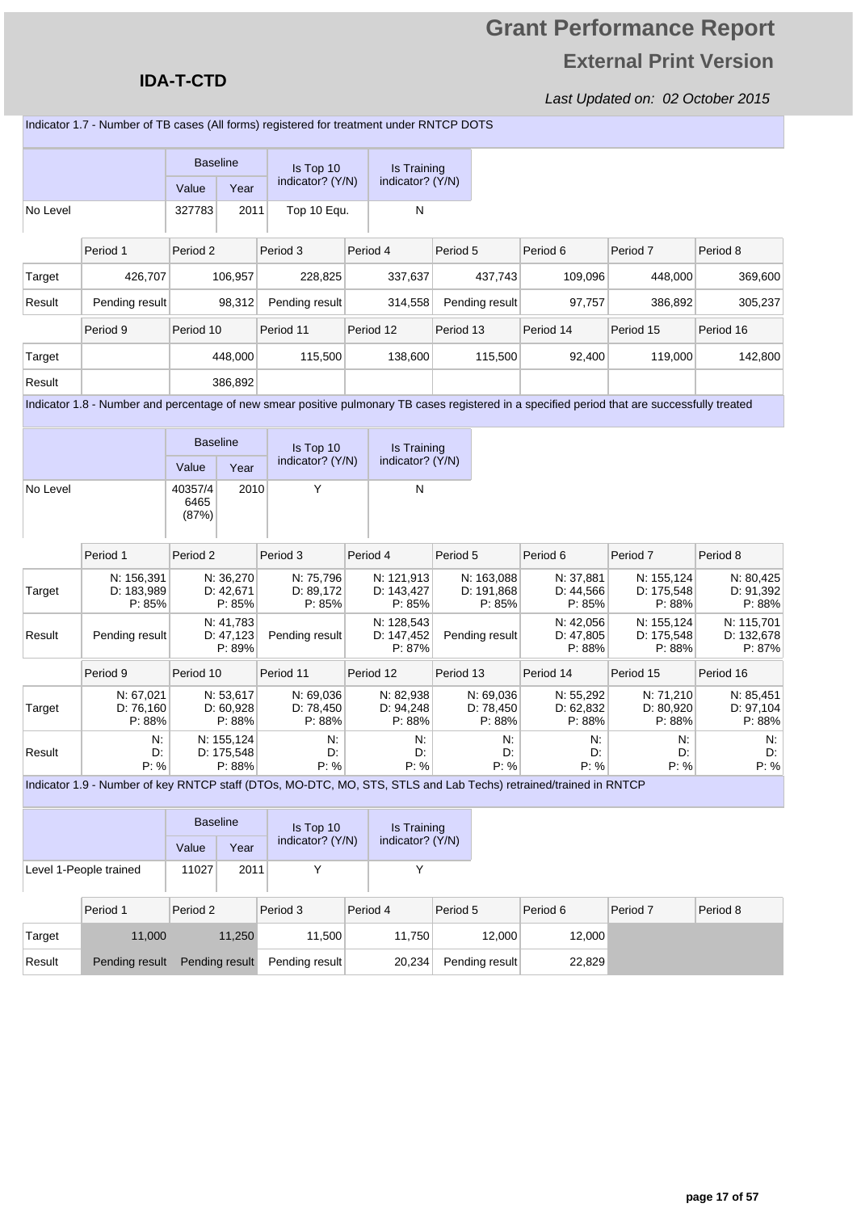**IDA-T-CTD**

# Grant Performance Report

## External Print Version

*Last Updated on: 02 October 2015*

Indicator 1.7 - Number of TB cases (All forms) registered for treatment under RNTCP DOTS

| | Baseline | | Is Top 10 indicator? (Y/N) | Is Training indicator? (Y/N) |
|---|---|---|---|---|
| | Value | Year | | |
| No Level | 327783 | 2011 | Top 10 Equ. | N |

| | Period 1 | Period 2 | Period 3 | Period 4 | Period 5 | Period 6 | Period 7 | Period 8 |
|---|---|---|---|---|---|---|---|---|
| Target | 426,707 | 106,957 | 228,825 | 337,637 | 437,743 | 109,096 | 448,000 | 369,600 |
| Result | Pending result | 98,312 | Pending result | 314,558 | Pending result | 97,757 | 386,892 | 305,237 |
| | **Period 9** | **Period 10** | **Period 11** | **Period 12** | **Period 13** | **Period 14** | **Period 15** | **Period 16** |
| Target | | 448,000 | 115,500 | 138,600 | 115,500 | 92,400 | 119,000 | 142,800 |
| Result | | 386,892 | | | | | | |

Indicator 1.8 - Number and percentage of new smear positive pulmonary TB cases registered in a specified period that are successfully treated

| | Baseline | | Is Top 10 indicator? (Y/N) | Is Training indicator? (Y/N) |
|---|---|---|---|---|
| | Value | Year | | |
| No Level | 40357/46465 (87%) | 2010 | Y | N |

| | Period 1 | Period 2 | Period 3 | Period 4 | Period 5 | Period 6 | Period 7 | Period 8 |
|---|---|---|---|---|---|---|---|---|
| Target | N: 156,391 D: 183,989 P: 85% | N: 36,270 D: 42,671 P: 85% | N: 75,796 D: 89,172 P: 85% | N: 121,913 D: 143,427 P: 85% | N: 163,088 D: 191,868 P: 85% | N: 37,881 D: 44,566 P: 85% | N: 155,124 D: 175,548 P: 88% | N: 80,425 D: 91,392 P: 88% |
| Result | Pending result | N: 41,783 D: 47,123 P: 89% | Pending result | N: 128,543 D: 147,452 P: 87% | Pending result | N: 42,056 D: 47,805 P: 88% | N: 155,124 D: 175,548 P: 88% | N: 115,701 D: 132,678 P: 87% |
| | **Period 9** | **Period 10** | **Period 11** | **Period 12** | **Period 13** | **Period 14** | **Period 15** | **Period 16** |
| Target | N: 67,021 D: 76,160 P: 88% | N: 53,617 D: 60,928 P: 88% | N: 69,036 D: 78,450 P: 88% | N: 82,938 D: 94,248 P: 88% | N: 69,036 D: 78,450 P: 88% | N: 55,292 D: 62,832 P: 88% | N: 71,210 D: 80,920 P: 88% | N: 85,451 D: 97,104 P: 88% |
| Result | N: D: P: % | N: 155,124 D: 175,548 P: 88% | N: D: P: % | N: D: P: % | N: D: P: % | N: D: P: % | N: D: P: % | N: D: P: % |

Indicator 1.9 - Number of key RNTCP staff (DTOs, MO-DTC, MO, STS, STLS and Lab Techs) retrained/trained in RNTCP

| | Baseline | | Is Top 10 indicator? (Y/N) | Is Training indicator? (Y/N) |
|---|---|---|---|---|
| | Value | Year | | |
| Level 1-People trained | 11027 | 2011 | Y | Y |

| | Period 1 | Period 2 | Period 3 | Period 4 | Period 5 | Period 6 | Period 7 | Period 8 |
|---|---|---|---|---|---|---|---|---|
| Target | 11,000 | 11,250 | 11,500 | 11,750 | 12,000 | 12,000 | | |
| Result | Pending result | Pending result | Pending result | 20,234 | Pending result | 22,829 | | |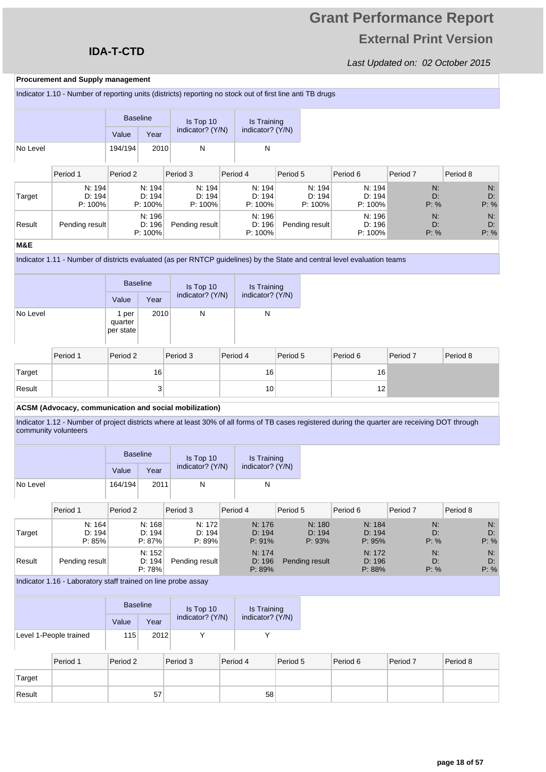# Grant Performance Report

## External Print Version

**IDA-T-CTD**

*Last Updated on: 02 October 2015*

**Procurement and Supply management**

Indicator 1.10 - Number of reporting units (districts) reporting no stock out of first line anti TB drugs

| | Baseline | | Is Top 10 indicator? (Y/N) | Is Training indicator? (Y/N) |
|---|---|---|---|---|
| | Value | Year | | |
| No Level | 194/194 | 2010 | N | N |

| | Period 1 | Period 2 | Period 3 | Period 4 | Period 5 | Period 6 | Period 7 | Period 8 |
|---|---|---|---|---|---|---|---|---|
| Target | N: 194 D: 194 P: 100% | N: 194 D: 194 P: 100% | N: 194 D: 194 P: 100% | N: 194 D: 194 P: 100% | N: 194 D: 194 P: 100% | N: 194 D: 194 P: 100% | N: D: P: % | N: D: P: % |
| Result | Pending result | N: 196 D: 196 P: 100% | Pending result | N: 196 D: 196 P: 100% | Pending result | N: 196 D: 196 P: 100% | N: D: P: % | N: D: P: % |

**M&E**

Indicator 1.11 - Number of districts evaluated (as per RNTCP guidelines) by the State and central level evaluation teams

| | Baseline | | Is Top 10 indicator? (Y/N) | Is Training indicator? (Y/N) |
|---|---|---|---|---|
| | Value | Year | | |
| No Level | 1 per quarter per state | 2010 | N | N |

| | Period 1 | Period 2 | Period 3 | Period 4 | Period 5 | Period 6 | Period 7 | Period 8 |
|---|---|---|---|---|---|---|---|---|
| Target | | 16 | | 16 | | 16 | | |
| Result | | 3 | | 10 | | 12 | | |

**ACSM (Advocacy, communication and social mobilization)**

Indicator 1.12 - Number of project districts where at least 30% of all forms of TB cases registered during the quarter are receiving DOT through community volunteers

| | Baseline | | Is Top 10 indicator? (Y/N) | Is Training indicator? (Y/N) |
|---|---|---|---|---|
| | Value | Year | | |
| No Level | 164/194 | 2011 | N | N |

| | Period 1 | Period 2 | Period 3 | Period 4 | Period 5 | Period 6 | Period 7 | Period 8 |
|---|---|---|---|---|---|---|---|---|
| Target | N: 164 D: 194 P: 85% | N: 168 D: 194 P: 87% | N: 172 D: 194 P: 89% | N: 176 D: 194 P: 91% | N: 180 D: 194 P: 93% | N: 184 D: 194 P: 95% | N: D: P: % | N: D: P: % |
| Result | Pending result | N: 152 D: 194 P: 78% | Pending result | N: 174 D: 196 P: 89% | Pending result | N: 172 D: 196 P: 88% | N: D: P: % | N: D: P: % |

Indicator 1.16 - Laboratory staff trained on line probe assay

| | Baseline | | Is Top 10 indicator? (Y/N) | Is Training indicator? (Y/N) |
|---|---|---|---|---|
| | Value | Year | | |
| Level 1-People trained | 115 | 2012 | Y | Y |

| | Period 1 | Period 2 | Period 3 | Period 4 | Period 5 | Period 6 | Period 7 | Period 8 |
|---|---|---|---|---|---|---|---|---|
| Target | | | | | | | | |
| Result | | 57 | | 58 | | | | |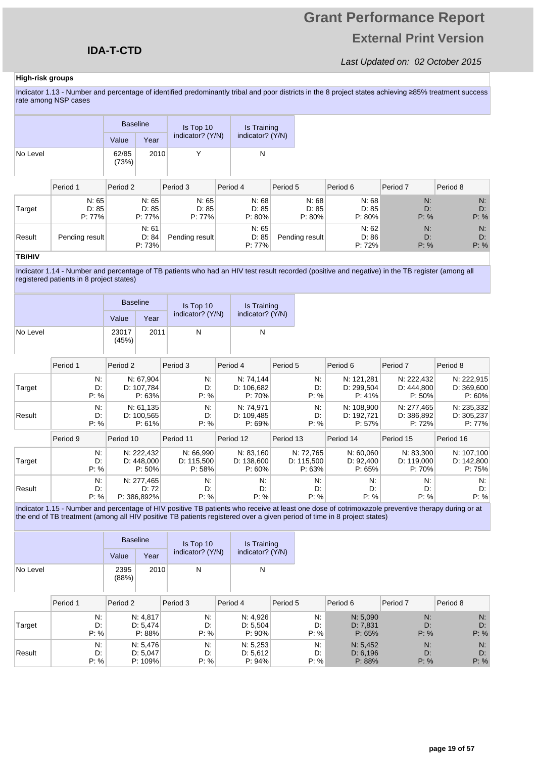# Grant Performance Report

## External Print Version

**IDA-T-CTD**

*Last Updated on: 02 October 2015*

**High-risk groups**

Indicator 1.13 - Number and percentage of identified predominantly tribal and poor districts in the 8 project states achieving ≥85% treatment success rate among NSP cases

| | Baseline | | Is Top 10 indicator? (Y/N) | Is Training indicator? (Y/N) |
|---|---|---|---|---|
| | Value | Year | | |
| No Level | 62/85 (73%) | 2010 | Y | N |

| | Period 1 | Period 2 | Period 3 | Period 4 | Period 5 | Period 6 | Period 7 | Period 8 |
|---|---|---|---|---|---|---|---|---|
| Target | N: 65 D: 85 P: 77% | N: 65 D: 85 P: 77% | N: 65 D: 85 P: 77% | N: 68 D: 85 P: 80% | N: 68 D: 85 P: 80% | N: 68 D: 85 P: 80% | N: D: P: % | N: D: P: % |
| Result | Pending result | N: 61 D: 84 P: 73% | Pending result | N: 65 D: 85 P: 77% | Pending result | N: 62 D: 86 P: 72% | N: D: P: % | N: D: P: % |

**TB/HIV**

Indicator 1.14 - Number and percentage of TB patients who had an HIV test result recorded (positive and negative) in the TB register (among all registered patients in 8 project states)

| | Baseline | | Is Top 10 indicator? (Y/N) | Is Training indicator? (Y/N) |
|---|---|---|---|---|
| | Value | Year | | |
| No Level | 23017 (45%) | 2011 | N | N |

| | Period 1 | Period 2 | Period 3 | Period 4 | Period 5 | Period 6 | Period 7 | Period 8 |
|---|---|---|---|---|---|---|---|---|
| Target | N: D: P: % | N: 67,904 D: 107,784 P: 63% | N: D: P: % | N: 74,144 D: 106,682 P: 70% | N: D: P: % | N: 121,281 D: 299,504 P: 41% | N: 222,432 D: 444,800 P: 50% | N: 222,915 D: 369,600 P: 60% |
| Result | N: D: P: % | N: 61,135 D: 100,565 P: 61% | N: D: P: % | N: 74,971 D: 109,485 P: 69% | N: D: P: % | N: 108,900 D: 192,721 P: 57% | N: 277,465 D: 386,892 P: 72% | N: 235,332 D: 305,237 P: 77% |
| | **Period 9** | **Period 10** | **Period 11** | **Period 12** | **Period 13** | **Period 14** | **Period 15** | **Period 16** |
| Target | N: D: P: % | N: 222,432 D: 448,000 P: 50% | N: 66,990 D: 115,500 P: 58% | N: 83,160 D: 138,600 P: 60% | N: 72,765 D: 115,500 P: 63% | N: 60,060 D: 92,400 P: 65% | N: 83,300 D: 119,000 P: 70% | N: 107,100 D: 142,800 P: 75% |
| Result | N: D: P: % | N: 277,465 D: 72 P: 386,892% | N: D: P: % | N: D: P: % | N: D: P: % | N: D: P: % | N: D: P: % | N: D: P: % |

Indicator 1.15 - Number and percentage of HIV positive TB patients who receive at least one dose of cotrimoxazole preventive therapy during or at the end of TB treatment (among all HIV positive TB patients registered over a given period of time in 8 project states)

| | Baseline | | Is Top 10 indicator? (Y/N) | Is Training indicator? (Y/N) |
|---|---|---|---|---|
| | Value | Year | | |
| No Level | 2395 (88%) | 2010 | N | N |

| | Period 1 | Period 2 | Period 3 | Period 4 | Period 5 | Period 6 | Period 7 | Period 8 |
|---|---|---|---|---|---|---|---|---|
| Target | N: D: P: % | N: 4,817 D: 5,474 P: 88% | N: D: P: % | N: 4,926 D: 5,504 P: 90% | N: D: P: % | N: 5,090 D: 7,831 P: 65% | N: D: P: % | N: D: P: % |
| Result | N: D: P: % | N: 5,476 D: 5,047 P: 109% | N: D: P: % | N: 5,253 D: 5,612 P: 94% | N: D: P: % | N: 5,452 D: 6,196 P: 88% | N: D: P: % | N: D: P: % |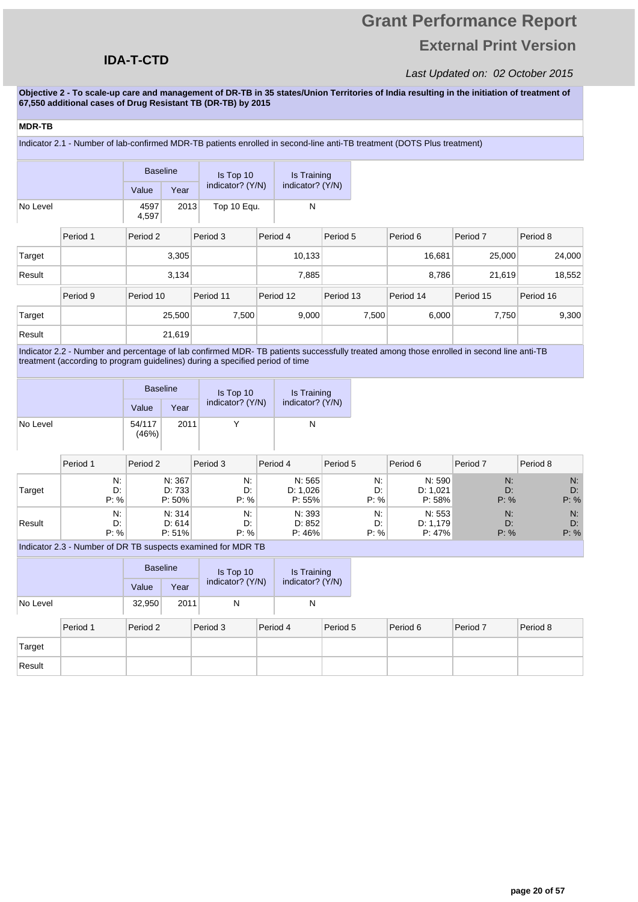**Objective 2 - To scale-up care and management of DR-TB in 35 states/Union Territories of India resulting in the initiation of treatment of 67,550 additional cases of Drug Resistant TB (DR-TB) by 2015**

**MDR-TB**

Indicator 2.1 - Number of lab-confirmed MDR-TB patients enrolled in second-line anti-TB treatment (DOTS Plus treatment)

| | Baseline Value | Baseline Year | Is Top 10 indicator? (Y/N) | Is Training indicator? (Y/N) |
|---|---|---|---|---|
| No Level | 4597 4,597 | 2013 | Top 10 Equ. | N |

| | Period 1 | Period 2 | Period 3 | Period 4 | Period 5 | Period 6 | Period 7 | Period 8 |
|---|---|---|---|---|---|---|---|---|
| Target | | 3,305 | | 10,133 | | 16,681 | 25,000 | 24,000 |
| Result | | 3,134 | | 7,885 | | 8,786 | 21,619 | 18,552 |

| | Period 9 | Period 10 | Period 11 | Period 12 | Period 13 | Period 14 | Period 15 | Period 16 |
|---|---|---|---|---|---|---|---|---|
| Target | | 25,500 | 7,500 | 9,000 | 7,500 | 6,000 | 7,750 | 9,300 |
| Result | | 21,619 | | | | | | |

Indicator 2.2 - Number and percentage of lab confirmed MDR- TB patients successfully treated among those enrolled in second line anti-TB treatment (according to program guidelines) during a specified period of time

| | Baseline Value | Baseline Year | Is Top 10 indicator? (Y/N) | Is Training indicator? (Y/N) |
|---|---|---|---|---|
| No Level | 54/117 (46%) | 2011 | Y | N |

| | Period 1 | Period 2 | Period 3 | Period 4 | Period 5 | Period 6 | Period 7 | Period 8 |
|---|---|---|---|---|---|---|---|---|
| Target | N: D: P: % | N: 367 D: 733 P: 50% | N: D: P: % | N: 565 D: 1,026 P: 55% | N: D: P: % | N: 590 D: 1,021 P: 58% | N: D: P: % | N: D: P: % |
| Result | N: D: P: % | N: 314 D: 614 P: 51% | N: D: P: % | N: 393 D: 852 P: 46% | N: D: P: % | N: 553 D: 1,179 P: 47% | N: D: P: % | N: D: P: % |

Indicator 2.3 - Number of DR TB suspects examined for MDR TB

| | Baseline Value | Baseline Year | Is Top 10 indicator? (Y/N) | Is Training indicator? (Y/N) |
|---|---|---|---|---|
| No Level | 32,950 | 2011 | N | N |

| | Period 1 | Period 2 | Period 3 | Period 4 | Period 5 | Period 6 | Period 7 | Period 8 |
|---|---|---|---|---|---|---|---|---|
| Target | | | | | | | | |
| Result | | | | | | | | |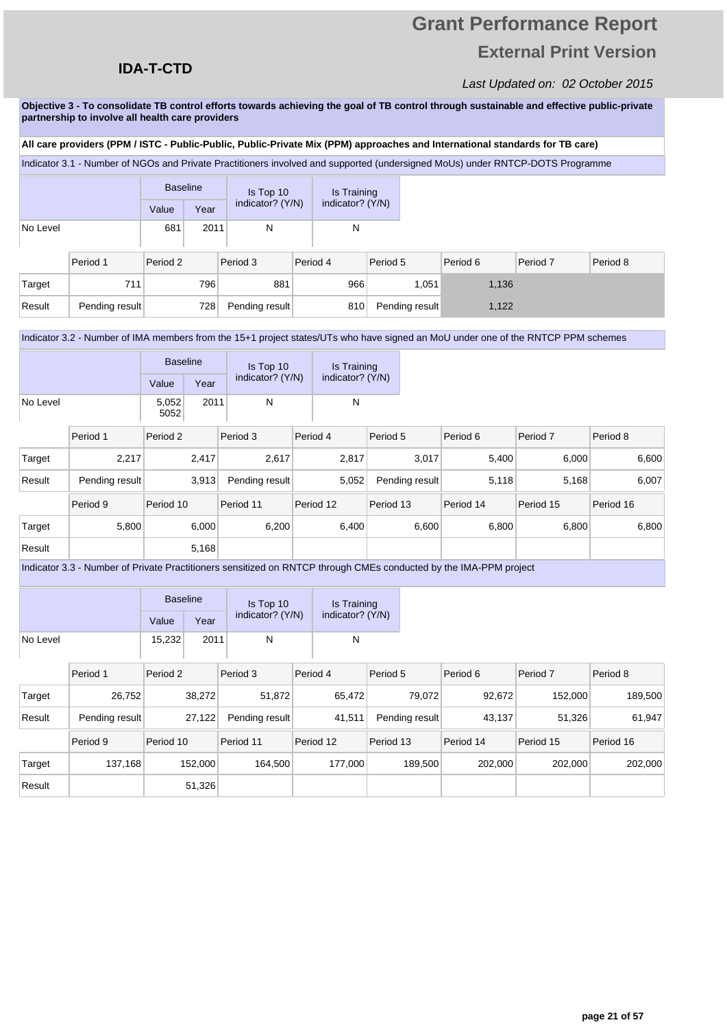**Objective 3 - To consolidate TB control efforts towards achieving the goal of TB control through sustainable and effective public-private partnership to involve all health care providers**

**All care providers (PPM / ISTC - Public-Public, Public-Private Mix (PPM) approaches and International standards for TB care)**

Indicator 3.1 - Number of NGOs and Private Practitioners involved and supported (undersigned MoUs) under RNTCP-DOTS Programme

| | Baseline | | Is Top 10 indicator? (Y/N) | Is Training indicator? (Y/N) |
|---|---|---|---|---|
| | Value | Year | | |
| No Level | 681 | 2011 | N | N |

| | Period 1 | Period 2 | Period 3 | Period 4 | Period 5 | Period 6 | Period 7 | Period 8 |
|---|---|---|---|---|---|---|---|---|
| Target | 711 | 796 | 881 | 966 | 1,051 | 1,136 | | |
| Result | Pending result | 728 | Pending result | 810 | Pending result | 1,122 | | |

Indicator 3.2 - Number of IMA members from the 15+1 project states/UTs who have signed an MoU under one of the RNTCP PPM schemes

| | Baseline | | Is Top 10 indicator? (Y/N) | Is Training indicator? (Y/N) |
|---|---|---|---|---|
| | Value | Year | | |
| No Level | 5,052 5052 | 2011 | N | N |

| | Period 1 | Period 2 | Period 3 | Period 4 | Period 5 | Period 6 | Period 7 | Period 8 |
|---|---|---|---|---|---|---|---|---|
| Target | 2,217 | 2,417 | 2,617 | 2,817 | 3,017 | 5,400 | 6,000 | 6,600 |
| Result | Pending result | 3,913 | Pending result | 5,052 | Pending result | 5,118 | 5,168 | 6,007 |
| | **Period 9** | **Period 10** | **Period 11** | **Period 12** | **Period 13** | **Period 14** | **Period 15** | **Period 16** |
| Target | 5,800 | 6,000 | 6,200 | 6,400 | 6,600 | 6,800 | 6,800 | 6,800 |
| Result | | 5,168 | | | | | | |

Indicator 3.3 - Number of Private Practitioners sensitized on RNTCP through CMEs conducted by the IMA-PPM project

| | Baseline | | Is Top 10 indicator? (Y/N) | Is Training indicator? (Y/N) |
|---|---|---|---|---|
| | Value | Year | | |
| No Level | 15,232 | 2011 | N | N |

| | Period 1 | Period 2 | Period 3 | Period 4 | Period 5 | Period 6 | Period 7 | Period 8 |
|---|---|---|---|---|---|---|---|---|
| Target | 26,752 | 38,272 | 51,872 | 65,472 | 79,072 | 92,672 | 152,000 | 189,500 |
| Result | Pending result | 27,122 | Pending result | 41,511 | Pending result | 43,137 | 51,326 | 61,947 |
| | **Period 9** | **Period 10** | **Period 11** | **Period 12** | **Period 13** | **Period 14** | **Period 15** | **Period 16** |
| Target | 137,168 | 152,000 | 164,500 | 177,000 | 189,500 | 202,000 | 202,000 | 202,000 |
| Result | | 51,326 | | | | | | |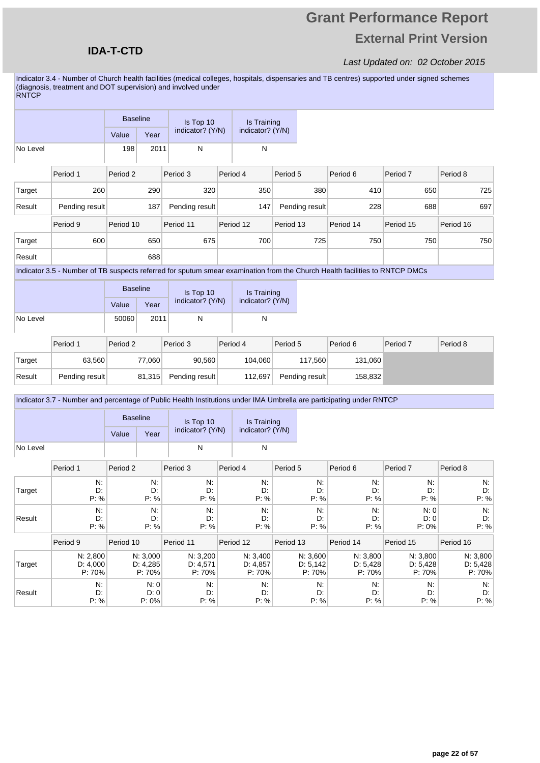**Indicator 3.4 - Number of Church health facilities (medical colleges, hospitals, dispensaries and TB centres) supported under signed schemes (diagnosis, treatment and DOT supervision) and involved under RNTCP**

| | Baseline | | Is Top 10 indicator? (Y/N) | Is Training indicator? (Y/N) |
|---|---|---|---|---|
| | Value | Year | | |
| No Level | 198 | 2011 | N | N |

| | Period 1 | Period 2 | Period 3 | Period 4 | Period 5 | Period 6 | Period 7 | Period 8 |
|---|---|---|---|---|---|---|---|---|
| Target | 260 | 290 | 320 | 350 | 380 | 410 | 650 | 725 |
| Result | Pending result | 187 | Pending result | 147 | Pending result | 228 | 688 | 697 |
| | **Period 9** | **Period 10** | **Period 11** | **Period 12** | **Period 13** | **Period 14** | **Period 15** | **Period 16** |
| Target | 600 | 650 | 675 | 700 | 725 | 750 | 750 | 750 |
| Result | | 688 | | | | | | |

**Indicator 3.5 - Number of TB suspects referred for sputum smear examination from the Church Health facilities to RNTCP DMCs**

| | Baseline | | Is Top 10 indicator? (Y/N) | Is Training indicator? (Y/N) |
|---|---|---|---|---|
| | Value | Year | | |
| No Level | 50060 | 2011 | N | N |

| | Period 1 | Period 2 | Period 3 | Period 4 | Period 5 | Period 6 | Period 7 | Period 8 |
|---|---|---|---|---|---|---|---|---|
| Target | 63,560 | 77,060 | 90,560 | 104,060 | 117,560 | 131,060 | | |
| Result | Pending result | 81,315 | Pending result | 112,697 | Pending result | 158,832 | | |

**Indicator 3.7 - Number and percentage of Public Health Institutions under IMA Umbrella are participating under RNTCP**

| | Baseline | | Is Top 10 indicator? (Y/N) | Is Training indicator? (Y/N) |
|---|---|---|---|---|
| | Value | Year | | |
| No Level | | | N | N |

| | Period 1 | Period 2 | Period 3 | Period 4 | Period 5 | Period 6 | Period 7 | Period 8 |
|---|---|---|---|---|---|---|---|---|
| Target | N: D: P: % | N: D: P: % | N: D: P: % | N: D: P: % | N: D: P: % | N: D: P: % | N: D: P: % | N: D: P: % |
| Result | N: D: P: % | N: D: P: % | N: D: P: % | N: D: P: % | N: D: P: % | N: D: P: % | N: 0 D: 0 P: 0% | N: D: P: % |
| | **Period 9** | **Period 10** | **Period 11** | **Period 12** | **Period 13** | **Period 14** | **Period 15** | **Period 16** |
| Target | N: 2,800 D: 4,000 P: 70% | N: 3,000 D: 4,285 P: 70% | N: 3,200 D: 4,571 P: 70% | N: 3,400 D: 4,857 P: 70% | N: 3,600 D: 5,142 P: 70% | N: 3,800 D: 5,428 P: 70% | N: 3,800 D: 5,428 P: 70% | N: 3,800 D: 5,428 P: 70% |
| Result | N: D: P: % | N: 0 D: 0 P: 0% | N: D: P: % | N: D: P: % | N: D: P: % | N: D: P: % | N: D: P: % | N: D: P: % |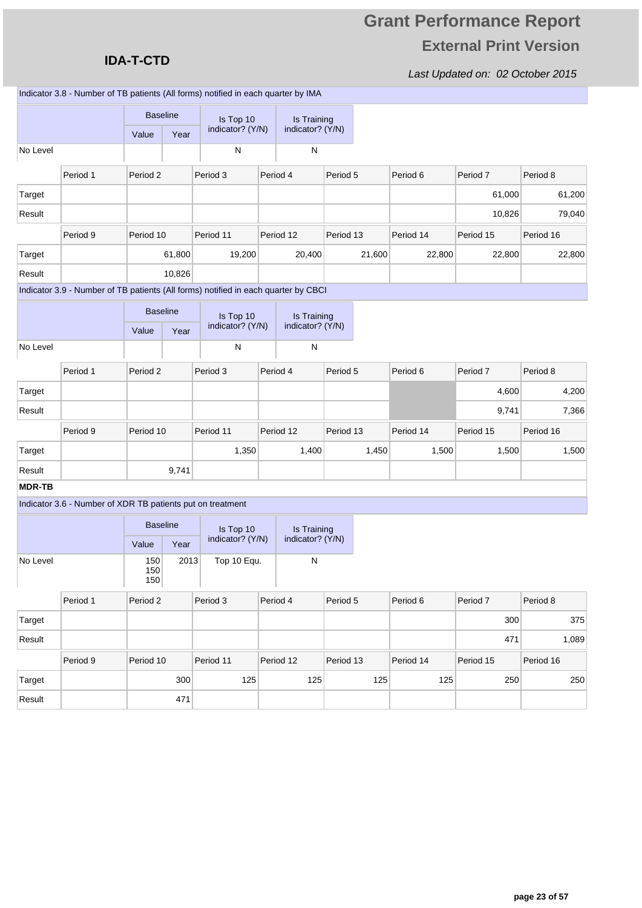Indicator 3.8 - Number of TB patients (All forms) notified in each quarter by IMA

| | Baseline Value | Baseline Year | Is Top 10 indicator? (Y/N) | Is Training indicator? (Y/N) |
|---|---|---|---|---|
| No Level | | | N | N |

| | Period 1 | Period 2 | Period 3 | Period 4 | Period 5 | Period 6 | Period 7 | Period 8 |
|---|---|---|---|---|---|---|---|---|
| Target | | | | | | | 61,000 | 61,200 |
| Result | | | | | | | 10,826 | 79,040 |
| | **Period 9** | **Period 10** | **Period 11** | **Period 12** | **Period 13** | **Period 14** | **Period 15** | **Period 16** |
| Target | | 61,800 | 19,200 | 20,400 | 21,600 | 22,800 | 22,800 | 22,800 |
| Result | | 10,826 | | | | | | |

Indicator 3.9 - Number of TB patients (All forms) notified in each quarter by CBCI

| | Baseline Value | Baseline Year | Is Top 10 indicator? (Y/N) | Is Training indicator? (Y/N) |
|---|---|---|---|---|
| No Level | | | N | N |

| | Period 1 | Period 2 | Period 3 | Period 4 | Period 5 | Period 6 | Period 7 | Period 8 |
|---|---|---|---|---|---|---|---|---|
| Target | | | | | | | 4,600 | 4,200 |
| Result | | | | | | | 9,741 | 7,366 |
| | **Period 9** | **Period 10** | **Period 11** | **Period 12** | **Period 13** | **Period 14** | **Period 15** | **Period 16** |
| Target | | | 1,350 | 1,400 | 1,450 | 1,500 | 1,500 | 1,500 |
| Result | | 9,741 | | | | | | |

**MDR-TB**

Indicator 3.6 - Number of XDR TB patients put on treatment

| | Baseline Value | Baseline Year | Is Top 10 indicator? (Y/N) | Is Training indicator? (Y/N) |
|---|---|---|---|---|
| No Level | 150 150 150 | 2013 | Top 10 Equ. | N |

| | Period 1 | Period 2 | Period 3 | Period 4 | Period 5 | Period 6 | Period 7 | Period 8 |
|---|---|---|---|---|---|---|---|---|
| Target | | | | | | | 300 | 375 |
| Result | | | | | | | 471 | 1,089 |
| | **Period 9** | **Period 10** | **Period 11** | **Period 12** | **Period 13** | **Period 14** | **Period 15** | **Period 16** |
| Target | | 300 | 125 | 125 | 125 | 125 | 250 | 250 |
| Result | | 471 | | | | | | |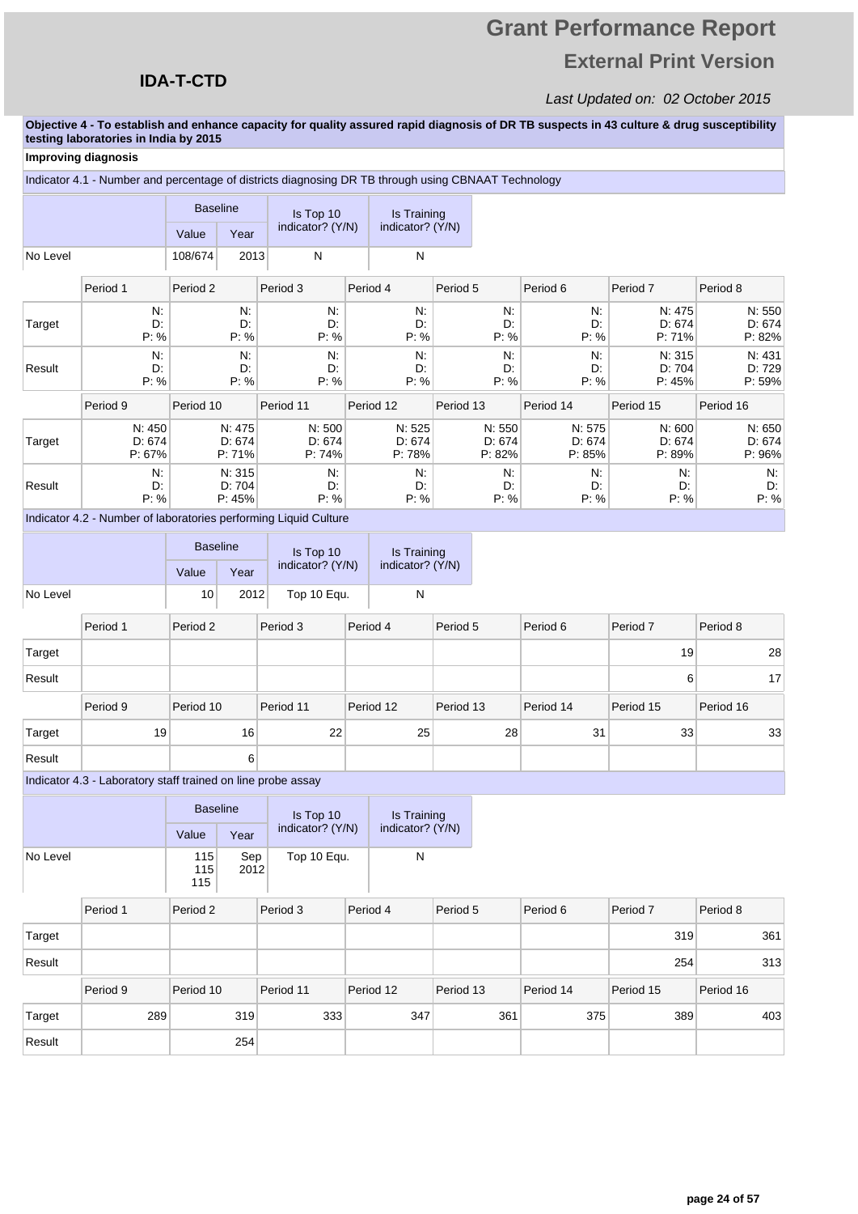# Grant Performance Report

## External Print Version

**IDA-T-CTD**

*Last Updated on: 02 October 2015*

**Objective 4 - To establish and enhance capacity for quality assured rapid diagnosis of DR TB suspects in 43 culture & drug susceptibility testing laboratories in India by 2015**

**Improving diagnosis**

Indicator 4.1 - Number and percentage of districts diagnosing DR TB through using CBNAAT Technology

| | Baseline Value | Baseline Year | Is Top 10 indicator? (Y/N) | Is Training indicator? (Y/N) |
|---|---|---|---|---|
| No Level | 108/674 | 2013 | N | N |

| | Period 1 | Period 2 | Period 3 | Period 4 | Period 5 | Period 6 | Period 7 | Period 8 |
|---|---|---|---|---|---|---|---|---|
| Target | N: D: P: % | N: D: P: % | N: D: P: % | N: D: P: % | N: D: P: % | N: D: P: % | N: 475 D: 674 P: 71% | N: 550 D: 674 P: 82% |
| Result | N: D: P: % | N: D: P: % | N: D: P: % | N: D: P: % | N: D: P: % | N: D: P: % | N: 315 D: 704 P: 45% | N: 431 D: 729 P: 59% |

| | Period 9 | Period 10 | Period 11 | Period 12 | Period 13 | Period 14 | Period 15 | Period 16 |
|---|---|---|---|---|---|---|---|---|
| Target | N: 450 D: 674 P: 67% | N: 475 D: 674 P: 71% | N: 500 D: 674 P: 74% | N: 525 D: 674 P: 78% | N: 550 D: 674 P: 82% | N: 575 D: 674 P: 85% | N: 600 D: 674 P: 89% | N: 650 D: 674 P: 96% |
| Result | N: D: P: % | N: 315 D: 704 P: 45% | N: D: P: % | N: D: P: % | N: D: P: % | N: D: P: % | N: D: P: % | N: D: P: % |

Indicator 4.2 - Number of laboratories performing Liquid Culture

| | Baseline Value | Baseline Year | Is Top 10 indicator? (Y/N) | Is Training indicator? (Y/N) |
|---|---|---|---|---|
| No Level | 10 | 2012 | Top 10 Equ. | N |

| | Period 1 | Period 2 | Period 3 | Period 4 | Period 5 | Period 6 | Period 7 | Period 8 |
|---|---|---|---|---|---|---|---|---|
| Target | | | | | | | 19 | 28 |
| Result | | | | | | | 6 | 17 |

| | Period 9 | Period 10 | Period 11 | Period 12 | Period 13 | Period 14 | Period 15 | Period 16 |
|---|---|---|---|---|---|---|---|---|
| Target | 19 | 16 | 22 | 25 | 28 | 31 | 33 | 33 |
| Result | | 6 | | | | | | |

Indicator 4.3 - Laboratory staff trained on line probe assay

| | Baseline Value | Baseline Year | Is Top 10 indicator? (Y/N) | Is Training indicator? (Y/N) |
|---|---|---|---|---|
| No Level | 115 115 115 | Sep 2012 | Top 10 Equ. | N |

| | Period 1 | Period 2 | Period 3 | Period 4 | Period 5 | Period 6 | Period 7 | Period 8 |
|---|---|---|---|---|---|---|---|---|
| Target | | | | | | | 319 | 361 |
| Result | | | | | | | 254 | 313 |

| | Period 9 | Period 10 | Period 11 | Period 12 | Period 13 | Period 14 | Period 15 | Period 16 |
|---|---|---|---|---|---|---|---|---|
| Target | 289 | 319 | 333 | 347 | 361 | 375 | 389 | 403 |
| Result | | 254 | | | | | | |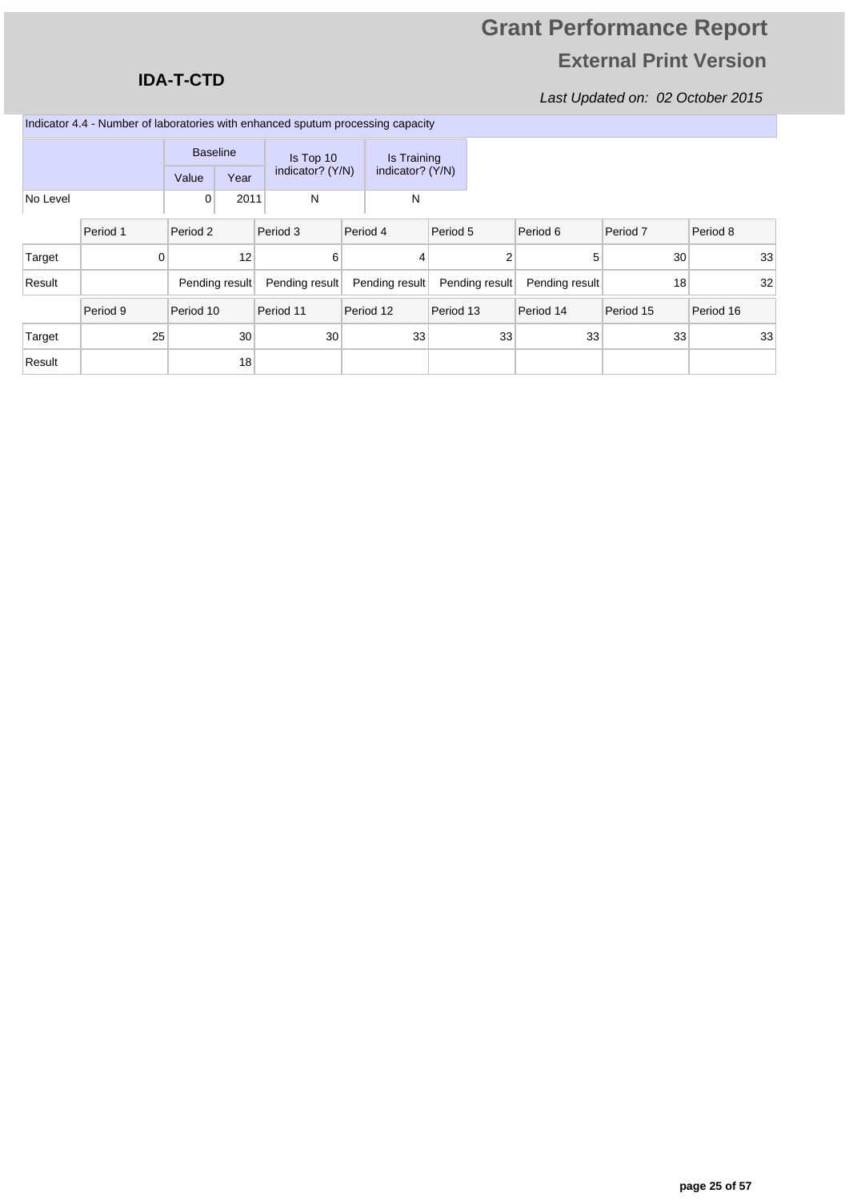# Grant Performance Report

## External Print Version

**IDA-T-CTD**

*Last Updated on: 02 October 2015*

Indicator 4.4 - Number of laboratories with enhanced sputum processing capacity

| | Baseline | | Is Top 10 indicator? (Y/N) | Is Training indicator? (Y/N) |
|---|---|---|---|---|
| | Value | Year | | |
| No Level | 0 | 2011 | N | N |

| | Period 1 | Period 2 | Period 3 | Period 4 | Period 5 | Period 6 | Period 7 | Period 8 |
|---|---|---|---|---|---|---|---|---|
| Target | 0 | 12 | 6 | 4 | 2 | 5 | 30 | 33 |
| Result | | Pending result | Pending result | Pending result | Pending result | Pending result | 18 | 32 |
| | **Period 9** | **Period 10** | **Period 11** | **Period 12** | **Period 13** | **Period 14** | **Period 15** | **Period 16** |
| Target | 25 | 30 | 30 | 33 | 33 | 33 | 33 | 33 |
| Result | | 18 | | | | | | |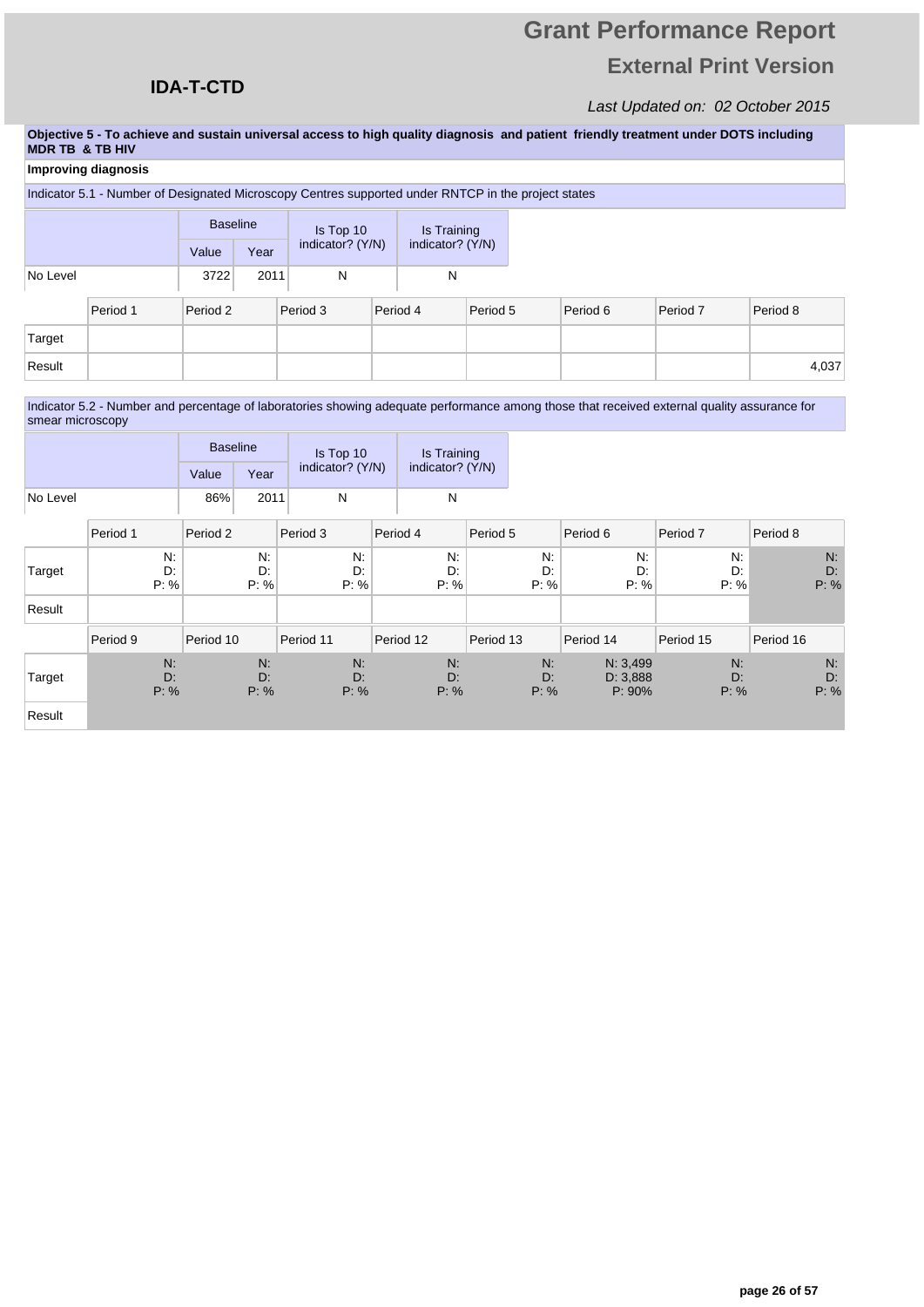# Grant Performance Report

## External Print Version

**IDA-T-CTD**

*Last Updated on: 02 October 2015*

**Objective 5 - To achieve and sustain universal access to high quality diagnosis and patient friendly treatment under DOTS including MDR TB & TB HIV**

**Improving diagnosis**

Indicator 5.1 - Number of Designated Microscopy Centres supported under RNTCP in the project states

| | Baseline | | Is Top 10 indicator? (Y/N) | Is Training indicator? (Y/N) |
|---|---|---|---|---|
| | Value | Year | | |
| No Level | 3722 | 2011 | N | N |

| | Period 1 | Period 2 | Period 3 | Period 4 | Period 5 | Period 6 | Period 7 | Period 8 |
|---|---|---|---|---|---|---|---|---|
| Target | | | | | | | | |
| Result | | | | | | | | 4,037 |

Indicator 5.2 - Number and percentage of laboratories showing adequate performance among those that received external quality assurance for smear microscopy

| | Baseline | | Is Top 10 indicator? (Y/N) | Is Training indicator? (Y/N) |
|---|---|---|---|---|
| | Value | Year | | |
| No Level | 86% | 2011 | N | N |

| | Period 1 | Period 2 | Period 3 | Period 4 | Period 5 | Period 6 | Period 7 | Period 8 |
|---|---|---|---|---|---|---|---|---|
| Target | N: D: P: % | N: D: P: % | N: D: P: % | N: D: P: % | N: D: P: % | N: D: P: % | N: D: P: % | N: D: P: % |
| Result | | | | | | | | |

| | Period 9 | Period 10 | Period 11 | Period 12 | Period 13 | Period 14 | Period 15 | Period 16 |
|---|---|---|---|---|---|---|---|---|
| Target | N: D: P: % | N: D: P: % | N: D: P: % | N: D: P: % | N: D: P: % | N: 3,499 D: 3,888 P: 90% | N: D: P: % | N: D: P: % |
| Result | | | | | | | | |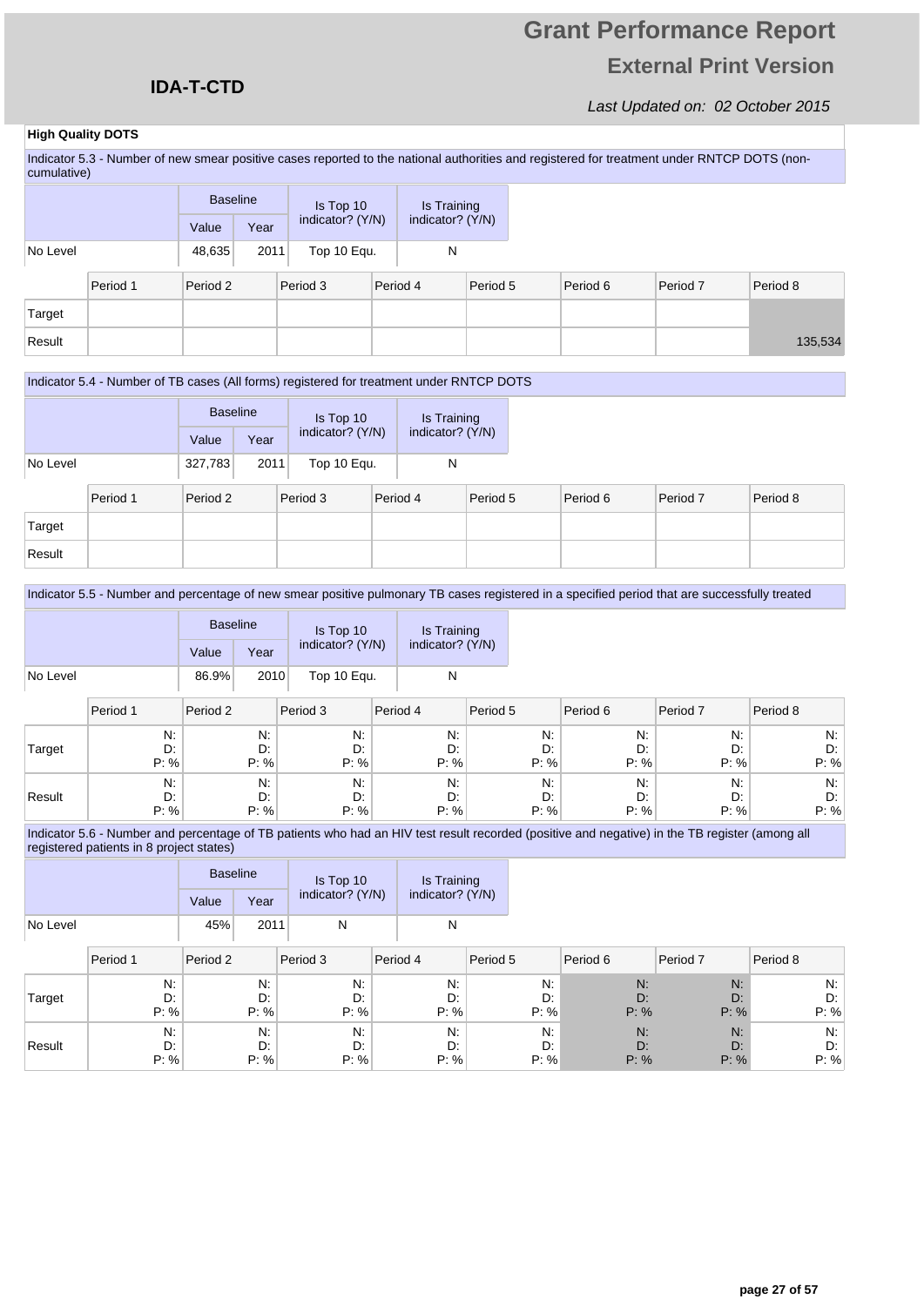# Grant Performance Report

## External Print Version

**IDA-T-CTD**

*Last Updated on: 02 October 2015*

**High Quality DOTS**

Indicator 5.3 - Number of new smear positive cases reported to the national authorities and registered for treatment under RNTCP DOTS (non-cumulative)

| | Baseline Value | Baseline Year | Is Top 10 indicator? (Y/N) | Is Training indicator? (Y/N) |
|---|---|---|---|---|
| No Level | 48,635 | 2011 | Top 10 Equ. | N |

| | Period 1 | Period 2 | Period 3 | Period 4 | Period 5 | Period 6 | Period 7 | Period 8 |
|---|---|---|---|---|---|---|---|---|
| Target | | | | | | | | |
| Result | | | | | | | | 135,534 |

Indicator 5.4 - Number of TB cases (All forms) registered for treatment under RNTCP DOTS

| | Baseline Value | Baseline Year | Is Top 10 indicator? (Y/N) | Is Training indicator? (Y/N) |
|---|---|---|---|---|
| No Level | 327,783 | 2011 | Top 10 Equ. | N |

| | Period 1 | Period 2 | Period 3 | Period 4 | Period 5 | Period 6 | Period 7 | Period 8 |
|---|---|---|---|---|---|---|---|---|
| Target | | | | | | | | |
| Result | | | | | | | | |

Indicator 5.5 - Number and percentage of new smear positive pulmonary TB cases registered in a specified period that are successfully treated

| | Baseline Value | Baseline Year | Is Top 10 indicator? (Y/N) | Is Training indicator? (Y/N) |
|---|---|---|---|---|
| No Level | 86.9% | 2010 | Top 10 Equ. | N |

| | Period 1 | Period 2 | Period 3 | Period 4 | Period 5 | Period 6 | Period 7 | Period 8 |
|---|---|---|---|---|---|---|---|---|
| Target | N: D: P: % | N: D: P: % | N: D: P: % | N: D: P: % | N: D: P: % | N: D: P: % | N: D: P: % | N: D: P: % |
| Result | N: D: P: % | N: D: P: % | N: D: P: % | N: D: P: % | N: D: P: % | N: D: P: % | N: D: P: % | N: D: P: % |

Indicator 5.6 - Number and percentage of TB patients who had an HIV test result recorded (positive and negative) in the TB register (among all registered patients in 8 project states)

| | Baseline Value | Baseline Year | Is Top 10 indicator? (Y/N) | Is Training indicator? (Y/N) |
|---|---|---|---|---|
| No Level | 45% | 2011 | N | N |

| | Period 1 | Period 2 | Period 3 | Period 4 | Period 5 | Period 6 | Period 7 | Period 8 |
|---|---|---|---|---|---|---|---|---|
| Target | N: D: P: % | N: D: P: % | N: D: P: % | N: D: P: % | N: D: P: % | N: D: P: % | N: D: P: % | N: D: P: % |
| Result | N: D: P: % | N: D: P: % | N: D: P: % | N: D: P: % | N: D: P: % | N: D: P: % | N: D: P: % | N: D: P: % |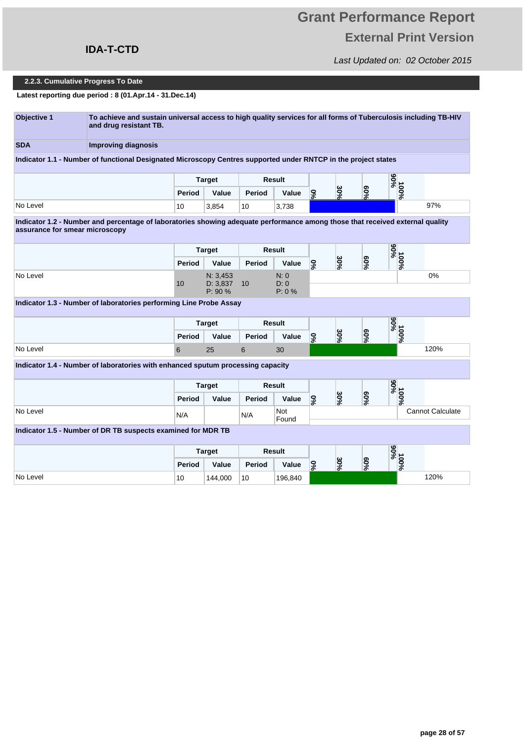# Grant Performance Report

## External Print Version

**IDA-T-CTD**

*Last Updated on: 02 October 2015*

### 2.2.3. Cumulative Progress To Date

**Latest reporting due period : 8 (01.Apr.14 - 31.Dec.14)**

| | |
|---|---|
| **Objective 1** | **To achieve and sustain universal access to high quality services for all forms of Tuberculosis including TB-HIV and drug resistant TB.** |
| **SDA** | **Improving diagnosis** |

**Indicator 1.1 - Number of functional Designated Microscopy Centres supported under RNTCP in the project states**

| | Target | | Result | | |
|---|---|---|---|---|---|
| | Period | Value | Period | Value | |
| No Level | 10 | 3,854 | 10 | 3,738 | 97% |

**Indicator 1.2 - Number and percentage of laboratories showing adequate performance among those that received external quality assurance for smear microscopy**

| | Target | | Result | | |
|---|---|---|---|---|---|
| | Period | Value | Period | Value | |
| No Level | 10 | N: 3,453<br>D: 3,837<br>P: 90 % | 10 | N: 0<br>D: 0<br>P: 0 % | 0% |

**Indicator 1.3 - Number of laboratories performing Line Probe Assay**

| | Target | | Result | | |
|---|---|---|---|---|---|
| | Period | Value | Period | Value | |
| No Level | 6 | 25 | 6 | 30 | 120% |

**Indicator 1.4 - Number of laboratories with enhanced sputum processing capacity**

| | Target | | Result | | |
|---|---|---|---|---|---|
| | Period | Value | Period | Value | |
| No Level | N/A | | N/A | Not Found | Cannot Calculate |

**Indicator 1.5 - Number of DR TB suspects examined for MDR TB**

| | Target | | Result | | |
|---|---|---|---|---|---|
| | Period | Value | Period | Value | |
| No Level | 10 | 144,000 | 10 | 196,840 | 120% |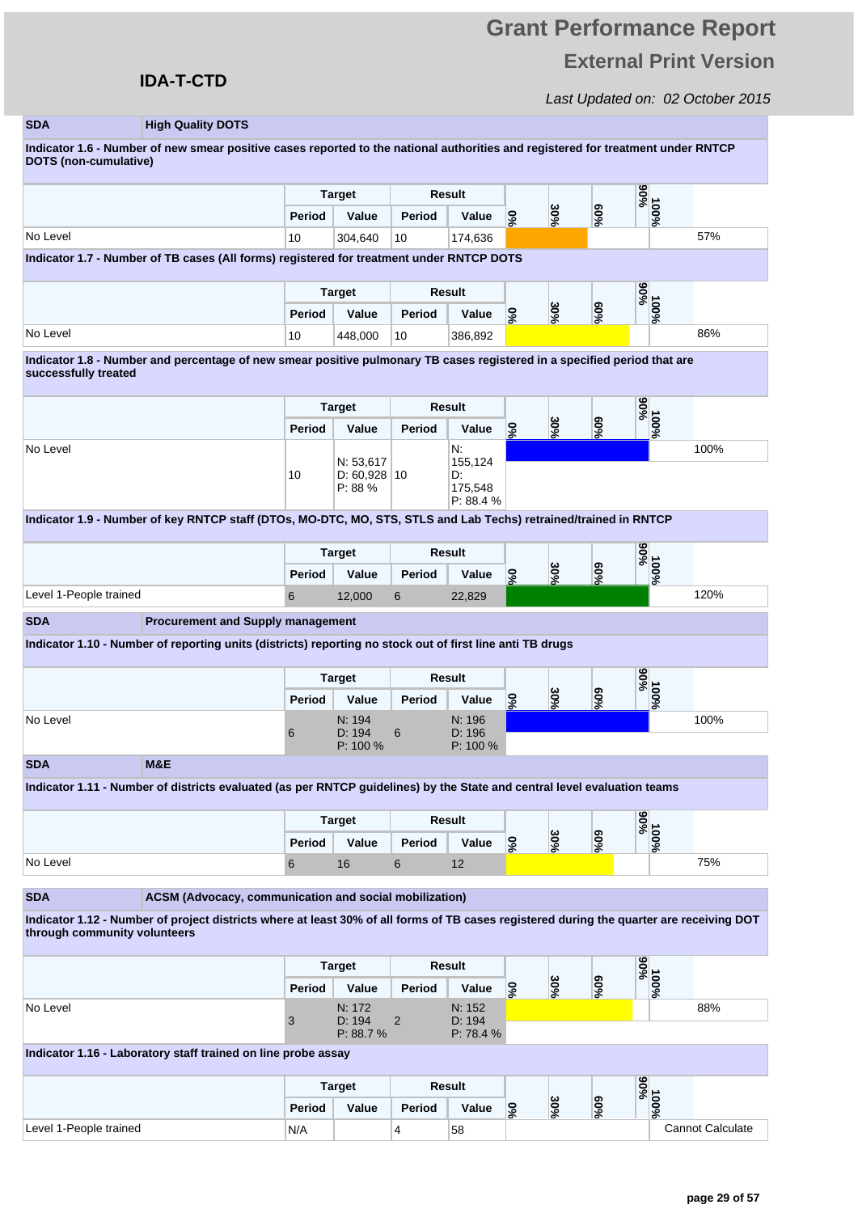# Grant Performance Report

## External Print Version

**IDA-T-CTD**

*Last Updated on: 02 October 2015*

| SDA | High Quality DOTS |
|---|---|

**Indicator 1.6 - Number of new smear positive cases reported to the national authorities and registered for treatment under RNTCP DOTS (non-cumulative)**

| | Target Period | Target Value | Result Period | Result Value | Performance |
|---|---|---|---|---|---|
| No Level | 10 | 304,640 | 10 | 174,636 | 57% |

**Indicator 1.7 - Number of TB cases (All forms) registered for treatment under RNTCP DOTS**

| | Target Period | Target Value | Result Period | Result Value | Performance |
|---|---|---|---|---|---|
| No Level | 10 | 448,000 | 10 | 386,892 | 86% |

**Indicator 1.8 - Number and percentage of new smear positive pulmonary TB cases registered in a specified period that are successfully treated**

| | Target Period | Target Value | Result Period | Result Value | Performance |
|---|---|---|---|---|---|
| No Level | 10 | N: 53,617 D: 60,928 P: 88 % | 10 | N: 155,124 D: 175,548 P: 88.4 % | 100% |

**Indicator 1.9 - Number of key RNTCP staff (DTOs, MO-DTC, MO, STS, STLS and Lab Techs) retrained/trained in RNTCP**

| | Target Period | Target Value | Result Period | Result Value | Performance |
|---|---|---|---|---|---|
| Level 1-People trained | 6 | 12,000 | 6 | 22,829 | 120% |

| SDA | Procurement and Supply management |
|---|---|

**Indicator 1.10 - Number of reporting units (districts) reporting no stock out of first line anti TB drugs**

| | Target Period | Target Value | Result Period | Result Value | Performance |
|---|---|---|---|---|---|
| No Level | 6 | N: 194 D: 194 P: 100 % | 6 | N: 196 D: 196 P: 100 % | 100% |

| SDA | M&E |
|---|---|

**Indicator 1.11 - Number of districts evaluated (as per RNTCP guidelines) by the State and central level evaluation teams**

| | Target Period | Target Value | Result Period | Result Value | Performance |
|---|---|---|---|---|---|
| No Level | 6 | 16 | 6 | 12 | 75% |

| SDA | ACSM (Advocacy, communication and social mobilization) |
|---|---|

**Indicator 1.12 - Number of project districts where at least 30% of all forms of TB cases registered during the quarter are receiving DOT through community volunteers**

| | Target Period | Target Value | Result Period | Result Value | Performance |
|---|---|---|---|---|---|
| No Level | 3 | N: 172 D: 194 P: 88.7 % | 2 | N: 152 D: 194 P: 78.4 % | 88% |

**Indicator 1.16 - Laboratory staff trained on line probe assay**

| | Target Period | Target Value | Result Period | Result Value | Performance |
|---|---|---|---|---|---|
| Level 1-People trained | N/A | | 4 | 58 | Cannot Calculate |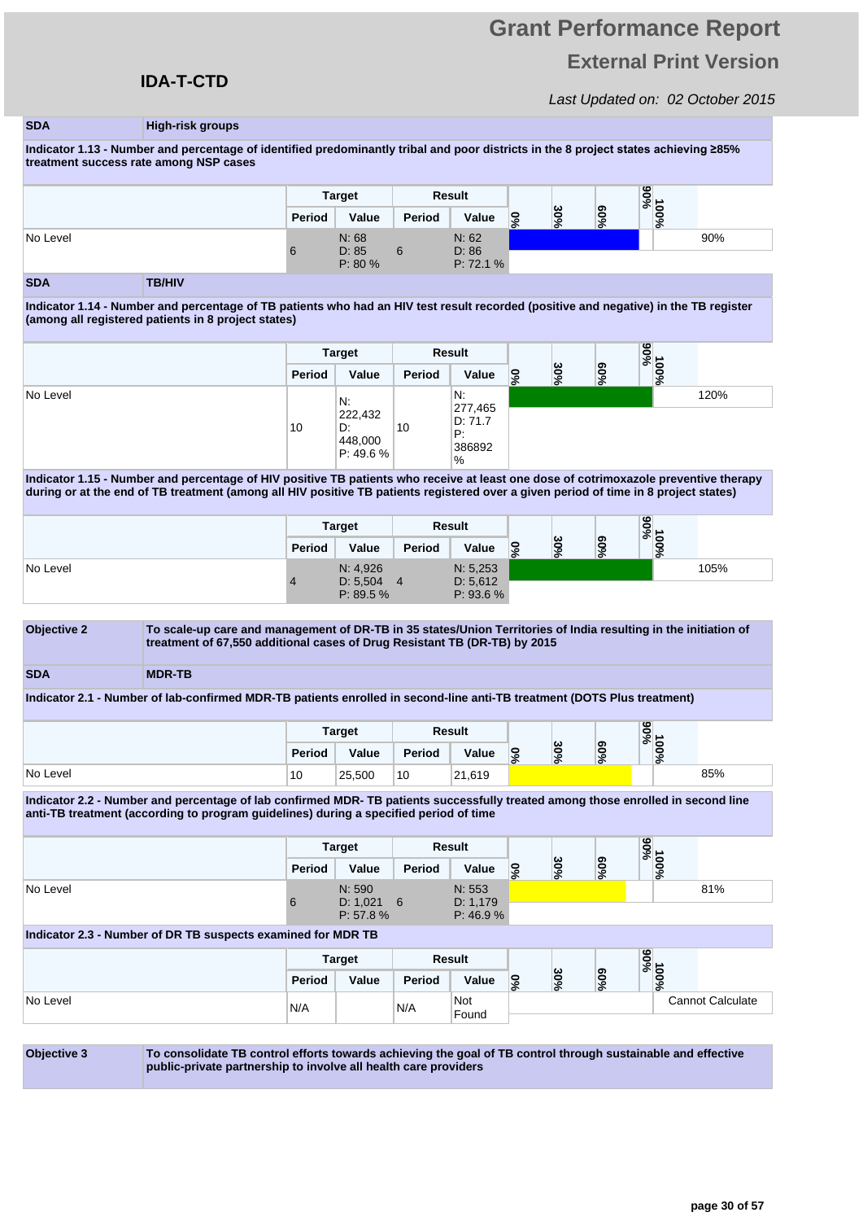| SDA | High-risk groups |
|---|---|

**Indicator 1.13 - Number and percentage of identified predominantly tribal and poor districts in the 8 project states achieving ≥85% treatment success rate among NSP cases**

| | Target | | Result | | |
|---|---|---|---|---|---|
| | Period | Value | Period | Value | |
| No Level | 6 | N: 68<br>D: 85<br>P: 80 % | 6 | N: 62<br>D: 86<br>P: 72.1 % | 90% |

| SDA | TB/HIV |
|---|---|

**Indicator 1.14 - Number and percentage of TB patients who had an HIV test result recorded (positive and negative) in the TB register (among all registered patients in 8 project states)**

| | Target | | Result | | |
|---|---|---|---|---|---|
| | Period | Value | Period | Value | |
| No Level | 10 | N: 222,432<br>D: 448,000<br>P: 49.6 % | 10 | N: 277,465<br>D: 71.7<br>P: 386892 % | 120% |

**Indicator 1.15 - Number and percentage of HIV positive TB patients who receive at least one dose of cotrimoxazole preventive therapy during or at the end of TB treatment (among all HIV positive TB patients registered over a given period of time in 8 project states)**

| | Target | | Result | | |
|---|---|---|---|---|---|
| | Period | Value | Period | Value | |
| No Level | 4 | N: 4,926<br>D: 5,504<br>P: 89.5 % | 4 | N: 5,253<br>D: 5,612<br>P: 93.6 % | 105% |

| Objective 2 | To scale-up care and management of DR-TB in 35 states/Union Territories of India resulting in the initiation of treatment of 67,550 additional cases of Drug Resistant TB (DR-TB) by 2015 |
|---|---|
| **SDA** | **MDR-TB** |

**Indicator 2.1 - Number of lab-confirmed MDR-TB patients enrolled in second-line anti-TB treatment (DOTS Plus treatment)**

| | Target | | Result | | |
|---|---|---|---|---|---|
| | Period | Value | Period | Value | |
| No Level | 10 | 25,500 | 10 | 21,619 | 85% |

**Indicator 2.2 - Number and percentage of lab confirmed MDR- TB patients successfully treated among those enrolled in second line anti-TB treatment (according to program guidelines) during a specified period of time**

| | Target | | Result | | |
|---|---|---|---|---|---|
| | Period | Value | Period | Value | |
| No Level | 6 | N: 590<br>D: 1,021<br>P: 57.8 % | 6 | N: 553<br>D: 1,179<br>P: 46.9 % | 81% |

**Indicator 2.3 - Number of DR TB suspects examined for MDR TB**

| | Target | | Result | | |
|---|---|---|---|---|---|
| | Period | Value | Period | Value | |
| No Level | N/A | | N/A | Not Found | Cannot Calculate |

| Objective 3 | To consolidate TB control efforts towards achieving the goal of TB control through sustainable and effective public-private partnership to involve all health care providers |
|---|---|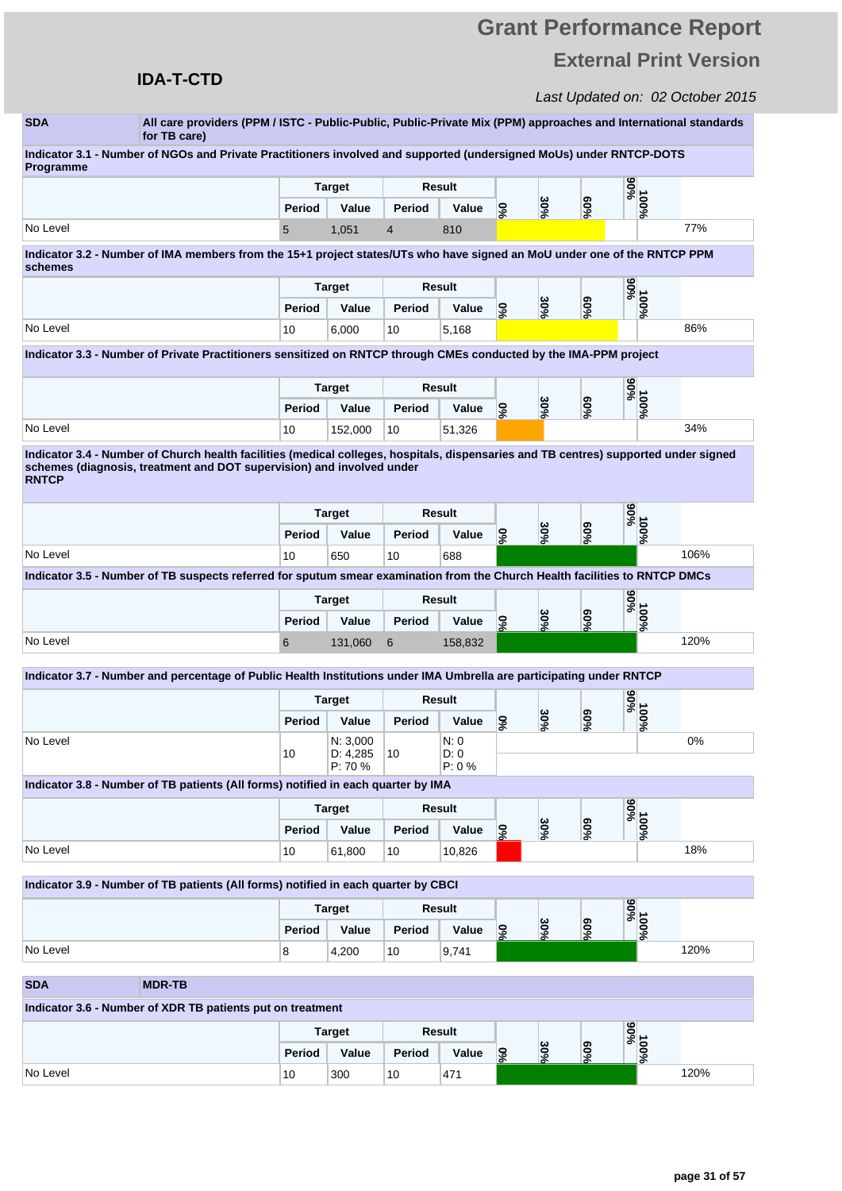# Grant Performance Report

## External Print Version

**IDA-T-CTD**

*Last Updated on: 02 October 2015*

| SDA | All care providers (PPM / ISTC - Public-Public, Public-Private Mix (PPM) approaches and International standards for TB care) |
|---|---|

**Indicator 3.1 - Number of NGOs and Private Practitioners involved and supported (undersigned MoUs) under RNTCP-DOTS Programme**

| | Target | | Result | | |
|---|---|---|---|---|---|
| | Period | Value | Period | Value | |
| No Level | 5 | 1,051 | 4 | 810 | 77% |

**Indicator 3.2 - Number of IMA members from the 15+1 project states/UTs who have signed an MoU under one of the RNTCP PPM schemes**

| | Target | | Result | | |
|---|---|---|---|---|---|
| | Period | Value | Period | Value | |
| No Level | 10 | 6,000 | 10 | 5,168 | 86% |

**Indicator 3.3 - Number of Private Practitioners sensitized on RNTCP through CMEs conducted by the IMA-PPM project**

| | Target | | Result | | |
|---|---|---|---|---|---|
| | Period | Value | Period | Value | |
| No Level | 10 | 152,000 | 10 | 51,326 | 34% |

**Indicator 3.4 - Number of Church health facilities (medical colleges, hospitals, dispensaries and TB centres) supported under signed schemes (diagnosis, treatment and DOT supervision) and involved under RNTCP**

| | Target | | Result | | |
|---|---|---|---|---|---|
| | Period | Value | Period | Value | |
| No Level | 10 | 650 | 10 | 688 | 106% |

**Indicator 3.5 - Number of TB suspects referred for sputum smear examination from the Church Health facilities to RNTCP DMCs**

| | Target | | Result | | |
|---|---|---|---|---|---|
| | Period | Value | Period | Value | |
| No Level | 6 | 131,060 | 6 | 158,832 | 120% |

**Indicator 3.7 - Number and percentage of Public Health Institutions under IMA Umbrella are participating under RNTCP**

| | Target | | Result | | |
|---|---|---|---|---|---|
| | Period | Value | Period | Value | |
| No Level | 10 | N: 3,000<br>D: 4,285<br>P: 70 % | 10 | N: 0<br>D: 0<br>P: 0 % | 0% |

**Indicator 3.8 - Number of TB patients (All forms) notified in each quarter by IMA**

| | Target | | Result | | |
|---|---|---|---|---|---|
| | Period | Value | Period | Value | |
| No Level | 10 | 61,800 | 10 | 10,826 | 18% |

**Indicator 3.9 - Number of TB patients (All forms) notified in each quarter by CBCI**

| | Target | | Result | | |
|---|---|---|---|---|---|
| | Period | Value | Period | Value | |
| No Level | 8 | 4,200 | 10 | 9,741 | 120% |

| SDA | MDR-TB |
|---|---|

**Indicator 3.6 - Number of XDR TB patients put on treatment**

| | Target | | Result | | |
|---|---|---|---|---|---|
| | Period | Value | Period | Value | |
| No Level | 10 | 300 | 10 | 471 | 120% |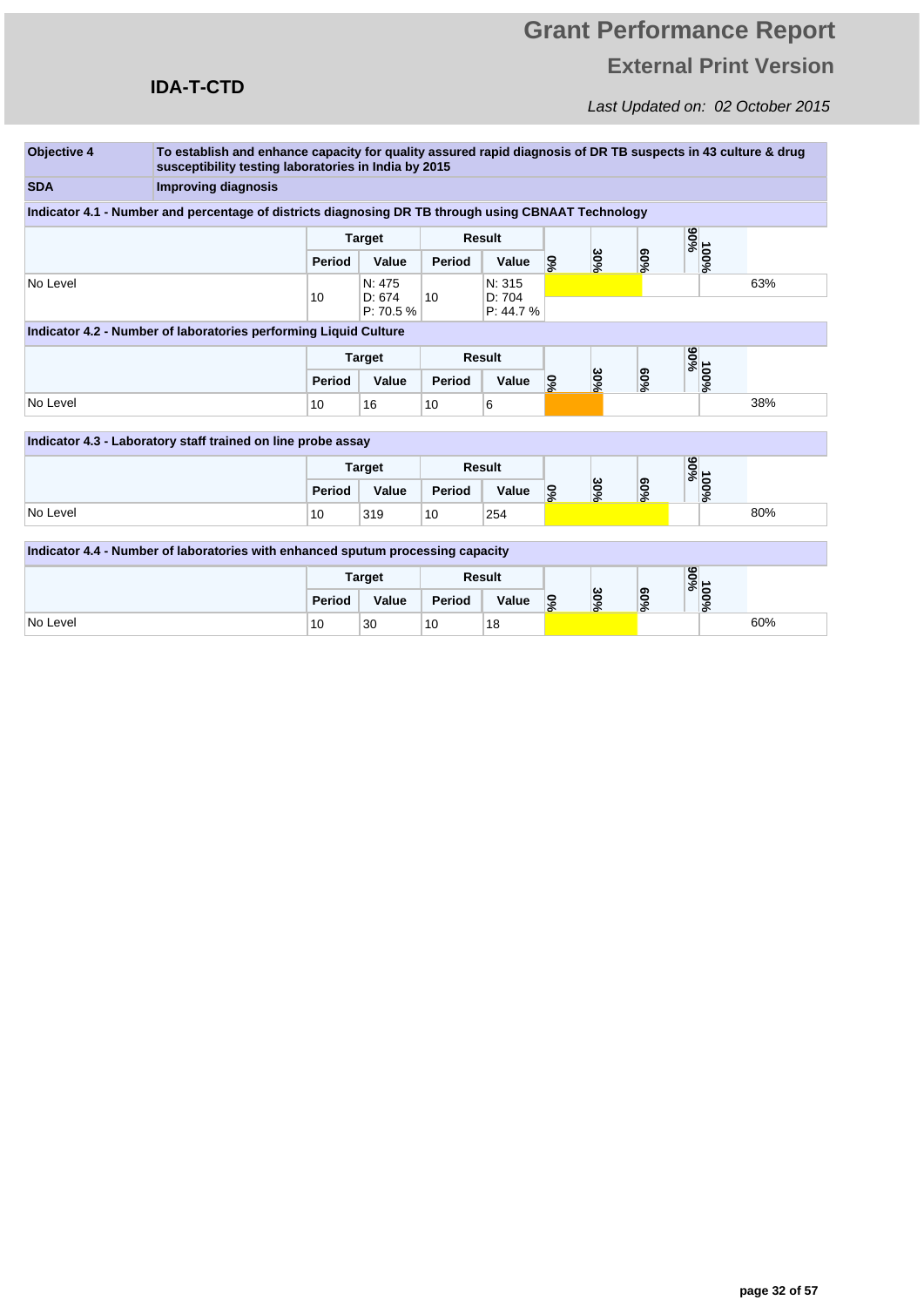# Grant Performance Report

## External Print Version

**IDA-T-CTD**

*Last Updated on: 02 October 2015*

| **Objective 4** | **To establish and enhance capacity for quality assured rapid diagnosis of DR TB suspects in 43 culture & drug susceptibility testing laboratories in India by 2015** |
|---|---|
| **SDA** | **Improving diagnosis** |

**Indicator 4.1 - Number and percentage of districts diagnosing DR TB through using CBNAAT Technology**

| | Target | | Result | | |
|---|---|---|---|---|---|
| | Period | Value | Period | Value | % |
| No Level | 10 | N: 475<br>D: 674<br>P: 70.5 % | 10 | N: 315<br>D: 704<br>P: 44.7 % | 63% |

**Indicator 4.2 - Number of laboratories performing Liquid Culture**

| | Target | | Result | | |
|---|---|---|---|---|---|
| | Period | Value | Period | Value | % |
| No Level | 10 | 16 | 10 | 6 | 38% |

**Indicator 4.3 - Laboratory staff trained on line probe assay**

| | Target | | Result | | |
|---|---|---|---|---|---|
| | Period | Value | Period | Value | % |
| No Level | 10 | 319 | 10 | 254 | 80% |

**Indicator 4.4 - Number of laboratories with enhanced sputum processing capacity**

| | Target | | Result | | |
|---|---|---|---|---|---|
| | Period | Value | Period | Value | % |
| No Level | 10 | 30 | 10 | 18 | 60% |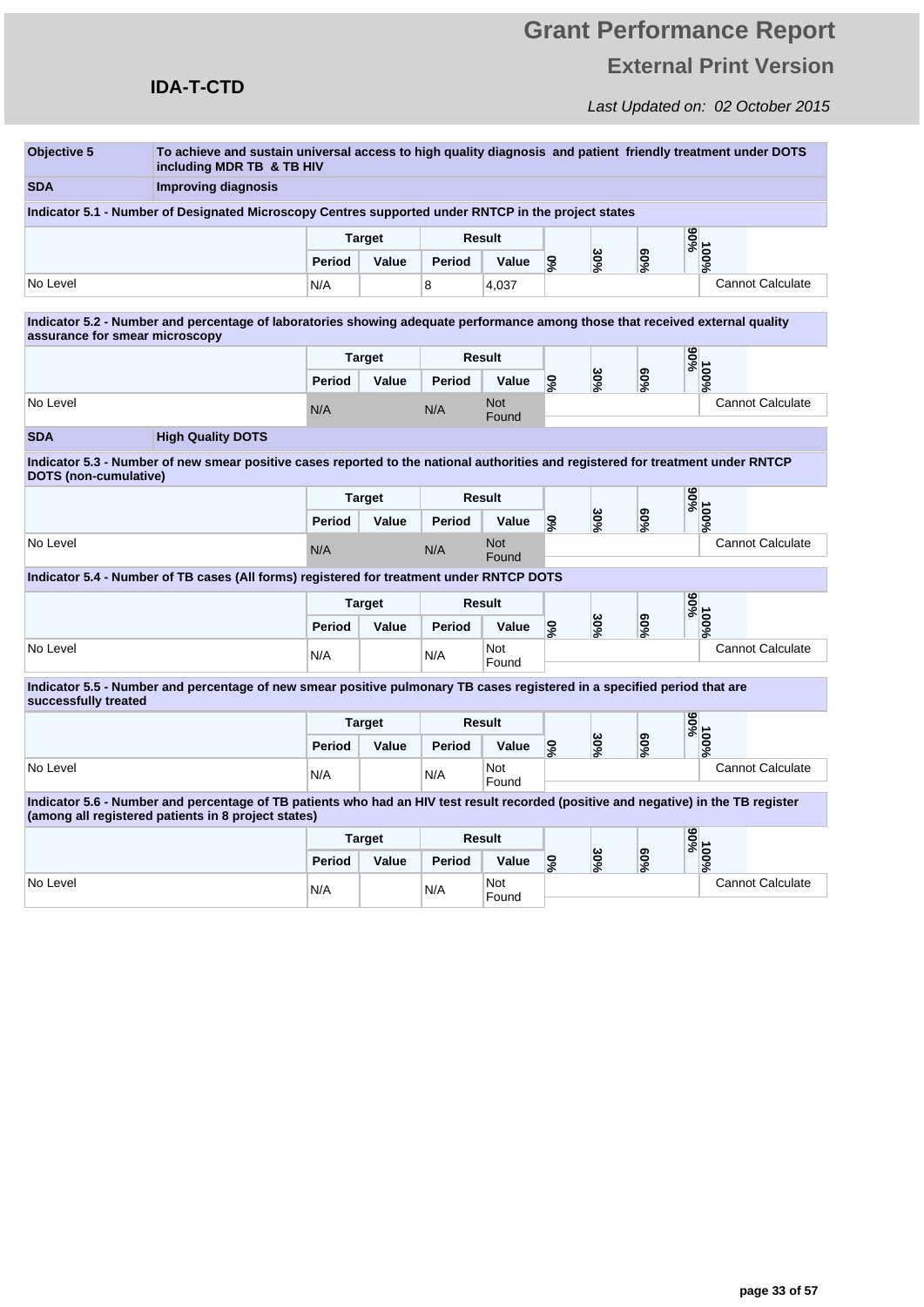# Grant Performance Report

## External Print Version

**IDA-T-CTD**

*Last Updated on: 02 October 2015*

| | |
|---|---|
| **Objective 5** | **To achieve and sustain universal access to high quality diagnosis and patient friendly treatment under DOTS including MDR TB & TB HIV** |
| **SDA** | **Improving diagnosis** |

**Indicator 5.1 - Number of Designated Microscopy Centres supported under RNTCP in the project states**

| | Target | | Result | | 0% 30% 60% 90% 100% | |
|---|---|---|---|---|---|---|
| | Period | Value | Period | Value | | |
| No Level | N/A | | 8 | 4,037 | | Cannot Calculate |

**Indicator 5.2 - Number and percentage of laboratories showing adequate performance among those that received external quality assurance for smear microscopy**

| | Target | | Result | | 0% 30% 60% 90% 100% | |
|---|---|---|---|---|---|---|
| | Period | Value | Period | Value | | |
| No Level | N/A | | N/A | Not Found | | Cannot Calculate |

| | |
|---|---|
| **SDA** | **High Quality DOTS** |

**Indicator 5.3 - Number of new smear positive cases reported to the national authorities and registered for treatment under RNTCP DOTS (non-cumulative)**

| | Target | | Result | | 0% 30% 60% 90% 100% | |
|---|---|---|---|---|---|---|
| | Period | Value | Period | Value | | |
| No Level | N/A | | N/A | Not Found | | Cannot Calculate |

**Indicator 5.4 - Number of TB cases (All forms) registered for treatment under RNTCP DOTS**

| | Target | | Result | | 0% 30% 60% 90% 100% | |
|---|---|---|---|---|---|---|
| | Period | Value | Period | Value | | |
| No Level | N/A | | N/A | Not Found | | Cannot Calculate |

**Indicator 5.5 - Number and percentage of new smear positive pulmonary TB cases registered in a specified period that are successfully treated**

| | Target | | Result | | 0% 30% 60% 90% 100% | |
|---|---|---|---|---|---|---|
| | Period | Value | Period | Value | | |
| No Level | N/A | | N/A | Not Found | | Cannot Calculate |

**Indicator 5.6 - Number and percentage of TB patients who had an HIV test result recorded (positive and negative) in the TB register (among all registered patients in 8 project states)**

| | Target | | Result | | 0% 30% 60% 90% 100% | |
|---|---|---|---|---|---|---|
| | Period | Value | Period | Value | | |
| No Level | N/A | | N/A | Not Found | | Cannot Calculate |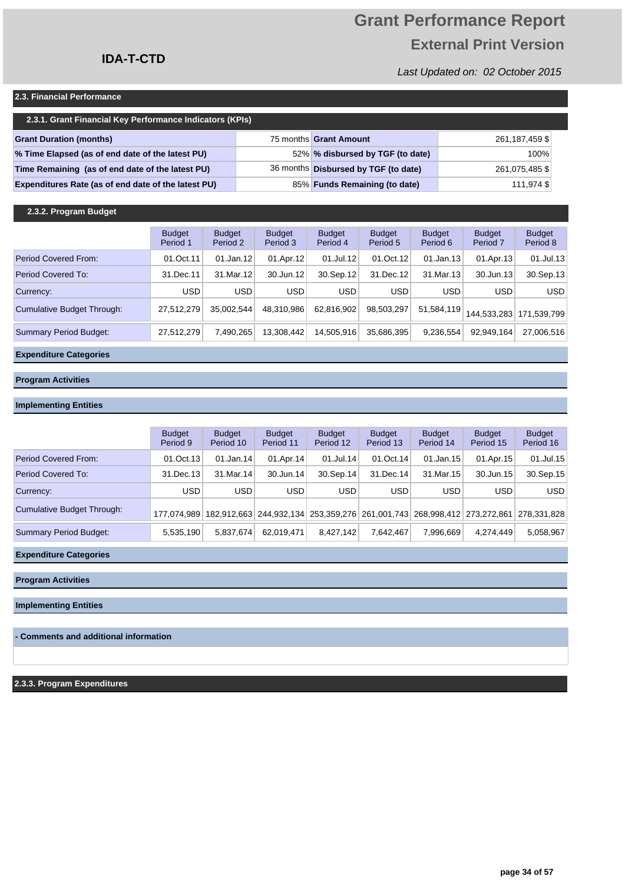# Grant Performance Report

## External Print Version

**IDA-T-CTD**

*Last Updated on: 02 October 2015*

### 2.3. Financial Performance

#### 2.3.1. Grant Financial Key Performance Indicators (KPIs)

| | | | |
|---|---|---|---|
| **Grant Duration (months)** | 75 months | **Grant Amount** | 261,187,459 $ |
| **% Time Elapsed (as of end date of the latest PU)** | 52% | **% disbursed by TGF (to date)** | 100% |
| **Time Remaining (as of end date of the latest PU)** | 36 months | **Disbursed by TGF (to date)** | 261,075,485 $ |
| **Expenditures Rate (as of end date of the latest PU)** | 85% | **Funds Remaining (to date)** | 111,974 $ |

#### 2.3.2. Program Budget

| | Budget Period 1 | Budget Period 2 | Budget Period 3 | Budget Period 4 | Budget Period 5 | Budget Period 6 | Budget Period 7 | Budget Period 8 |
|---|---|---|---|---|---|---|---|---|
| Period Covered From: | 01.Oct.11 | 01.Jan.12 | 01.Apr.12 | 01.Jul.12 | 01.Oct.12 | 01.Jan.13 | 01.Apr.13 | 01.Jul.13 |
| Period Covered To: | 31.Dec.11 | 31.Mar.12 | 30.Jun.12 | 30.Sep.12 | 31.Dec.12 | 31.Mar.13 | 30.Jun.13 | 30.Sep.13 |
| Currency: | USD | USD | USD | USD | USD | USD | USD | USD |
| Cumulative Budget Through: | 27,512,279 | 35,002,544 | 48,310,986 | 62,816,902 | 98,503,297 | 51,584,119 | 144,533,283 | 171,539,799 |
| Summary Period Budget: | 27,512,279 | 7,490,265 | 13,308,442 | 14,505,916 | 35,686,395 | 9,236,554 | 92,949,164 | 27,006,516 |

**Expenditure Categories**

**Program Activities**

**Implementing Entities**

| | Budget Period 9 | Budget Period 10 | Budget Period 11 | Budget Period 12 | Budget Period 13 | Budget Period 14 | Budget Period 15 | Budget Period 16 |
|---|---|---|---|---|---|---|---|---|
| Period Covered From: | 01.Oct.13 | 01.Jan.14 | 01.Apr.14 | 01.Jul.14 | 01.Oct.14 | 01.Jan.15 | 01.Apr.15 | 01.Jul.15 |
| Period Covered To: | 31.Dec.13 | 31.Mar.14 | 30.Jun.14 | 30.Sep.14 | 31.Dec.14 | 31.Mar.15 | 30.Jun.15 | 30.Sep.15 |
| Currency: | USD | USD | USD | USD | USD | USD | USD | USD |
| Cumulative Budget Through: | 177,074,989 | 182,912,663 | 244,932,134 | 253,359,276 | 261,001,743 | 268,998,412 | 273,272,861 | 278,331,828 |
| Summary Period Budget: | 5,535,190 | 5,837,674 | 62,019,471 | 8,427,142 | 7,642,467 | 7,996,669 | 4,274,449 | 5,058,967 |

**Expenditure Categories**

**Program Activities**

**Implementing Entities**

**- Comments and additional information**

#### 2.3.3. Program Expenditures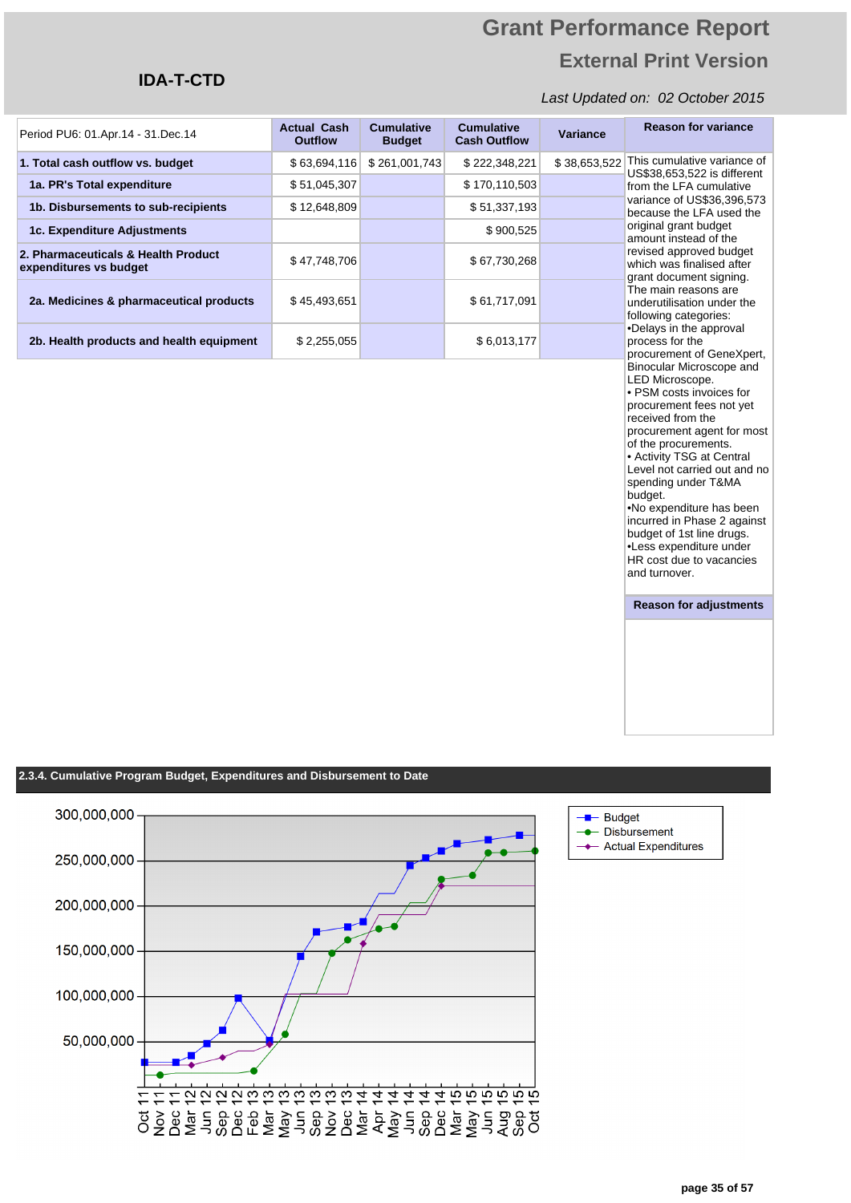# Grant Performance Report

## External Print Version

**IDA-T-CTD**

*Last Updated on: 02 October 2015*

| Period PU6: 01.Apr.14 - 31.Dec.14 | Actual Cash Outflow | Cumulative Budget | Cumulative Cash Outflow | Variance | Reason for variance |
|---|---|---|---|---|---|
| **1. Total cash outflow vs. budget** | $ 63,694,116 | $ 261,001,743 | $ 222,348,221 | $ 38,653,522 | This cumulative variance of US$38,653,522 is different from the LFA cumulative variance of US$36,396,573 because the LFA used the original grant budget amount instead of the revised approved budget which was finalised after grant document signing. The main reasons are underutilisation under the following categories: •Delays in the approval process for the procurement of GeneXpert, Binocular Microscope and LED Microscope. • PSM costs invoices for procurement fees not yet received from the procurement agent for most of the procurements. • Activity TSG at Central Level not carried out and no spending under T&MA budget. •No expenditure has been incurred in Phase 2 against budget of 1st line drugs. •Less expenditure under HR cost due to vacancies and turnover. |
| **1a. PR's Total expenditure** | $ 51,045,307 | | $ 170,110,503 | | |
| **1b. Disbursements to sub-recipients** | $ 12,648,809 | | $ 51,337,193 | | |
| **1c. Expenditure Adjustments** | | | $ 900,525 | | |
| **2. Pharmaceuticals & Health Product expenditures vs budget** | $ 47,748,706 | | $ 67,730,268 | | |
| **2a. Medicines & pharmaceutical products** | $ 45,493,651 | | $ 61,717,091 | | |
| **2b. Health products and health equipment** | $ 2,255,055 | | $ 6,013,177 | | |

**Reason for adjustments**

### 2.3.4. Cumulative Program Budget, Expenditures and Disbursement to Date

[Chart: Budget, Disbursement, Actual Expenditures; y-axis 50,000,000 to 300,000,000; x-axis Oct 11 to Oct 15]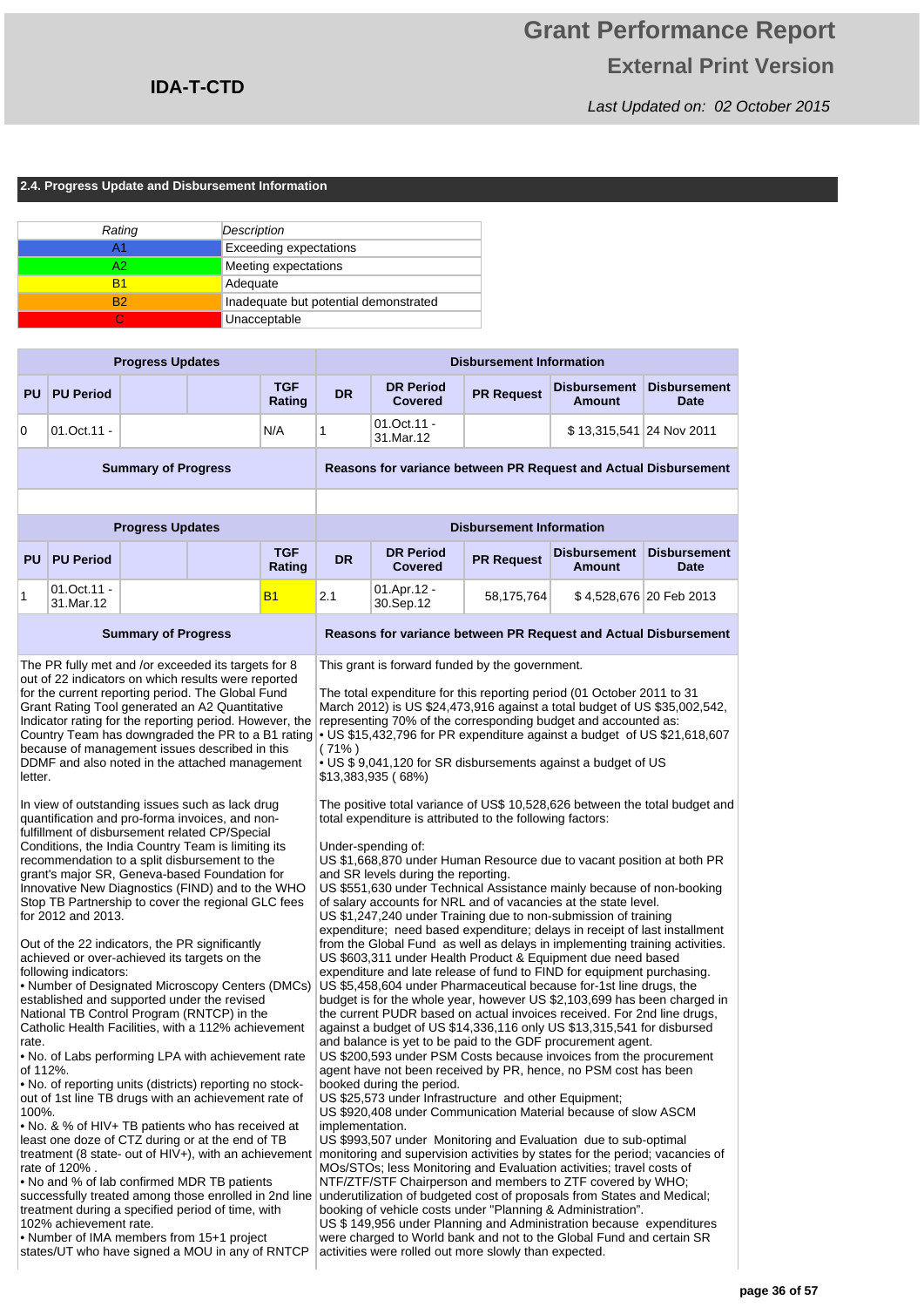# Grant Performance Report

## External Print Version

**IDA-T-CTD**

*Last Updated on: 02 October 2015*

### 2.4. Progress Update and Disbursement Information

| Rating | Description |
|---|---|
| A1 | Exceeding expectations |
| A2 | Meeting expectations |
| B1 | Adequate |
| B2 | Inadequate but potential demonstrated |
| C | Unacceptable |

| Progress Updates | | | | | Disbursement Information | | | | |
|---|---|---|---|---|---|---|---|---|---|
| PU | PU Period | | | TGF Rating | DR | DR Period Covered | PR Request | Disbursement Amount | Disbursement Date |
| 0 | 01.Oct.11 - | | | N/A | 1 | 01.Oct.11 - 31.Mar.12 | | $ 13,315,541 | 24 Nov 2011 |

**Summary of Progress**

**Reasons for variance between PR Request and Actual Disbursement**

| Progress Updates | | | | | Disbursement Information | | | | |
|---|---|---|---|---|---|---|---|---|---|
| PU | PU Period | | | TGF Rating | DR | DR Period Covered | PR Request | Disbursement Amount | Disbursement Date |
| 1 | 01.Oct.11 - 31.Mar.12 | | | B1 | 2.1 | 01.Apr.12 - 30.Sep.12 | 58,175,764 | $ 4,528,676 | 20 Feb 2013 |

**Summary of Progress**

The PR fully met and /or exceeded its targets for 8 out of 22 indicators on which results were reported for the current reporting period. The Global Fund Grant Rating Tool generated an A2 Quantitative Indicator rating for the reporting period. However, the Country Team has downgraded the PR to a B1 rating because of management issues described in this DDMF and also noted in the attached management letter.

In view of outstanding issues such as lack drug quantification and pro-forma invoices, and non-fulfillment of disbursement related CP/Special Conditions, the India Country Team is limiting its recommendation to a split disbursement to the grant's major SR, Geneva-based Foundation for Innovative New Diagnostics (FIND) and to the WHO Stop TB Partnership to cover the regional GLC fees for 2012 and 2013.

Out of the 22 indicators, the PR significantly achieved or over-achieved its targets on the following indicators:
• Number of Designated Microscopy Centers (DMCs) established and supported under the revised National TB Control Program (RNTCP) in the Catholic Health Facilities, with a 112% achievement rate.
• No. of Labs performing LPA with achievement rate of 112%.
• No. of reporting units (districts) reporting no stock-out of 1st line TB drugs with an achievement rate of 100%.
• No. & % of HIV+ TB patients who has received at least one doze of CTZ during or at the end of TB treatment (8 state- out of HIV+), with an achievement rate of 120% .
• No and % of lab confirmed MDR TB patients successfully treated among those enrolled in 2nd line treatment during a specified period of time, with 102% achievement rate.
• Number of IMA members from 15+1 project states/UT who have signed a MOU in any of RNTCP

**Reasons for variance between PR Request and Actual Disbursement**

This grant is forward funded by the government.

The total expenditure for this reporting period (01 October 2011 to 31 March 2012) is US $24,473,916 against a total budget of US $35,002,542, representing 70% of the corresponding budget and accounted as:
• US $15,432,796 for PR expenditure against a budget of US $21,618,607 ( 71% )
• US $ 9,041,120 for SR disbursements against a budget of US $13,383,935 ( 68%)

The positive total variance of US$ 10,528,626 between the total budget and total expenditure is attributed to the following factors:

Under-spending of:
US $1,668,870 under Human Resource due to vacant position at both PR and SR levels during the reporting.
US $551,630 under Technical Assistance mainly because of non-booking of salary accounts for NRL and of vacancies at the state level.
US $1,247,240 under Training due to non-submission of training expenditure; need based expenditure; delays in receipt of last installment from the Global Fund as well as delays in implementing training activities.
US $603,311 under Health Product & Equipment due need based expenditure and late release of fund to FIND for equipment purchasing.
US $5,458,604 under Pharmaceutical because for-1st line drugs, the budget is for the whole year, however US $2,103,699 has been charged in the current PUDR based on actual invoices received. For 2nd line drugs, against a budget of US $14,336,116 only US $13,315,541 for disbursed and balance is yet to be paid to the GDF procurement agent.
US $200,593 under PSM Costs because invoices from the procurement agent have not been received by PR, hence, no PSM cost has been booked during the period.
US $25,573 under Infrastructure and other Equipment;
US $920,408 under Communication Material because of slow ASCM implementation.
US $993,507 under Monitoring and Evaluation due to sub-optimal monitoring and supervision activities by states for the period; vacancies of MOs/STOs; less Monitoring and Evaluation activities; travel costs of NTF/ZTF/STF Chairperson and members to ZTF covered by WHO; underutilization of budgeted cost of proposals from States and Medical; booking of vehicle costs under "Planning & Administration".
US $ 149,956 under Planning and Administration because expenditures were charged to World bank and not to the Global Fund and certain SR activities were rolled out more slowly than expected.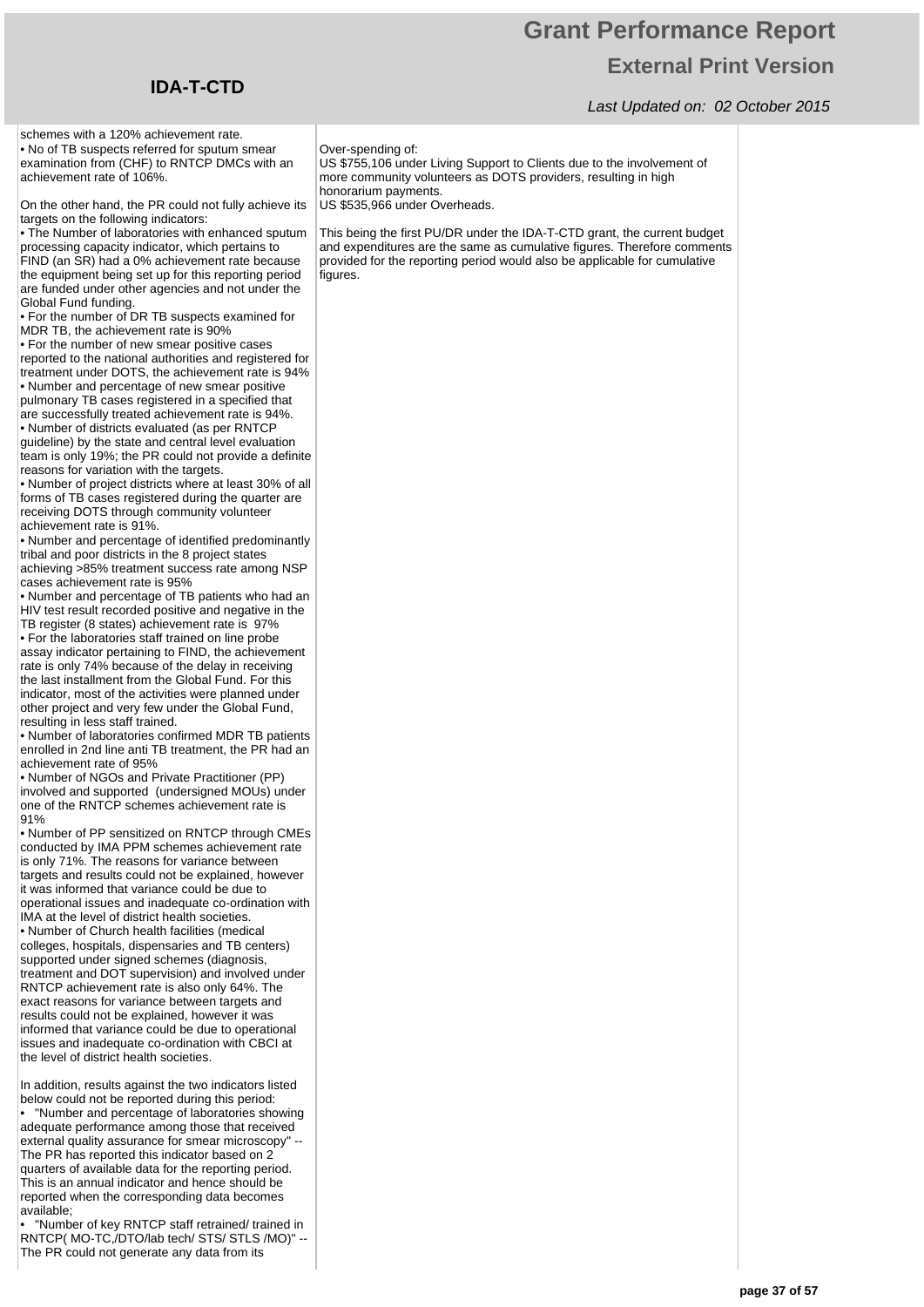| | | |
|---|---|---|
| schemes with a 120% achievement rate.<br>• No of TB suspects referred for sputum smear examination from (CHF) to RNTCP DMCs with an achievement rate of 106%.<br><br>On the other hand, the PR could not fully achieve its targets on the following indicators:<br>• The Number of laboratories with enhanced sputum processing capacity indicator, which pertains to FIND (an SR) had a 0% achievement rate because the equipment being set up for this reporting period are funded under other agencies and not under the Global Fund funding.<br>• For the number of DR TB suspects examined for MDR TB, the achievement rate is 90%<br>• For the number of new smear positive cases reported to the national authorities and registered for treatment under DOTS, the achievement rate is 94%<br>• Number and percentage of new smear positive pulmonary TB cases registered in a specified that are successfully treated achievement rate is 94%.<br>• Number of districts evaluated (as per RNTCP guideline) by the state and central level evaluation team is only 19%; the PR could not provide a definite reasons for variation with the targets.<br>• Number of project districts where at least 30% of all forms of TB cases registered during the quarter are receiving DOTS through community volunteer achievement rate is 91%.<br>• Number and percentage of identified predominantly tribal and poor districts in the 8 project states achieving >85% treatment success rate among NSP cases achievement rate is 95%<br>• Number and percentage of TB patients who had an HIV test result recorded positive and negative in the TB register (8 states) achievement rate is 97%<br>• For the laboratories staff trained on line probe assay indicator pertaining to FIND, the achievement rate is only 74% because of the delay in receiving the last installment from the Global Fund. For this indicator, most of the activities were planned under other project and very few under the Global Fund, resulting in less staff trained.<br>• Number of laboratories confirmed MDR TB patients enrolled in 2nd line anti TB treatment, the PR had an achievement rate of 95%<br>• Number of NGOs and Private Practitioner (PP) involved and supported (undersigned MOUs) under one of the RNTCP schemes achievement rate is 91%<br>• Number of PP sensitized on RNTCP through CMEs conducted by IMA PPM schemes achievement rate is only 71%. The reasons for variance between targets and results could not be explained, however it was informed that variance could be due to operational issues and inadequate co-ordination with IMA at the level of district health societies.<br>• Number of Church health facilities (medical colleges, hospitals, dispensaries and TB centers) supported under signed schemes (diagnosis, treatment and DOT supervision) and involved under RNTCP achievement rate is also only 64%. The exact reasons for variance between targets and results could not be explained, however it was informed that variance could be due to operational issues and inadequate co-ordination with CBCI at the level of district health societies.<br><br>In addition, results against the two indicators listed below could not be reported during this period:<br>• "Number and percentage of laboratories showing adequate performance among those that received external quality assurance for smear microscopy" -- The PR has reported this indicator based on 2 quarters of available data for the reporting period. This is an annual indicator and hence should be reported when the corresponding data becomes available;<br>• "Number of key RNTCP staff retrained/ trained in RNTCP( MO-TC,/DTO/lab tech/ STS/ STLS /MO)" -- The PR could not generate any data from its | Over-spending of:<br>US $755,106 under Living Support to Clients due to the involvement of more community volunteers as DOTS providers, resulting in high honorarium payments.<br>US $535,966 under Overheads.<br><br>This being the first PU/DR under the IDA-T-CTD grant, the current budget and expenditures are the same as cumulative figures. Therefore comments provided for the reporting period would also be applicable for cumulative figures. | |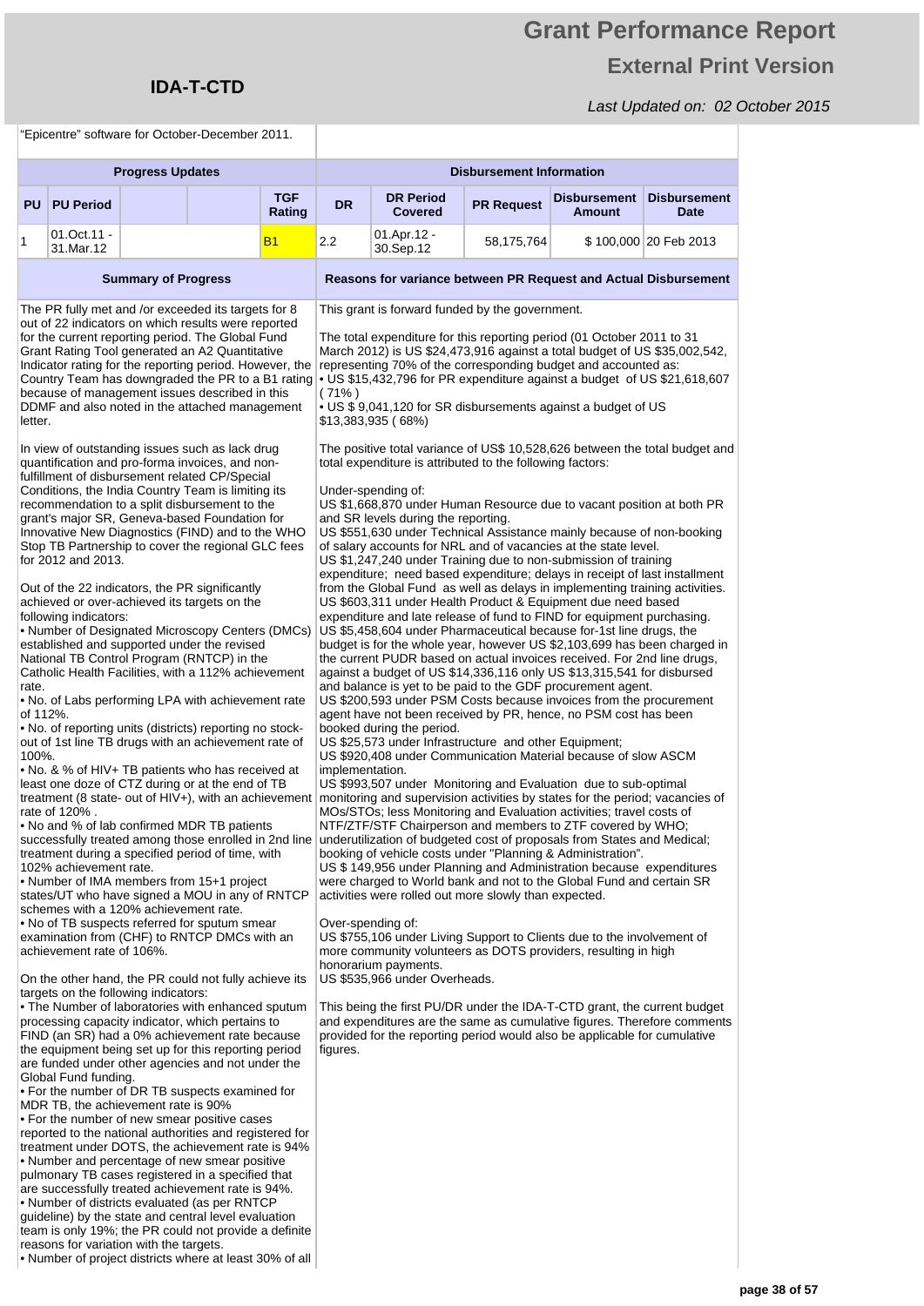"Epicentre" software for October-December 2011.

| Progress Updates | | | | | Disbursement Information | | | | |
|---|---|---|---|---|---|---|---|---|---|
| PU | PU Period | | | TGF Rating | DR | DR Period Covered | PR Request | Disbursement Amount | Disbursement Date |
| 1 | 01.Oct.11 - 31.Mar.12 | | | B1 | 2.2 | 01.Apr.12 - 30.Sep.12 | 58,175,764 | $ 100,000 | 20 Feb 2013 |

| Summary of Progress | Reasons for variance between PR Request and Actual Disbursement |
|---|---|
| The PR fully met and /or exceeded its targets for 8 out of 22 indicators on which results were reported for the current reporting period. The Global Fund Grant Rating Tool generated an A2 Quantitative Indicator rating for the reporting period. However, the Country Team has downgraded the PR to a B1 rating because of management issues described in this DDMF and also noted in the attached management letter.<br><br>In view of outstanding issues such as lack drug quantification and pro-forma invoices, and non-fulfillment of disbursement related CP/Special Conditions, the India Country Team is limiting its recommendation to a split disbursement to the grant's major SR, Geneva-based Foundation for Innovative New Diagnostics (FIND) and to the WHO Stop TB Partnership to cover the regional GLC fees for 2012 and 2013.<br><br>Out of the 22 indicators, the PR significantly achieved or over-achieved its targets on the following indicators:<br>• Number of Designated Microscopy Centers (DMCs) established and supported under the revised National TB Control Program (RNTCP) in the Catholic Health Facilities, with a 112% achievement rate.<br>• No. of Labs performing LPA with achievement rate of 112%.<br>• No. of reporting units (districts) reporting no stock-out of 1st line TB drugs with an achievement rate of 100%.<br>• No. & % of HIV+ TB patients who has received at least one doze of CTZ during or at the end of TB treatment (8 state- out of HIV+), with an achievement rate of 120% .<br>• No and % of lab confirmed MDR TB patients successfully treated among those enrolled in 2nd line treatment during a specified period of time, with 102% achievement rate.<br>• Number of IMA members from 15+1 project states/UT who have signed a MOU in any of RNTCP schemes with a 120% achievement rate.<br>• No of TB suspects referred for sputum smear examination from (CHF) to RNTCP DMCs with an achievement rate of 106%.<br><br>On the other hand, the PR could not fully achieve its targets on the following indicators:<br>• The Number of laboratories with enhanced sputum processing capacity indicator, which pertains to FIND (an SR) had a 0% achievement rate because the equipment being set up for this reporting period are funded under other agencies and not under the Global Fund funding.<br>• For the number of DR TB suspects examined for MDR TB, the achievement rate is 90%<br>• For the number of new smear positive cases reported to the national authorities and registered for treatment under DOTS, the achievement rate is 94%<br>• Number and percentage of new smear positive pulmonary TB cases registered in a specified that are successfully treated achievement rate is 94%.<br>• Number of districts evaluated (as per RNTCP guideline) by the state and central level evaluation team is only 19%; the PR could not provide a definite reasons for variation with the targets.<br>• Number of project districts where at least 30% of all | This grant is forward funded by the government.<br><br>The total expenditure for this reporting period (01 October 2011 to 31 March 2012) is US $24,473,916 against a total budget of US $35,002,542, representing 70% of the corresponding budget and accounted as:<br>• US $15,432,796 for PR expenditure against a budget of US $21,618,607 ( 71% )<br>• US $ 9,041,120 for SR disbursements against a budget of US $13,383,935 ( 68%)<br><br>The positive total variance of US$ 10,528,626 between the total budget and total expenditure is attributed to the following factors:<br><br>Under-spending of:<br>US $1,668,870 under Human Resource due to vacant position at both PR and SR levels during the reporting.<br>US $551,630 under Technical Assistance mainly because of non-booking of salary accounts for NRL and of vacancies at the state level.<br>US $1,247,240 under Training due to non-submission of training expenditure; need based expenditure; delays in receipt of last installment from the Global Fund as well as delays in implementing training activities.<br>US $603,311 under Health Product & Equipment due need based expenditure and late release of fund to FIND for equipment purchasing.<br>US $5,458,604 under Pharmaceutical because for-1st line drugs, the budget is for the whole year, however US $2,103,699 has been charged in the current PUDR based on actual invoices received. For 2nd line drugs, against a budget of US $14,336,116 only US $13,315,541 for disbursed and balance is yet to be paid to the GDF procurement agent.<br>US $200,593 under PSM Costs because invoices from the procurement agent have not been received by PR, hence, no PSM cost has been booked during the period.<br>US $25,573 under Infrastructure and other Equipment;<br>US $920,408 under Communication Material because of slow ASCM implementation.<br>US $993,507 under Monitoring and Evaluation due to sub-optimal monitoring and supervision activities by states for the period; vacancies of MOs/STOs; less Monitoring and Evaluation activities; travel costs of NTF/ZTF/STF Chairperson and members to ZTF covered by WHO; underutilization of budgeted cost of proposals from States and Medical; booking of vehicle costs under "Planning & Administration".<br>US $ 149,956 under Planning and Administration because expenditures were charged to World bank and not to the Global Fund and certain SR activities were rolled out more slowly than expected.<br><br>Over-spending of:<br>US $755,106 under Living Support to Clients due to the involvement of more community volunteers as DOTS providers, resulting in high honorarium payments.<br>US $535,966 under Overheads.<br><br>This being the first PU/DR under the IDA-T-CTD grant, the current budget and expenditures are the same as cumulative figures. Therefore comments provided for the reporting period would also be applicable for cumulative figures. |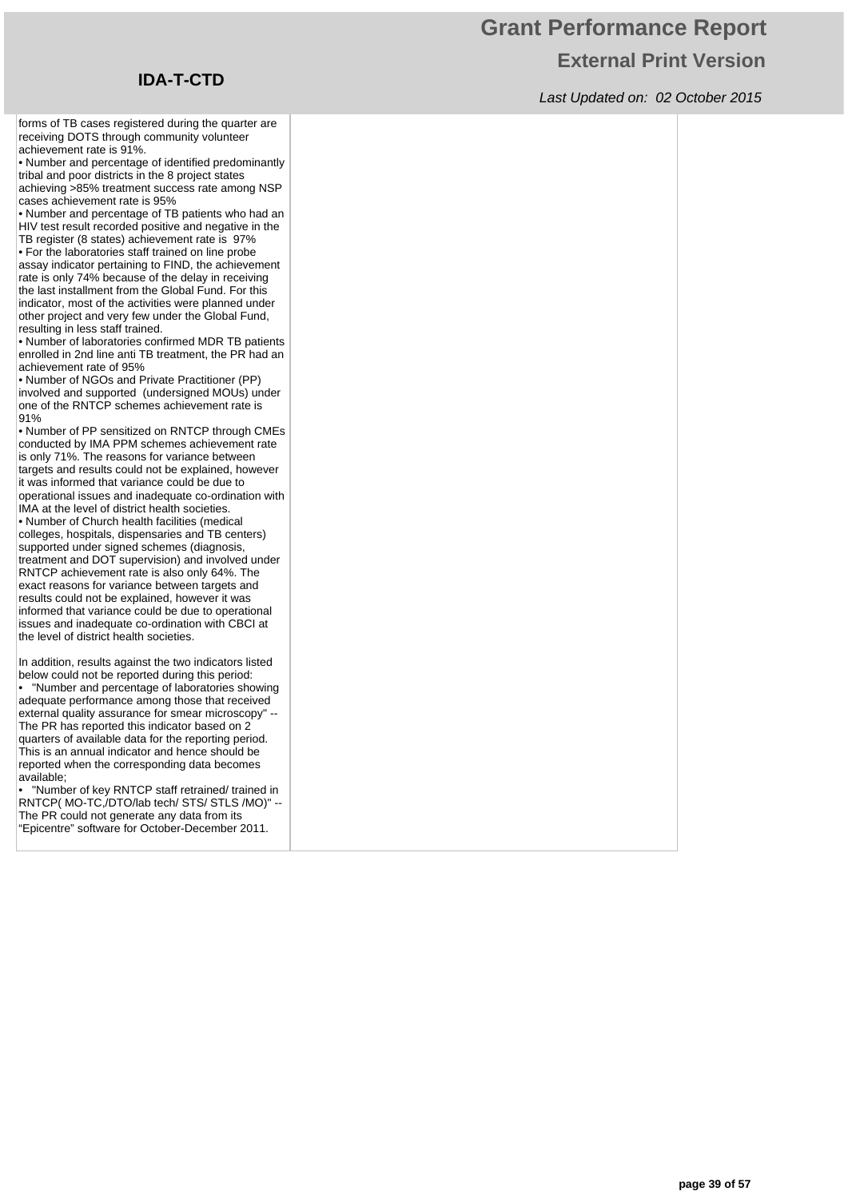forms of TB cases registered during the quarter are receiving DOTS through community volunteer achievement rate is 91%.

- Number and percentage of identified predominantly tribal and poor districts in the 8 project states achieving >85% treatment success rate among NSP cases achievement rate is 95%
- Number and percentage of TB patients who had an HIV test result recorded positive and negative in the TB register (8 states) achievement rate is 97%
- For the laboratories staff trained on line probe assay indicator pertaining to FIND, the achievement rate is only 74% because of the delay in receiving the last installment from the Global Fund. For this indicator, most of the activities were planned under other project and very few under the Global Fund, resulting in less staff trained.
- Number of laboratories confirmed MDR TB patients enrolled in 2nd line anti TB treatment, the PR had an achievement rate of 95%
- Number of NGOs and Private Practitioner (PP) involved and supported (undersigned MOUs) under one of the RNTCP schemes achievement rate is 91%
- Number of PP sensitized on RNTCP through CMEs conducted by IMA PPM schemes achievement rate is only 71%. The reasons for variance between targets and results could not be explained, however it was informed that variance could be due to operational issues and inadequate co-ordination with IMA at the level of district health societies.
- Number of Church health facilities (medical colleges, hospitals, dispensaries and TB centers) supported under signed schemes (diagnosis, treatment and DOT supervision) and involved under RNTCP achievement rate is also only 64%. The exact reasons for variance between targets and results could not be explained, however it was informed that variance could be due to operational issues and inadequate co-ordination with CBCI at the level of district health societies.

In addition, results against the two indicators listed below could not be reported during this period:

- "Number and percentage of laboratories showing adequate performance among those that received external quality assurance for smear microscopy" -- The PR has reported this indicator based on 2 quarters of available data for the reporting period. This is an annual indicator and hence should be reported when the corresponding data becomes available;
- "Number of key RNTCP staff retrained/ trained in RNTCP( MO-TC,/DTO/lab tech/ STS/ STLS /MO)" -- The PR could not generate any data from its "Epicentre" software for October-December 2011.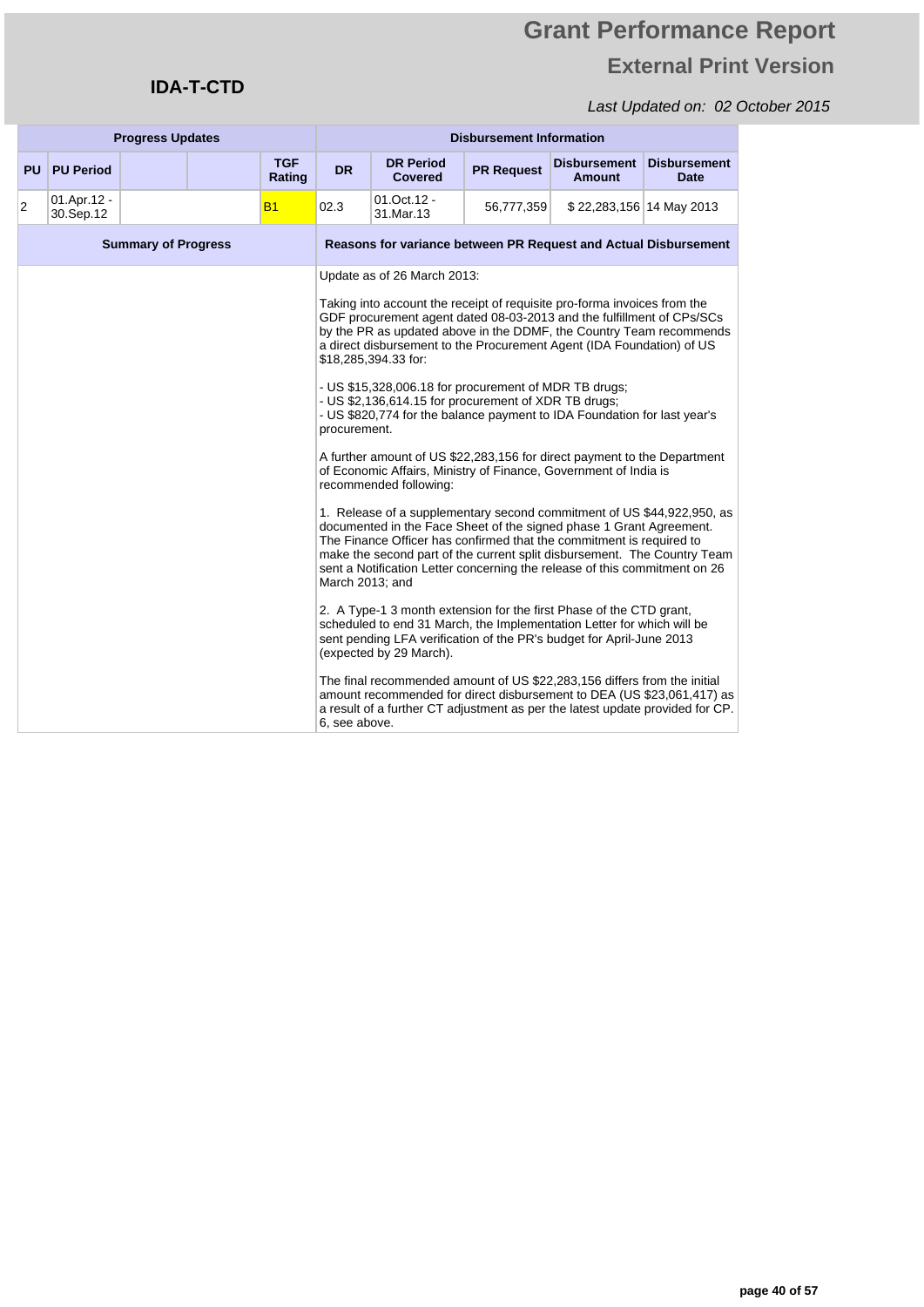# Grant Performance Report

## External Print Version

**IDA-T-CTD**

*Last Updated on: 02 October 2015*

| Progress Updates | | | | | Disbursement Information | | | | |
|---|---|---|---|---|---|---|---|---|---|
| PU | PU Period | | | TGF Rating | DR | DR Period Covered | PR Request | Disbursement Amount | Disbursement Date |
| 2 | 01.Apr.12 - 30.Sep.12 | | | B1 | 02.3 | 01.Oct.12 - 31.Mar.13 | 56,777,359 | $ 22,283,156 | 14 May 2013 |

| Summary of Progress | Reasons for variance between PR Request and Actual Disbursement |
|---|---|
| | Update as of 26 March 2013:<br><br>Taking into account the receipt of requisite pro-forma invoices from the GDF procurement agent dated 08-03-2013 and the fulfillment of CPs/SCs by the PR as updated above in the DDMF, the Country Team recommends a direct disbursement to the Procurement Agent (IDA Foundation) of US $18,285,394.33 for:<br><br>- US $15,328,006.18 for procurement of MDR TB drugs;<br>- US $2,136,614.15 for procurement of XDR TB drugs;<br>- US $820,774 for the balance payment to IDA Foundation for last year's procurement.<br><br>A further amount of US $22,283,156 for direct payment to the Department of Economic Affairs, Ministry of Finance, Government of India is recommended following:<br><br>1. Release of a supplementary second commitment of US $44,922,950, as documented in the Face Sheet of the signed phase 1 Grant Agreement. The Finance Officer has confirmed that the commitment is required to make the second part of the current split disbursement. The Country Team sent a Notification Letter concerning the release of this commitment on 26 March 2013; and<br><br>2. A Type-1 3 month extension for the first Phase of the CTD grant, scheduled to end 31 March, the Implementation Letter for which will be sent pending LFA verification of the PR's budget for April-June 2013 (expected by 29 March).<br><br>The final recommended amount of US $22,283,156 differs from the initial amount recommended for direct disbursement to DEA (US $23,061,417) as a result of a further CT adjustment as per the latest update provided for CP. 6, see above. |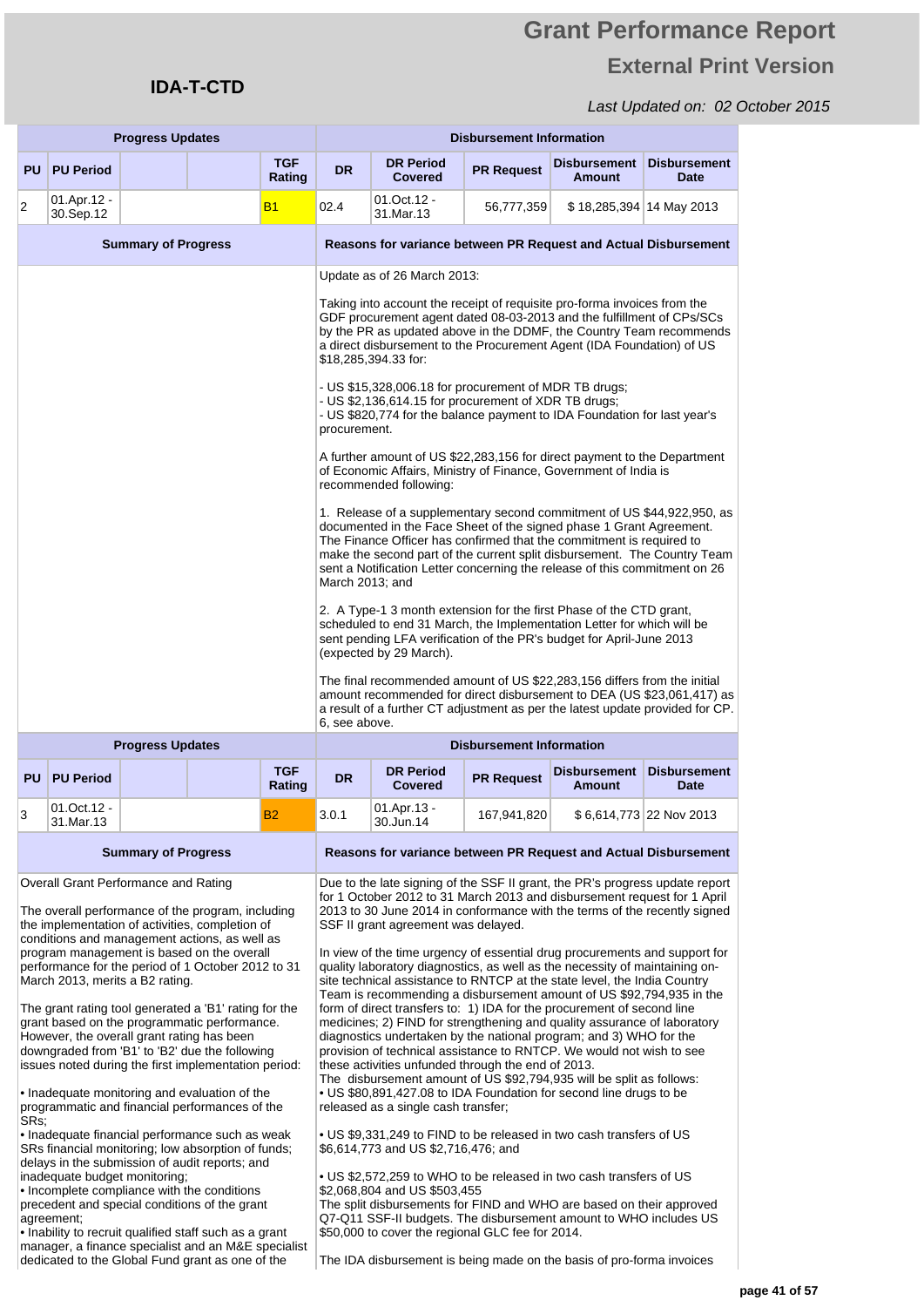# Grant Performance Report

## External Print Version

**IDA-T-CTD**

*Last Updated on: 02 October 2015*

| Progress Updates | | | | | Disbursement Information | | | | |
|---|---|---|---|---|---|---|---|---|---|
| PU | PU Period | | | TGF Rating | DR | DR Period Covered | PR Request | Disbursement Amount | Disbursement Date |
| 2 | 01.Apr.12 - 30.Sep.12 | | | B1 | 02.4 | 01.Oct.12 - 31.Mar.13 | 56,777,359 | $ 18,285,394 | 14 May 2013 |

**Summary of Progress**

**Reasons for variance between PR Request and Actual Disbursement**

Update as of 26 March 2013:

Taking into account the receipt of requisite pro-forma invoices from the GDF procurement agent dated 08-03-2013 and the fulfillment of CPs/SCs by the PR as updated above in the DDMF, the Country Team recommends a direct disbursement to the Procurement Agent (IDA Foundation) of US $18,285,394.33 for:

- US $15,328,006.18 for procurement of MDR TB drugs;
- US $2,136,614.15 for procurement of XDR TB drugs;
- US $820,774 for the balance payment to IDA Foundation for last year's procurement.

A further amount of US $22,283,156 for direct payment to the Department of Economic Affairs, Ministry of Finance, Government of India is recommended following:

1. Release of a supplementary second commitment of US $44,922,950, as documented in the Face Sheet of the signed phase 1 Grant Agreement. The Finance Officer has confirmed that the commitment is required to make the second part of the current split disbursement. The Country Team sent a Notification Letter concerning the release of this commitment on 26 March 2013; and

2. A Type-1 3 month extension for the first Phase of the CTD grant, scheduled to end 31 March, the Implementation Letter for which will be sent pending LFA verification of the PR's budget for April-June 2013 (expected by 29 March).

The final recommended amount of US $22,283,156 differs from the initial amount recommended for direct disbursement to DEA (US $23,061,417) as a result of a further CT adjustment as per the latest update provided for CP. 6, see above.

| Progress Updates | | | | | Disbursement Information | | | | |
|---|---|---|---|---|---|---|---|---|---|
| PU | PU Period | | | TGF Rating | DR | DR Period Covered | PR Request | Disbursement Amount | Disbursement Date |
| 3 | 01.Oct.12 - 31.Mar.13 | | | B2 | 3.0.1 | 01.Apr.13 - 30.Jun.14 | 167,941,820 | $ 6,614,773 | 22 Nov 2013 |

**Summary of Progress**

Overall Grant Performance and Rating

The overall performance of the program, including the implementation of activities, completion of conditions and management actions, as well as program management is based on the overall performance for the period of 1 October 2012 to 31 March 2013, merits a B2 rating.

The grant rating tool generated a 'B1' rating for the grant based on the programmatic performance. However, the overall grant rating has been downgraded from 'B1' to 'B2' due the following issues noted during the first implementation period:

• Inadequate monitoring and evaluation of the programmatic and financial performances of the SRs;
• Inadequate financial performance such as weak SRs financial monitoring; low absorption of funds; delays in the submission of audit reports; and inadequate budget monitoring;
• Incomplete compliance with the conditions precedent and special conditions of the grant agreement;
• Inability to recruit qualified staff such as a grant manager, a finance specialist and an M&E specialist dedicated to the Global Fund grant as one of the

**Reasons for variance between PR Request and Actual Disbursement**

Due to the late signing of the SSF II grant, the PR's progress update report for 1 October 2012 to 31 March 2013 and disbursement request for 1 April 2013 to 30 June 2014 in conformance with the terms of the recently signed SSF II grant agreement was delayed.

In view of the time urgency of essential drug procurements and support for quality laboratory diagnostics, as well as the necessity of maintaining on-site technical assistance to RNTCP at the state level, the India Country Team is recommending a disbursement amount of US $92,794,935 in the form of direct transfers to: 1) IDA for the procurement of second line medicines; 2) FIND for strengthening and quality assurance of laboratory diagnostics undertaken by the national program; and 3) WHO for the provision of technical assistance to RNTCP. We would not wish to see these activities unfunded through the end of 2013.
The disbursement amount of US $92,794,935 will be split as follows:
• US $80,891,427.08 to IDA Foundation for second line drugs to be released as a single cash transfer;

• US $9,331,249 to FIND to be released in two cash transfers of US $6,614,773 and US $2,716,476; and

• US $2,572,259 to WHO to be released in two cash transfers of US $2,068,804 and US $503,455
The split disbursements for FIND and WHO are based on their approved Q7-Q11 SSF-II budgets. The disbursement amount to WHO includes US $50,000 to cover the regional GLC fee for 2014.

The IDA disbursement is being made on the basis of pro-forma invoices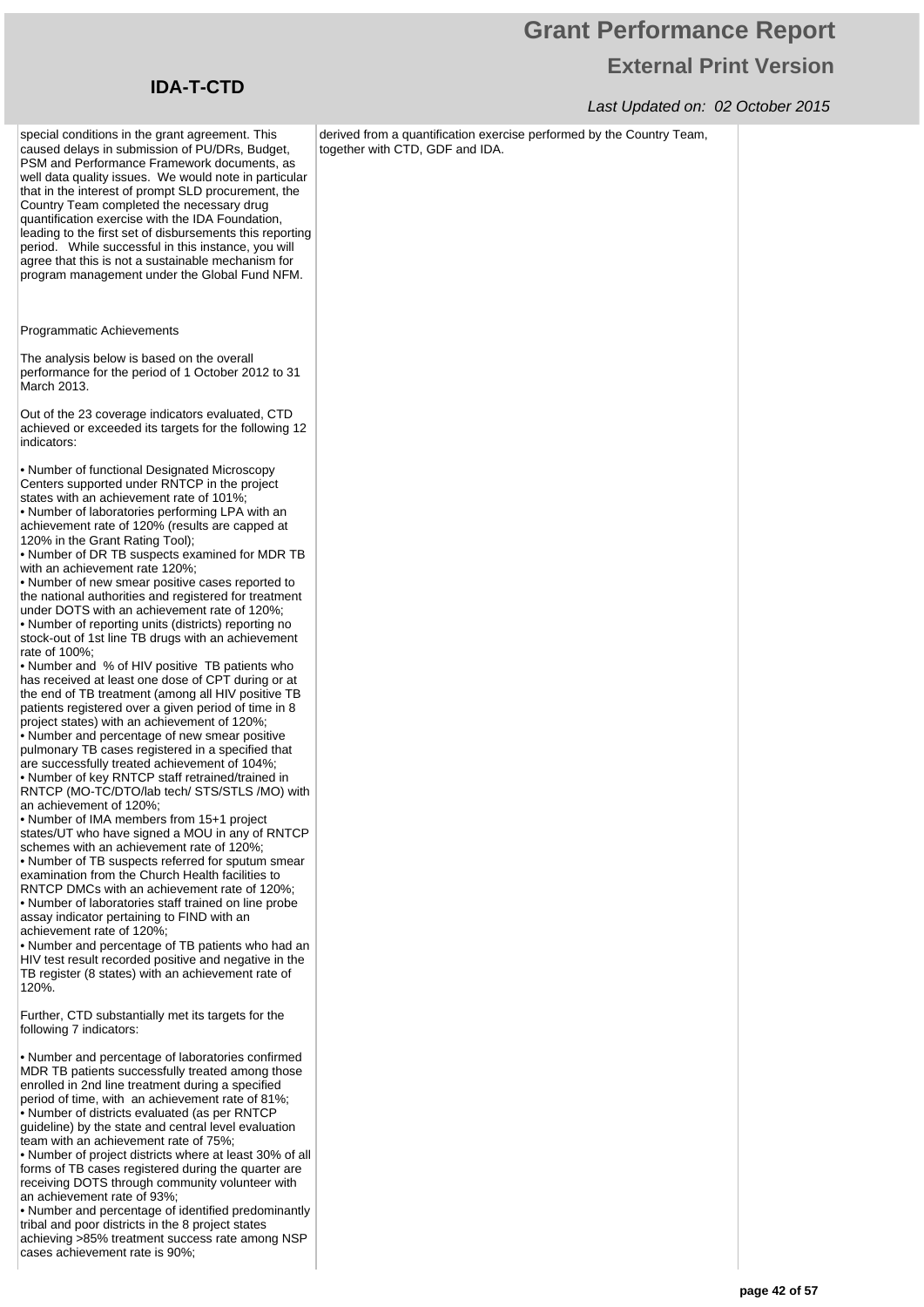special conditions in the grant agreement. This caused delays in submission of PU/DRs, Budget, PSM and Performance Framework documents, as well data quality issues. We would note in particular that in the interest of prompt SLD procurement, the Country Team completed the necessary drug quantification exercise with the IDA Foundation, leading to the first set of disbursements this reporting period. While successful in this instance, you will agree that this is not a sustainable mechanism for program management under the Global Fund NFM.

Programmatic Achievements

The analysis below is based on the overall performance for the period of 1 October 2012 to 31 March 2013.

Out of the 23 coverage indicators evaluated, CTD achieved or exceeded its targets for the following 12 indicators:

• Number of functional Designated Microscopy Centers supported under RNTCP in the project states with an achievement rate of 101%;
• Number of laboratories performing LPA with an achievement rate of 120% (results are capped at 120% in the Grant Rating Tool);
• Number of DR TB suspects examined for MDR TB with an achievement rate 120%;
• Number of new smear positive cases reported to the national authorities and registered for treatment under DOTS with an achievement rate of 120%;
• Number of reporting units (districts) reporting no stock-out of 1st line TB drugs with an achievement rate of 100%;
• Number and % of HIV positive TB patients who has received at least one dose of CPT during or at the end of TB treatment (among all HIV positive TB patients registered over a given period of time in 8 project states) with an achievement of 120%;
• Number and percentage of new smear positive pulmonary TB cases registered in a specified that are successfully treated achievement of 104%;
• Number of key RNTCP staff retrained/trained in RNTCP (MO-TC/DTO/lab tech/ STS/STLS /MO) with an achievement of 120%;
• Number of IMA members from 15+1 project states/UT who have signed a MOU in any of RNTCP schemes with an achievement rate of 120%;
• Number of TB suspects referred for sputum smear examination from the Church Health facilities to RNTCP DMCs with an achievement rate of 120%;
• Number of laboratories staff trained on line probe assay indicator pertaining to FIND with an achievement rate of 120%;
• Number and percentage of TB patients who had an HIV test result recorded positive and negative in the TB register (8 states) with an achievement rate of 120%.

Further, CTD substantially met its targets for the following 7 indicators:

• Number and percentage of laboratories confirmed MDR TB patients successfully treated among those enrolled in 2nd line treatment during a specified period of time, with an achievement rate of 81%;
• Number of districts evaluated (as per RNTCP guideline) by the state and central level evaluation team with an achievement rate of 75%;
• Number of project districts where at least 30% of all forms of TB cases registered during the quarter are receiving DOTS through community volunteer with an achievement rate of 93%;
• Number and percentage of identified predominantly tribal and poor districts in the 8 project states achieving >85% treatment success rate among NSP cases achievement rate is 90%;

derived from a quantification exercise performed by the Country Team, together with CTD, GDF and IDA.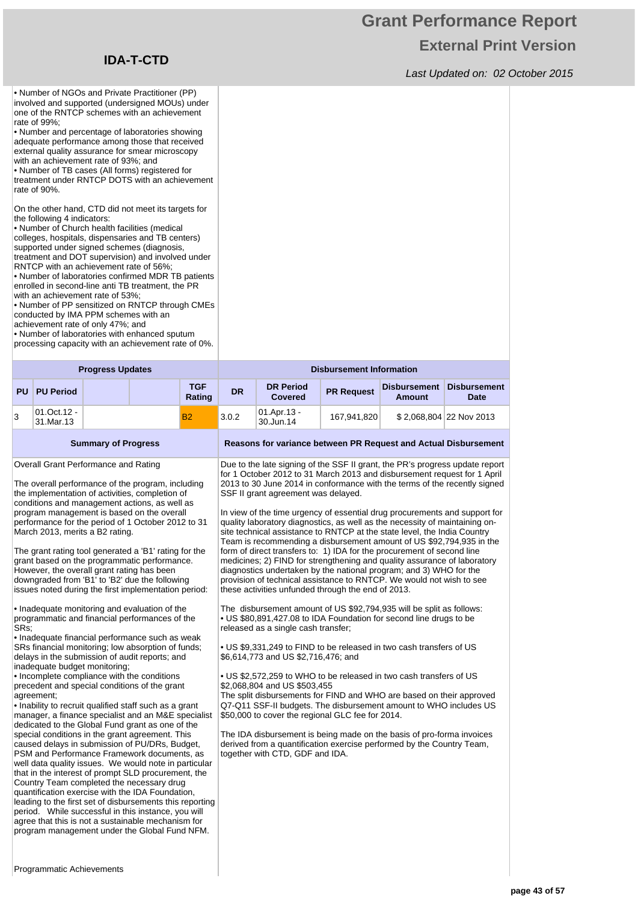• Number of NGOs and Private Practitioner (PP) involved and supported (undersigned MOUs) under one of the RNTCP schemes with an achievement rate of 99%;
• Number and percentage of laboratories showing adequate performance among those that received external quality assurance for smear microscopy with an achievement rate of 93%; and
• Number of TB cases (All forms) registered for treatment under RNTCP DOTS with an achievement rate of 90%.

On the other hand, CTD did not meet its targets for the following 4 indicators:
• Number of Church health facilities (medical colleges, hospitals, dispensaries and TB centers) supported under signed schemes (diagnosis, treatment and DOT supervision) and involved under RNTCP with an achievement rate of 56%;
• Number of laboratories confirmed MDR TB patients enrolled in second-line anti TB treatment, the PR with an achievement rate of 53%;
• Number of PP sensitized on RNTCP through CMEs conducted by IMA PPM schemes with an achievement rate of only 47%; and
• Number of laboratories with enhanced sputum processing capacity with an achievement rate of 0%.

| Progress Updates | | | | | Disbursement Information | | | | |
|---|---|---|---|---|---|---|---|---|---|
| PU | PU Period | | | TGF Rating | DR | DR Period Covered | PR Request | Disbursement Amount | Disbursement Date |
| 3 | 01.Oct.12 - 31.Mar.13 | | | B2 | 3.0.2 | 01.Apr.13 - 30.Jun.14 | 167,941,820 | $ 2,068,804 | 22 Nov 2013 |

**Summary of Progress**

Overall Grant Performance and Rating

The overall performance of the program, including the implementation of activities, completion of conditions and management actions, as well as program management is based on the overall performance for the period of 1 October 2012 to 31 March 2013, merits a B2 rating.

The grant rating tool generated a 'B1' rating for the grant based on the programmatic performance. However, the overall grant rating has been downgraded from 'B1' to 'B2' due the following issues noted during the first implementation period:

• Inadequate monitoring and evaluation of the programmatic and financial performances of the SRs;
• Inadequate financial performance such as weak SRs financial monitoring; low absorption of funds; delays in the submission of audit reports; and inadequate budget monitoring;
• Incomplete compliance with the conditions precedent and special conditions of the grant agreement;
• Inability to recruit qualified staff such as a grant manager, a finance specialist and an M&E specialist dedicated to the Global Fund grant as one of the special conditions in the grant agreement. This caused delays in submission of PU/DRs, Budget, PSM and Performance Framework documents, as well data quality issues. We would note in particular that in the interest of prompt SLD procurement, the Country Team completed the necessary drug quantification exercise with the IDA Foundation, leading to the first set of disbursements this reporting period. While successful in this instance, you will agree that this is not a sustainable mechanism for program management under the Global Fund NFM.

Programmatic Achievements

**Reasons for variance between PR Request and Actual Disbursement**

Due to the late signing of the SSF II grant, the PR's progress update report for 1 October 2012 to 31 March 2013 and disbursement request for 1 April 2013 to 30 June 2014 in conformance with the terms of the recently signed SSF II grant agreement was delayed.

In view of the time urgency of essential drug procurements and support for quality laboratory diagnostics, as well as the necessity of maintaining on-site technical assistance to RNTCP at the state level, the India Country Team is recommending a disbursement amount of US $92,794,935 in the form of direct transfers to: 1) IDA for the procurement of second line medicines; 2) FIND for strengthening and quality assurance of laboratory diagnostics undertaken by the national program; and 3) WHO for the provision of technical assistance to RNTCP. We would not wish to see these activities unfunded through the end of 2013.

The disbursement amount of US $92,794,935 will be split as follows:
• US $80,891,427.08 to IDA Foundation for second line drugs to be released as a single cash transfer;

• US $9,331,249 to FIND to be released in two cash transfers of US $6,614,773 and US $2,716,476; and

• US $2,572,259 to WHO to be released in two cash transfers of US $2,068,804 and US $503,455
The split disbursements for FIND and WHO are based on their approved Q7-Q11 SSF-II budgets. The disbursement amount to WHO includes US $50,000 to cover the regional GLC fee for 2014.

The IDA disbursement is being made on the basis of pro-forma invoices derived from a quantification exercise performed by the Country Team, together with CTD, GDF and IDA.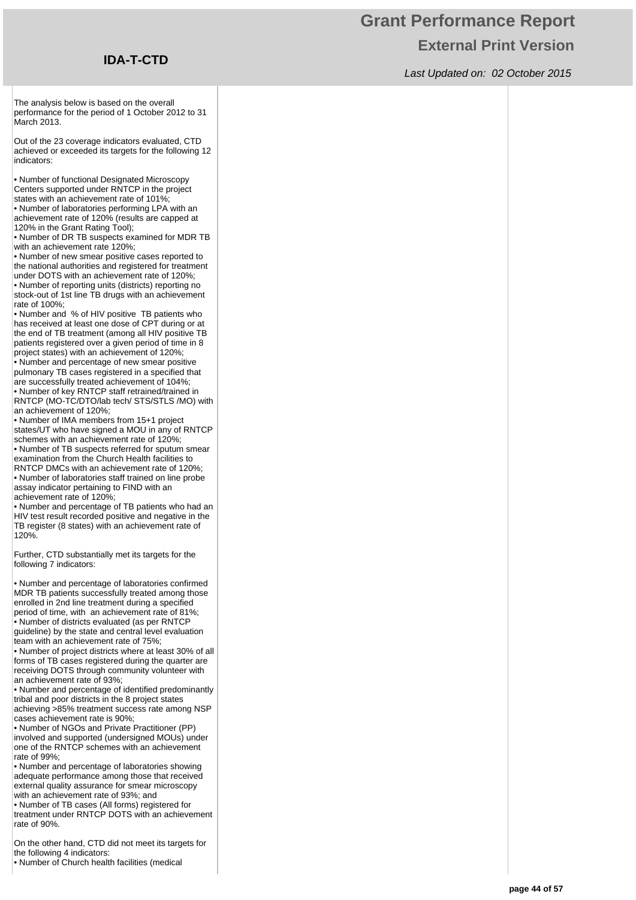The analysis below is based on the overall performance for the period of 1 October 2012 to 31 March 2013.

Out of the 23 coverage indicators evaluated, CTD achieved or exceeded its targets for the following 12 indicators:

- Number of functional Designated Microscopy Centers supported under RNTCP in the project states with an achievement rate of 101%;
- Number of laboratories performing LPA with an achievement rate of 120% (results are capped at 120% in the Grant Rating Tool);
- Number of DR TB suspects examined for MDR TB with an achievement rate 120%;
- Number of new smear positive cases reported to the national authorities and registered for treatment under DOTS with an achievement rate of 120%;
- Number of reporting units (districts) reporting no stock-out of 1st line TB drugs with an achievement rate of 100%;
- Number and % of HIV positive TB patients who has received at least one dose of CPT during or at the end of TB treatment (among all HIV positive TB patients registered over a given period of time in 8 project states) with an achievement of 120%;
- Number and percentage of new smear positive pulmonary TB cases registered in a specified that are successfully treated achievement of 104%;
- Number of key RNTCP staff retrained/trained in RNTCP (MO-TC/DTO/lab tech/ STS/STLS /MO) with an achievement of 120%;
- Number of IMA members from 15+1 project states/UT who have signed a MOU in any of RNTCP schemes with an achievement rate of 120%;
- Number of TB suspects referred for sputum smear examination from the Church Health facilities to RNTCP DMCs with an achievement rate of 120%;
- Number of laboratories staff trained on line probe assay indicator pertaining to FIND with an achievement rate of 120%;
- Number and percentage of TB patients who had an HIV test result recorded positive and negative in the TB register (8 states) with an achievement rate of 120%.

Further, CTD substantially met its targets for the following 7 indicators:

- Number and percentage of laboratories confirmed MDR TB patients successfully treated among those enrolled in 2nd line treatment during a specified period of time, with an achievement rate of 81%;
- Number of districts evaluated (as per RNTCP guideline) by the state and central level evaluation team with an achievement rate of 75%;
- Number of project districts where at least 30% of all forms of TB cases registered during the quarter are receiving DOTS through community volunteer with an achievement rate of 93%;
- Number and percentage of identified predominantly tribal and poor districts in the 8 project states achieving >85% treatment success rate among NSP cases achievement rate is 90%;
- Number of NGOs and Private Practitioner (PP) involved and supported (undersigned MOUs) under one of the RNTCP schemes with an achievement rate of 99%;
- Number and percentage of laboratories showing adequate performance among those that received external quality assurance for smear microscopy with an achievement rate of 93%; and
- Number of TB cases (All forms) registered for treatment under RNTCP DOTS with an achievement rate of 90%.

On the other hand, CTD did not meet its targets for the following 4 indicators:

- Number of Church health facilities (medical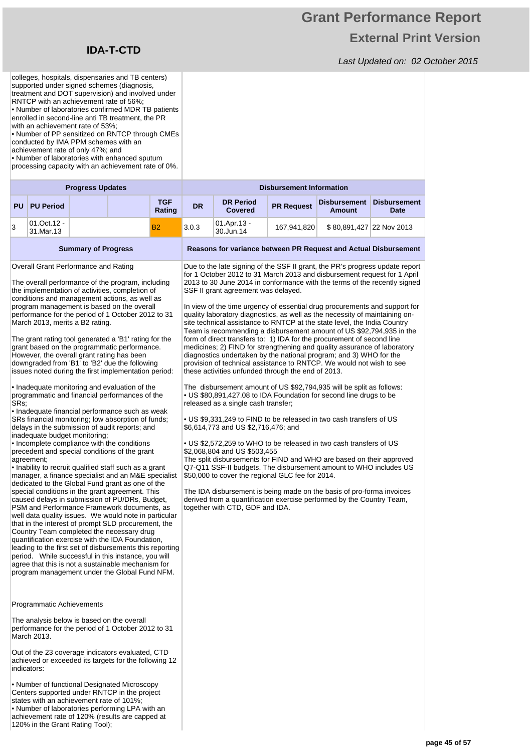colleges, hospitals, dispensaries and TB centers) supported under signed schemes (diagnosis, treatment and DOT supervision) and involved under RNTCP with an achievement rate of 56%;
• Number of laboratories confirmed MDR TB patients enrolled in second-line anti TB treatment, the PR with an achievement rate of 53%;
• Number of PP sensitized on RNTCP through CMEs conducted by IMA PPM schemes with an achievement rate of only 47%; and
• Number of laboratories with enhanced sputum processing capacity with an achievement rate of 0%.

| Progress Updates | | | | | Disbursement Information | | | | |
|---|---|---|---|---|---|---|---|---|---|
| PU | PU Period | | | TGF Rating | DR | DR Period Covered | PR Request | Disbursement Amount | Disbursement Date |
| 3 | 01.Oct.12 - 31.Mar.13 | | | B2 | 3.0.3 | 01.Apr.13 - 30.Jun.14 | 167,941,820 | $ 80,891,427 | 22 Nov 2013 |

**Summary of Progress**

Overall Grant Performance and Rating

The overall performance of the program, including the implementation of activities, completion of conditions and management actions, as well as program management is based on the overall performance for the period of 1 October 2012 to 31 March 2013, merits a B2 rating.

The grant rating tool generated a 'B1' rating for the grant based on the programmatic performance. However, the overall grant rating has been downgraded from 'B1' to 'B2' due the following issues noted during the first implementation period:

• Inadequate monitoring and evaluation of the programmatic and financial performances of the SRs;
• Inadequate financial performance such as weak SRs financial monitoring; low absorption of funds; delays in the submission of audit reports; and inadequate budget monitoring;
• Incomplete compliance with the conditions precedent and special conditions of the grant agreement;
• Inability to recruit qualified staff such as a grant manager, a finance specialist and an M&E specialist dedicated to the Global Fund grant as one of the special conditions in the grant agreement. This caused delays in submission of PU/DRs, Budget, PSM and Performance Framework documents, as well data quality issues. We would note in particular that in the interest of prompt SLD procurement, the Country Team completed the necessary drug quantification exercise with the IDA Foundation, leading to the first set of disbursements this reporting period. While successful in this instance, you will agree that this is not a sustainable mechanism for program management under the Global Fund NFM.

Programmatic Achievements

The analysis below is based on the overall performance for the period of 1 October 2012 to 31 March 2013.

Out of the 23 coverage indicators evaluated, CTD achieved or exceeded its targets for the following 12 indicators:

• Number of functional Designated Microscopy Centers supported under RNTCP in the project states with an achievement rate of 101%;
• Number of laboratories performing LPA with an achievement rate of 120% (results are capped at 120% in the Grant Rating Tool);

**Reasons for variance between PR Request and Actual Disbursement**

Due to the late signing of the SSF II grant, the PR's progress update report for 1 October 2012 to 31 March 2013 and disbursement request for 1 April 2013 to 30 June 2014 in conformance with the terms of the recently signed SSF II grant agreement was delayed.

In view of the time urgency of essential drug procurements and support for quality laboratory diagnostics, as well as the necessity of maintaining on-site technical assistance to RNTCP at the state level, the India Country Team is recommending a disbursement amount of US $92,794,935 in the form of direct transfers to: 1) IDA for the procurement of second line medicines; 2) FIND for strengthening and quality assurance of laboratory diagnostics undertaken by the national program; and 3) WHO for the provision of technical assistance to RNTCP. We would not wish to see these activities unfunded through the end of 2013.

The disbursement amount of US $92,794,935 will be split as follows:
• US $80,891,427.08 to IDA Foundation for second line drugs to be released as a single cash transfer;

• US $9,331,249 to FIND to be released in two cash transfers of US $6,614,773 and US $2,716,476; and

• US $2,572,259 to WHO to be released in two cash transfers of US $2,068,804 and US $503,455
The split disbursements for FIND and WHO are based on their approved Q7-Q11 SSF-II budgets. The disbursement amount to WHO includes US $50,000 to cover the regional GLC fee for 2014.

The IDA disbursement is being made on the basis of pro-forma invoices derived from a quantification exercise performed by the Country Team, together with CTD, GDF and IDA.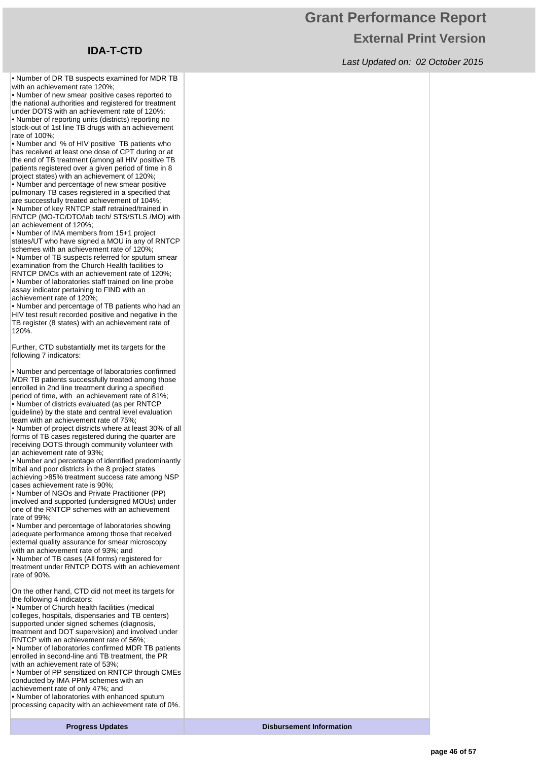- Number of DR TB suspects examined for MDR TB with an achievement rate 120%;
- Number of new smear positive cases reported to the national authorities and registered for treatment under DOTS with an achievement rate of 120%;
- Number of reporting units (districts) reporting no stock-out of 1st line TB drugs with an achievement rate of 100%;
- Number and % of HIV positive TB patients who has received at least one dose of CPT during or at the end of TB treatment (among all HIV positive TB patients registered over a given period of time in 8 project states) with an achievement of 120%;
- Number and percentage of new smear positive pulmonary TB cases registered in a specified that are successfully treated achievement of 104%;
- Number of key RNTCP staff retrained/trained in RNTCP (MO-TC/DTO/lab tech/ STS/STLS /MO) with an achievement of 120%;
- Number of IMA members from 15+1 project states/UT who have signed a MOU in any of RNTCP schemes with an achievement rate of 120%;
- Number of TB suspects referred for sputum smear examination from the Church Health facilities to RNTCP DMCs with an achievement rate of 120%;
- Number of laboratories staff trained on line probe assay indicator pertaining to FIND with an achievement rate of 120%;
- Number and percentage of TB patients who had an HIV test result recorded positive and negative in the TB register (8 states) with an achievement rate of 120%.

Further, CTD substantially met its targets for the following 7 indicators:

- Number and percentage of laboratories confirmed MDR TB patients successfully treated among those enrolled in 2nd line treatment during a specified period of time, with an achievement rate of 81%;
- Number of districts evaluated (as per RNTCP guideline) by the state and central level evaluation team with an achievement rate of 75%;
- Number of project districts where at least 30% of all forms of TB cases registered during the quarter are receiving DOTS through community volunteer with an achievement rate of 93%;
- Number and percentage of identified predominantly tribal and poor districts in the 8 project states achieving >85% treatment success rate among NSP cases achievement rate is 90%;
- Number of NGOs and Private Practitioner (PP) involved and supported (undersigned MOUs) under one of the RNTCP schemes with an achievement rate of 99%;
- Number and percentage of laboratories showing adequate performance among those that received external quality assurance for smear microscopy with an achievement rate of 93%; and
- Number of TB cases (All forms) registered for treatment under RNTCP DOTS with an achievement rate of 90%.

On the other hand, CTD did not meet its targets for the following 4 indicators:

- Number of Church health facilities (medical colleges, hospitals, dispensaries and TB centers) supported under signed schemes (diagnosis, treatment and DOT supervision) and involved under RNTCP with an achievement rate of 56%;
- Number of laboratories confirmed MDR TB patients enrolled in second-line anti TB treatment, the PR with an achievement rate of 53%;
- Number of PP sensitized on RNTCP through CMEs conducted by IMA PPM schemes with an achievement rate of only 47%; and
- Number of laboratories with enhanced sputum processing capacity with an achievement rate of 0%.

| Progress Updates | Disbursement Information |
|---|---|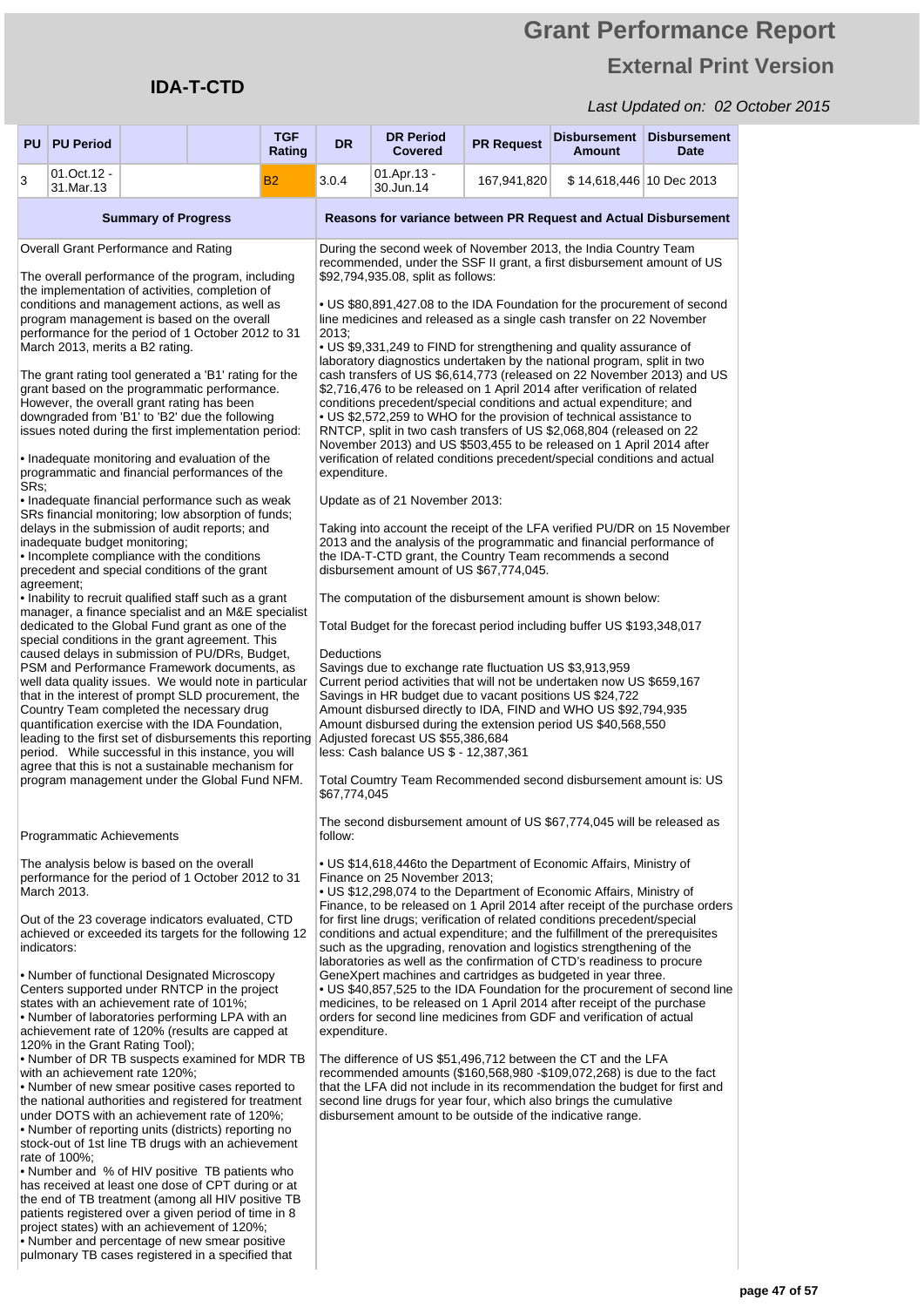# Grant Performance Report

## External Print Version

**IDA-T-CTD**

*Last Updated on: 02 October 2015*

| PU | PU Period | | | TGF Rating | DR | DR Period Covered | PR Request | Disbursement Amount | Disbursement Date |
|---|---|---|---|---|---|---|---|---|---|
| 3 | 01.Oct.12 - 31.Mar.13 | | | B2 | 3.0.4 | 01.Apr.13 - 30.Jun.14 | 167,941,820 | $ 14,618,446 | 10 Dec 2013 |

### Summary of Progress

Overall Grant Performance and Rating

The overall performance of the program, including the implementation of activities, completion of conditions and management actions, as well as program management is based on the overall performance for the period of 1 October 2012 to 31 March 2013, merits a B2 rating.

The grant rating tool generated a 'B1' rating for the grant based on the programmatic performance. However, the overall grant rating has been downgraded from 'B1' to 'B2' due the following issues noted during the first implementation period:

• Inadequate monitoring and evaluation of the programmatic and financial performances of the SRs;
• Inadequate financial performance such as weak SRs financial monitoring; low absorption of funds; delays in the submission of audit reports; and inadequate budget monitoring;
• Incomplete compliance with the conditions precedent and special conditions of the grant agreement;
• Inability to recruit qualified staff such as a grant manager, a finance specialist and an M&E specialist dedicated to the Global Fund grant as one of the special conditions in the grant agreement. This caused delays in submission of PU/DRs, Budget, PSM and Performance Framework documents, as well data quality issues. We would note in particular that in the interest of prompt SLD procurement, the Country Team completed the necessary drug quantification exercise with the IDA Foundation, leading to the first set of disbursements this reporting period. While successful in this instance, you will agree that this is not a sustainable mechanism for program management under the Global Fund NFM.

Programmatic Achievements

The analysis below is based on the overall performance for the period of 1 October 2012 to 31 March 2013.

Out of the 23 coverage indicators evaluated, CTD achieved or exceeded its targets for the following 12 indicators:

• Number of functional Designated Microscopy Centers supported under RNTCP in the project states with an achievement rate of 101%;
• Number of laboratories performing LPA with an achievement rate of 120% (results are capped at 120% in the Grant Rating Tool);
• Number of DR TB suspects examined for MDR TB with an achievement rate 120%;
• Number of new smear positive cases reported to the national authorities and registered for treatment under DOTS with an achievement rate of 120%;
• Number of reporting units (districts) reporting no stock-out of 1st line TB drugs with an achievement rate of 100%;
• Number and % of HIV positive TB patients who has received at least one dose of CPT during or at the end of TB treatment (among all HIV positive TB patients registered over a given period of time in 8 project states) with an achievement of 120%;
• Number and percentage of new smear positive pulmonary TB cases registered in a specified that

### Reasons for variance between PR Request and Actual Disbursement

During the second week of November 2013, the India Country Team recommended, under the SSF II grant, a first disbursement amount of US $92,794,935.08, split as follows:

• US $80,891,427.08 to the IDA Foundation for the procurement of second line medicines and released as a single cash transfer on 22 November 2013;
• US $9,331,249 to FIND for strengthening and quality assurance of laboratory diagnostics undertaken by the national program, split in two cash transfers of US $6,614,773 (released on 22 November 2013) and US $2,716,476 to be released on 1 April 2014 after verification of related conditions precedent/special conditions and actual expenditure; and
• US $2,572,259 to WHO for the provision of technical assistance to RNTCP, split in two cash transfers of US $2,068,804 (released on 22 November 2013) and US $503,455 to be released on 1 April 2014 after verification of related conditions precedent/special conditions and actual expenditure.

Update as of 21 November 2013:

Taking into account the receipt of the LFA verified PU/DR on 15 November 2013 and the analysis of the programmatic and financial performance of the IDA-T-CTD grant, the Country Team recommends a second disbursement amount of US $67,774,045.

The computation of the disbursement amount is shown below:

Total Budget for the forecast period including buffer US $193,348,017

Deductions
Savings due to exchange rate fluctuation US $3,913,959
Current period activities that will not be undertaken now US $659,167
Savings in HR budget due to vacant positions US $24,722
Amount disbursed directly to IDA, FIND and WHO US $92,794,935
Amount disbursed during the extension period US $40,568,550
Adjusted forecast US $55,386,684
less: Cash balance US $ - 12,387,361

Total Coumtry Team Recommended second disbursement amount is: US $67,774,045

The second disbursement amount of US $67,774,045 will be released as follow:

• US $14,618,446to the Department of Economic Affairs, Ministry of Finance on 25 November 2013;
• US $12,298,074 to the Department of Economic Affairs, Ministry of Finance, to be released on 1 April 2014 after receipt of the purchase orders for first line drugs; verification of related conditions precedent/special conditions and actual expenditure; and the fulfillment of the prerequisites such as the upgrading, renovation and logistics strengthening of the laboratories as well as the confirmation of CTD's readiness to procure GeneXpert machines and cartridges as budgeted in year three.
• US $40,857,525 to the IDA Foundation for the procurement of second line medicines, to be released on 1 April 2014 after receipt of the purchase orders for second line medicines from GDF and verification of actual expenditure.

The difference of US $51,496,712 between the CT and the LFA recommended amounts ($160,568,980 -$109,072,268) is due to the fact that the LFA did not include in its recommendation the budget for first and second line drugs for year four, which also brings the cumulative disbursement amount to be outside of the indicative range.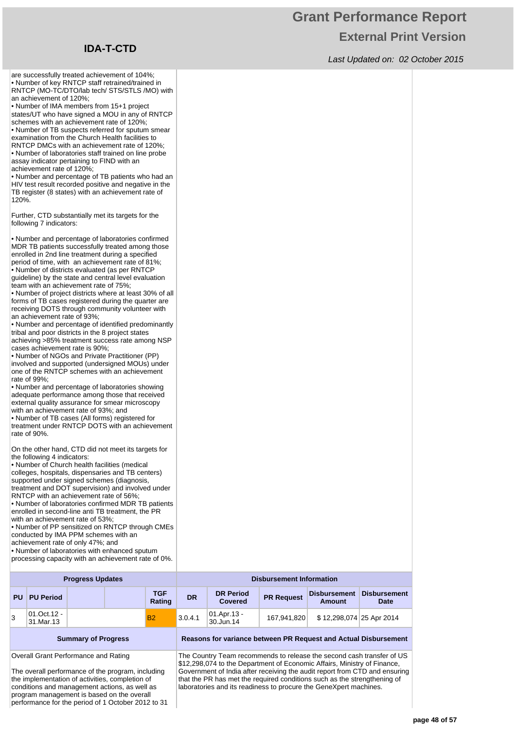are successfully treated achievement of 104%;
• Number of key RNTCP staff retrained/trained in RNTCP (MO-TC/DTO/lab tech/ STS/STLS /MO) with an achievement of 120%;
• Number of IMA members from 15+1 project states/UT who have signed a MOU in any of RNTCP schemes with an achievement rate of 120%;
• Number of TB suspects referred for sputum smear examination from the Church Health facilities to RNTCP DMCs with an achievement rate of 120%;
• Number of laboratories staff trained on line probe assay indicator pertaining to FIND with an achievement rate of 120%;
• Number and percentage of TB patients who had an HIV test result recorded positive and negative in the TB register (8 states) with an achievement rate of 120%.

Further, CTD substantially met its targets for the following 7 indicators:

• Number and percentage of laboratories confirmed MDR TB patients successfully treated among those enrolled in 2nd line treatment during a specified period of time, with an achievement rate of 81%;
• Number of districts evaluated (as per RNTCP guideline) by the state and central level evaluation team with an achievement rate of 75%;
• Number of project districts where at least 30% of all forms of TB cases registered during the quarter are receiving DOTS through community volunteer with an achievement rate of 93%;
• Number and percentage of identified predominantly tribal and poor districts in the 8 project states achieving >85% treatment success rate among NSP cases achievement rate is 90%;
• Number of NGOs and Private Practitioner (PP) involved and supported (undersigned MOUs) under one of the RNTCP schemes with an achievement rate of 99%;
• Number and percentage of laboratories showing adequate performance among those that received external quality assurance for smear microscopy with an achievement rate of 93%; and
• Number of TB cases (All forms) registered for treatment under RNTCP DOTS with an achievement rate of 90%.

On the other hand, CTD did not meet its targets for the following 4 indicators:
• Number of Church health facilities (medical colleges, hospitals, dispensaries and TB centers) supported under signed schemes (diagnosis, treatment and DOT supervision) and involved under RNTCP with an achievement rate of 56%;
• Number of laboratories confirmed MDR TB patients enrolled in second-line anti TB treatment, the PR with an achievement rate of 53%;
• Number of PP sensitized on RNTCP through CMEs conducted by IMA PPM schemes with an achievement rate of only 47%; and
• Number of laboratories with enhanced sputum processing capacity with an achievement rate of 0%.

| Progress Updates | | | | | Disbursement Information | | | | |
|---|---|---|---|---|---|---|---|---|---|
| PU | PU Period | | | TGF Rating | DR | DR Period Covered | PR Request | Disbursement Amount | Disbursement Date |
| 3 | 01.Oct.12 - 31.Mar.13 | | | B2 | 3.0.4.1 | 01.Apr.13 - 30.Jun.14 | 167,941,820 | $ 12,298,074 | 25 Apr 2014 |

| Summary of Progress | Reasons for variance between PR Request and Actual Disbursement |
|---|---|
| Overall Grant Performance and Rating<br><br>The overall performance of the program, including the implementation of activities, completion of conditions and management actions, as well as program management is based on the overall performance for the period of 1 October 2012 to 31 | The Country Team recommends to release the second cash transfer of US $12,298,074 to the Department of Economic Affairs, Ministry of Finance, Government of India after receiving the audit report from CTD and ensuring that the PR has met the required conditions such as the strengthening of laboratories and its readiness to procure the GeneXpert machines. |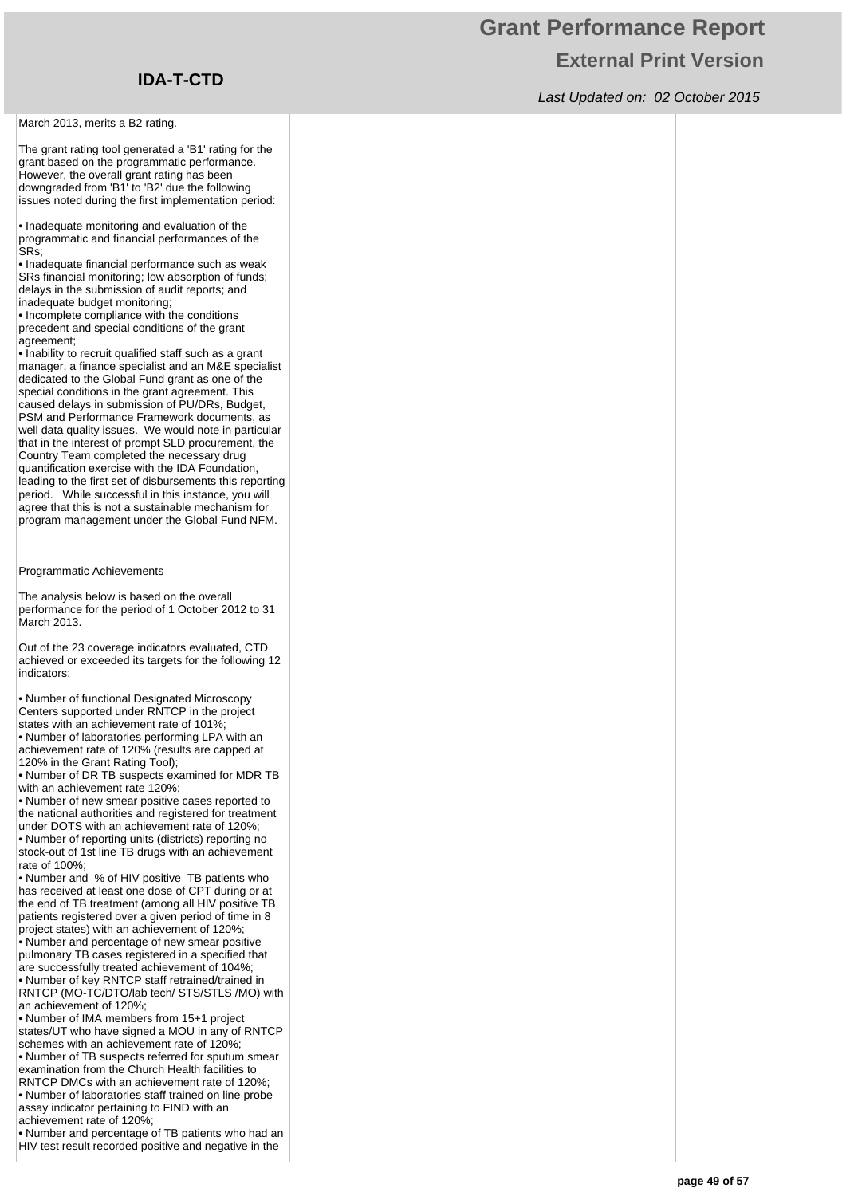March 2013, merits a B2 rating.

The grant rating tool generated a 'B1' rating for the grant based on the programmatic performance. However, the overall grant rating has been downgraded from 'B1' to 'B2' due the following issues noted during the first implementation period:

- Inadequate monitoring and evaluation of the programmatic and financial performances of the SRs;
- Inadequate financial performance such as weak SRs financial monitoring; low absorption of funds; delays in the submission of audit reports; and inadequate budget monitoring;
- Incomplete compliance with the conditions precedent and special conditions of the grant agreement;
- Inability to recruit qualified staff such as a grant manager, a finance specialist and an M&E specialist dedicated to the Global Fund grant as one of the special conditions in the grant agreement. This caused delays in submission of PU/DRs, Budget, PSM and Performance Framework documents, as well data quality issues. We would note in particular that in the interest of prompt SLD procurement, the Country Team completed the necessary drug quantification exercise with the IDA Foundation, leading to the first set of disbursements this reporting period. While successful in this instance, you will agree that this is not a sustainable mechanism for program management under the Global Fund NFM.

Programmatic Achievements

The analysis below is based on the overall performance for the period of 1 October 2012 to 31 March 2013.

Out of the 23 coverage indicators evaluated, CTD achieved or exceeded its targets for the following 12 indicators:

- Number of functional Designated Microscopy Centers supported under RNTCP in the project states with an achievement rate of 101%;
- Number of laboratories performing LPA with an achievement rate of 120% (results are capped at 120% in the Grant Rating Tool);
- Number of DR TB suspects examined for MDR TB with an achievement rate 120%;
- Number of new smear positive cases reported to the national authorities and registered for treatment under DOTS with an achievement rate of 120%;
- Number of reporting units (districts) reporting no stock-out of 1st line TB drugs with an achievement rate of 100%;
- Number and % of HIV positive TB patients who has received at least one dose of CPT during or at the end of TB treatment (among all HIV positive TB patients registered over a given period of time in 8 project states) with an achievement of 120%;
- Number and percentage of new smear positive pulmonary TB cases registered in a specified that are successfully treated achievement of 104%;
- Number of key RNTCP staff retrained/trained in RNTCP (MO-TC/DTO/lab tech/ STS/STLS /MO) with an achievement of 120%;
- Number of IMA members from 15+1 project states/UT who have signed a MOU in any of RNTCP schemes with an achievement rate of 120%;
- Number of TB suspects referred for sputum smear examination from the Church Health facilities to RNTCP DMCs with an achievement rate of 120%;
- Number of laboratories staff trained on line probe assay indicator pertaining to FIND with an achievement rate of 120%;
- Number and percentage of TB patients who had an HIV test result recorded positive and negative in the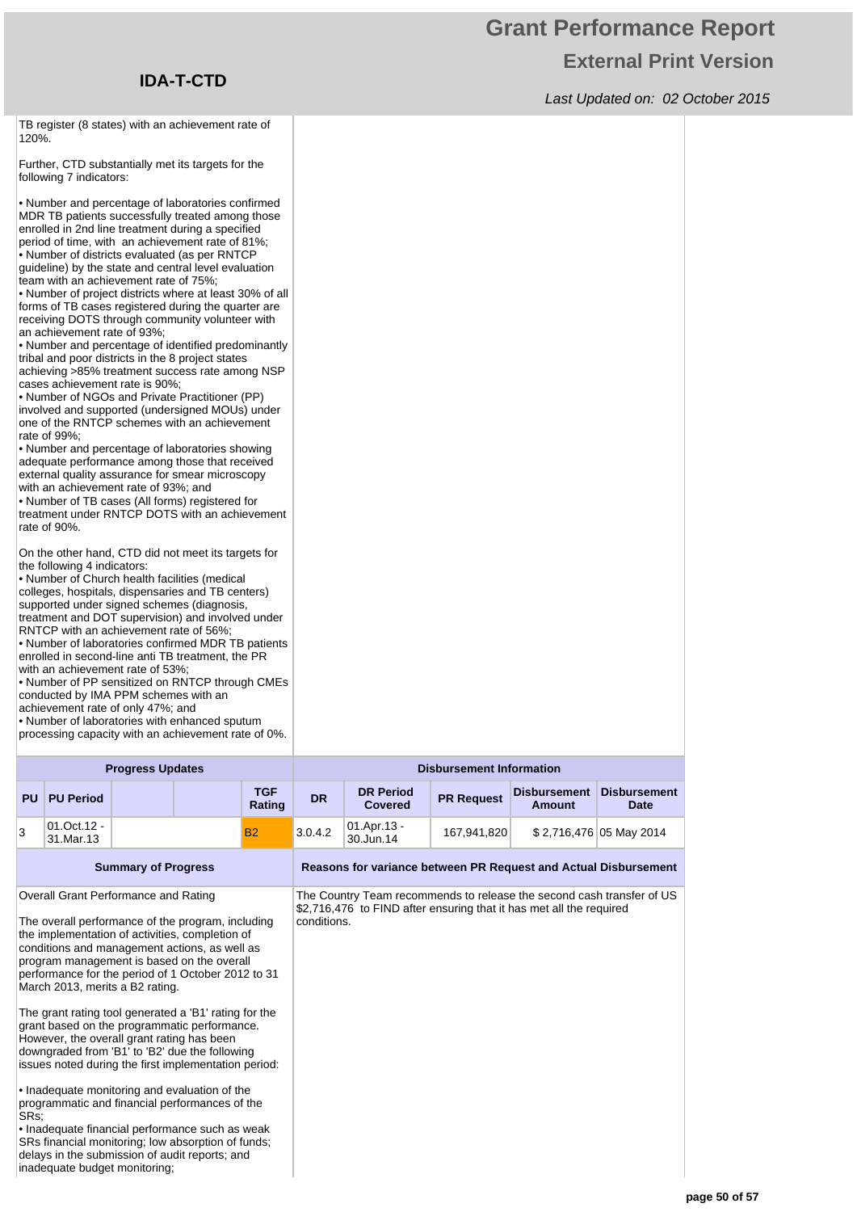TB register (8 states) with an achievement rate of 120%.

Further, CTD substantially met its targets for the following 7 indicators:

• Number and percentage of laboratories confirmed MDR TB patients successfully treated among those enrolled in 2nd line treatment during a specified period of time, with an achievement rate of 81%;
• Number of districts evaluated (as per RNTCP guideline) by the state and central level evaluation team with an achievement rate of 75%;
• Number of project districts where at least 30% of all forms of TB cases registered during the quarter are receiving DOTS through community volunteer with an achievement rate of 93%;
• Number and percentage of identified predominantly tribal and poor districts in the 8 project states achieving >85% treatment success rate among NSP cases achievement rate is 90%;
• Number of NGOs and Private Practitioner (PP) involved and supported (undersigned MOUs) under one of the RNTCP schemes with an achievement rate of 99%;
• Number and percentage of laboratories showing adequate performance among those that received external quality assurance for smear microscopy with an achievement rate of 93%; and
• Number of TB cases (All forms) registered for treatment under RNTCP DOTS with an achievement rate of 90%.

On the other hand, CTD did not meet its targets for the following 4 indicators:
• Number of Church health facilities (medical colleges, hospitals, dispensaries and TB centers) supported under signed schemes (diagnosis, treatment and DOT supervision) and involved under RNTCP with an achievement rate of 56%;
• Number of laboratories confirmed MDR TB patients enrolled in second-line anti TB treatment, the PR with an achievement rate of 53%;
• Number of PP sensitized on RNTCP through CMEs conducted by IMA PPM schemes with an achievement rate of only 47%; and
• Number of laboratories with enhanced sputum processing capacity with an achievement rate of 0%.

| Progress Updates | | | | | Disbursement Information | | | | |
|---|---|---|---|---|---|---|---|---|---|
| PU | PU Period | | | TGF Rating | DR | DR Period Covered | PR Request | Disbursement Amount | Disbursement Date |
| 3 | 01.Oct.12 - 31.Mar.13 | | | B2 | 3.0.4.2 | 01.Apr.13 - 30.Jun.14 | 167,941,820 | $ 2,716,476 | 05 May 2014 |

| Summary of Progress | Reasons for variance between PR Request and Actual Disbursement |
|---|---|
| Overall Grant Performance and Rating<br><br>The overall performance of the program, including the implementation of activities, completion of conditions and management actions, as well as program management is based on the overall performance for the period of 1 October 2012 to 31 March 2013, merits a B2 rating.<br><br>The grant rating tool generated a 'B1' rating for the grant based on the programmatic performance. However, the overall grant rating has been downgraded from 'B1' to 'B2' due the following issues noted during the first implementation period:<br><br>• Inadequate monitoring and evaluation of the programmatic and financial performances of the SRs;<br>• Inadequate financial performance such as weak SRs financial monitoring; low absorption of funds; delays in the submission of audit reports; and inadequate budget monitoring; | The Country Team recommends to release the second cash transfer of US $2,716,476 to FIND after ensuring that it has met all the required conditions. |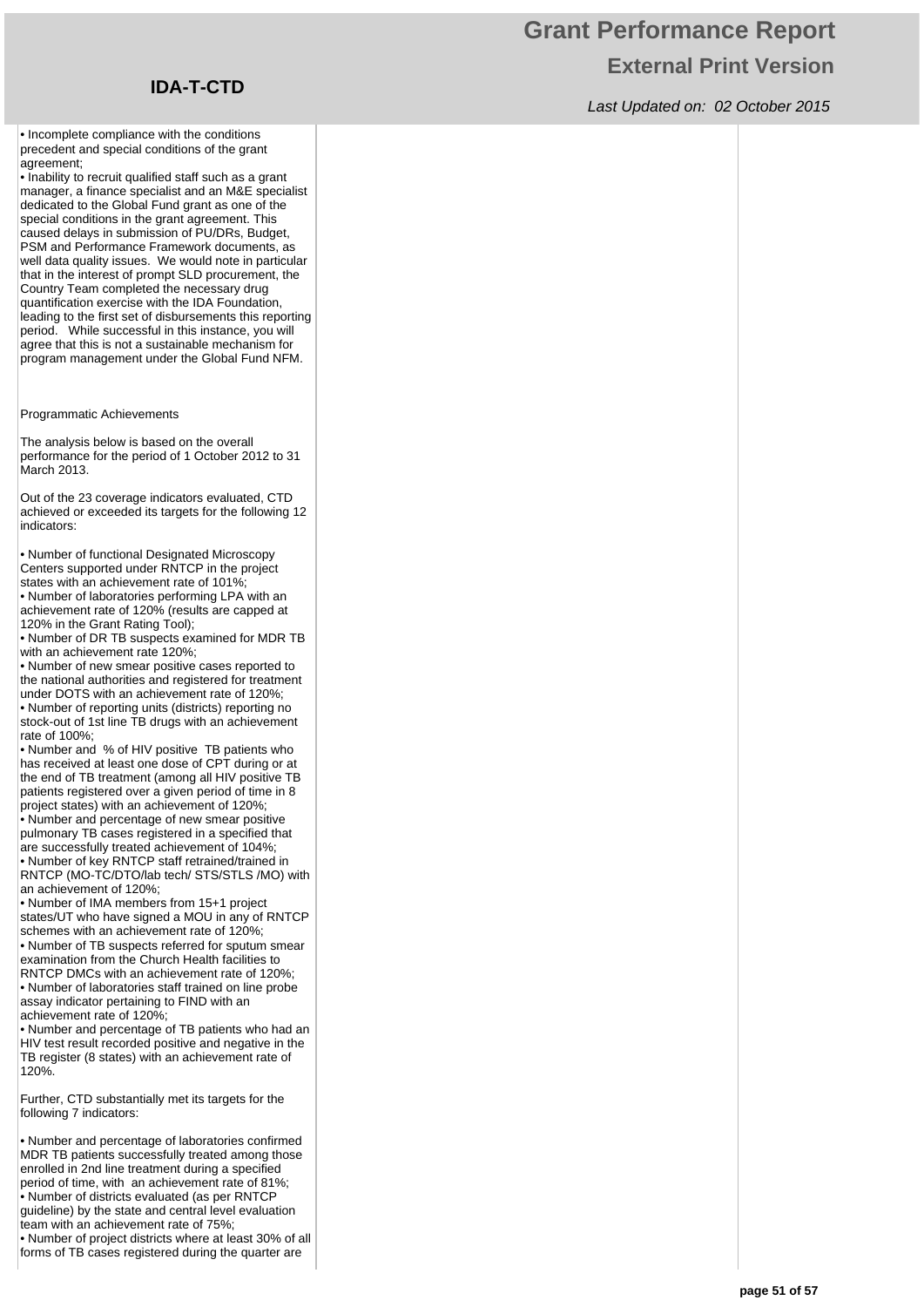• Incomplete compliance with the conditions precedent and special conditions of the grant agreement;
• Inability to recruit qualified staff such as a grant manager, a finance specialist and an M&E specialist dedicated to the Global Fund grant as one of the special conditions in the grant agreement. This caused delays in submission of PU/DRs, Budget, PSM and Performance Framework documents, as well as data quality issues. We would note in particular that in the interest of prompt SLD procurement, the Country Team completed the necessary drug quantification exercise with the IDA Foundation, leading to the first set of disbursements this reporting period. While successful in this instance, you will agree that this is not a sustainable mechanism for program management under the Global Fund NFM.

Programmatic Achievements

The analysis below is based on the overall performance for the period of 1 October 2012 to 31 March 2013.

Out of the 23 coverage indicators evaluated, CTD achieved or exceeded its targets for the following 12 indicators:

• Number of functional Designated Microscopy Centers supported under RNTCP in the project states with an achievement rate of 101%;
• Number of laboratories performing LPA with an achievement rate of 120% (results are capped at 120% in the Grant Rating Tool);
• Number of DR TB suspects examined for MDR TB with an achievement rate 120%;
• Number of new smear positive cases reported to the national authorities and registered for treatment under DOTS with an achievement rate of 120%;
• Number of reporting units (districts) reporting no stock-out of 1st line TB drugs with an achievement rate of 100%;
• Number and % of HIV positive TB patients who has received at least one dose of CPT during or at the end of TB treatment (among all HIV positive TB patients registered over a given period of time in 8 project states) with an achievement of 120%;
• Number and percentage of new smear positive pulmonary TB cases registered in a specified that are successfully treated achievement of 104%;
• Number of key RNTCP staff retrained/trained in RNTCP (MO-TC/DTO/lab tech/ STS/STLS /MO) with an achievement of 120%;
• Number of IMA members from 15+1 project states/UT who have signed a MOU in any of RNTCP schemes with an achievement rate of 120%;
• Number of TB suspects referred for sputum smear examination from the Church Health facilities to RNTCP DMCs with an achievement rate of 120%;
• Number of laboratories staff trained on line probe assay indicator pertaining to FIND with an achievement rate of 120%;
• Number and percentage of TB patients who had an HIV test result recorded positive and negative in the TB register (8 states) with an achievement rate of 120%.

Further, CTD substantially met its targets for the following 7 indicators:

• Number and percentage of laboratories confirmed MDR TB patients successfully treated among those enrolled in 2nd line treatment during a specified period of time, with an achievement rate of 81%;
• Number of districts evaluated (as per RNTCP guideline) by the state and central level evaluation team with an achievement rate of 75%;
• Number of project districts where at least 30% of all forms of TB cases registered during the quarter are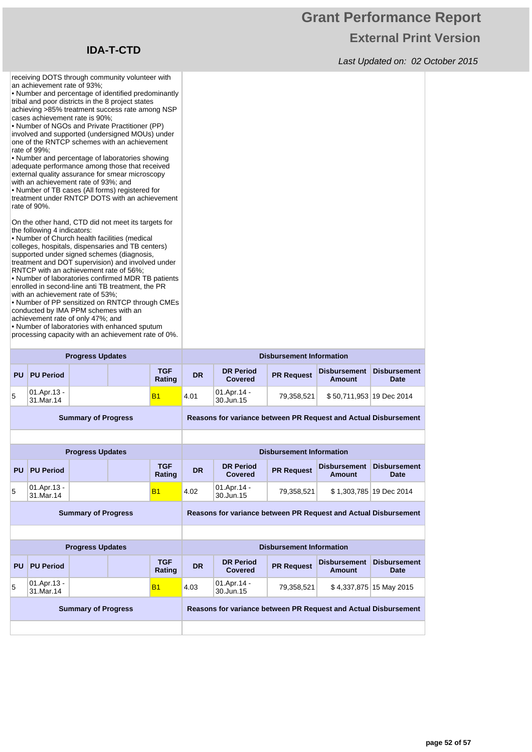receiving DOTS through community volunteer with an achievement rate of 93%;
• Number and percentage of identified predominantly tribal and poor districts in the 8 project states achieving >85% treatment success rate among NSP cases achievement rate is 90%;
• Number of NGOs and Private Practitioner (PP) involved and supported (undersigned MOUs) under one of the RNTCP schemes with an achievement rate of 99%;
• Number and percentage of laboratories showing adequate performance among those that received external quality assurance for smear microscopy with an achievement rate of 93%; and
• Number of TB cases (All forms) registered for treatment under RNTCP DOTS with an achievement rate of 90%.

On the other hand, CTD did not meet its targets for the following 4 indicators:
• Number of Church health facilities (medical colleges, hospitals, dispensaries and TB centers) supported under signed schemes (diagnosis, treatment and DOT supervision) and involved under RNTCP with an achievement rate of 56%;
• Number of laboratories confirmed MDR TB patients enrolled in second-line anti TB treatment, the PR with an achievement rate of 53%;
• Number of PP sensitized on RNTCP through CMEs conducted by IMA PPM schemes with an achievement rate of only 47%; and
• Number of laboratories with enhanced sputum processing capacity with an achievement rate of 0%.

| Progress Updates | | | | | Disbursement Information | | | | |
|---|---|---|---|---|---|---|---|---|---|
| PU | PU Period | | | TGF Rating | DR | DR Period Covered | PR Request | Disbursement Amount | Disbursement Date |
| 5 | 01.Apr.13 - 31.Mar.14 | | | B1 | 4.01 | 01.Apr.14 - 30.Jun.15 | 79,358,521 | $ 50,711,953 | 19 Dec 2014 |
| Summary of Progress | | | | | Reasons for variance between PR Request and Actual Disbursement | | | | |

| Progress Updates | | | | | Disbursement Information | | | | |
|---|---|---|---|---|---|---|---|---|---|
| PU | PU Period | | | TGF Rating | DR | DR Period Covered | PR Request | Disbursement Amount | Disbursement Date |
| 5 | 01.Apr.13 - 31.Mar.14 | | | B1 | 4.02 | 01.Apr.14 - 30.Jun.15 | 79,358,521 | $ 1,303,785 | 19 Dec 2014 |
| Summary of Progress | | | | | Reasons for variance between PR Request and Actual Disbursement | | | | |

| Progress Updates | | | | | Disbursement Information | | | | |
|---|---|---|---|---|---|---|---|---|---|
| PU | PU Period | | | TGF Rating | DR | DR Period Covered | PR Request | Disbursement Amount | Disbursement Date |
| 5 | 01.Apr.13 - 31.Mar.14 | | | B1 | 4.03 | 01.Apr.14 - 30.Jun.15 | 79,358,521 | $ 4,337,875 | 15 May 2015 |
| Summary of Progress | | | | | Reasons for variance between PR Request and Actual Disbursement | | | | |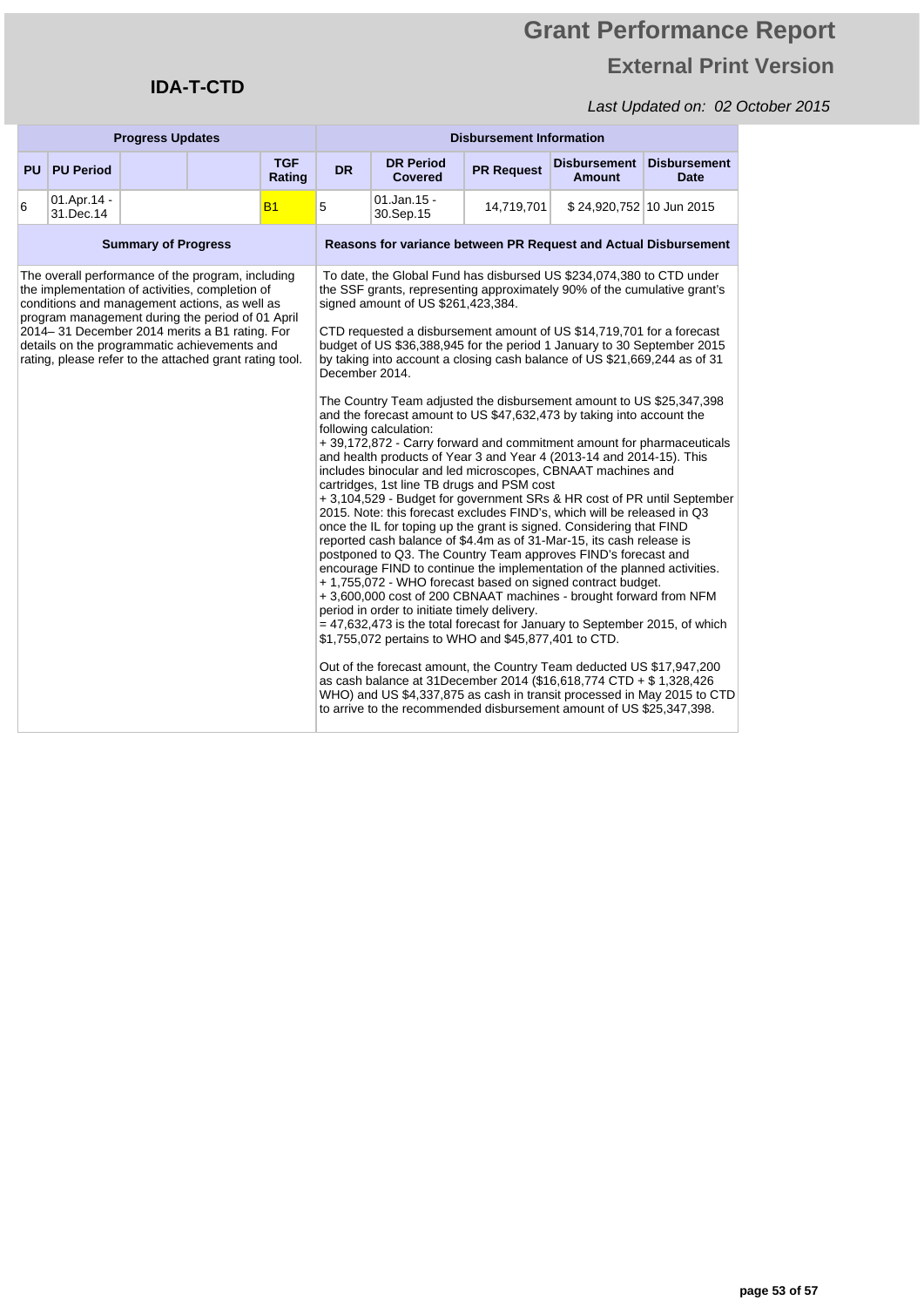# Grant Performance Report

## External Print Version

## IDA-T-CTD

*Last Updated on: 02 October 2015*

| Progress Updates | | | | | Disbursement Information | | | | |
|---|---|---|---|---|---|---|---|---|---|
| PU | PU Period | | | TGF Rating | DR | DR Period Covered | PR Request | Disbursement Amount | Disbursement Date |
| 6 | 01.Apr.14 - 31.Dec.14 | | | B1 | 5 | 01.Jan.15 - 30.Sep.15 | 14,719,701 | $ 24,920,752 | 10 Jun 2015 |

| Summary of Progress | Reasons for variance between PR Request and Actual Disbursement |
|---|---|
| The overall performance of the program, including the implementation of activities, completion of conditions and management actions, as well as program management during the period of 01 April 2014– 31 December 2014 merits a B1 rating. For details on the programmatic achievements and rating, please refer to the attached grant rating tool. | To date, the Global Fund has disbursed US $234,074,380 to CTD under the SSF grants, representing approximately 90% of the cumulative grant's signed amount of US $261,423,384.<br><br>CTD requested a disbursement amount of US $14,719,701 for a forecast budget of US $36,388,945 for the period 1 January to 30 September 2015 by taking into account a closing cash balance of US $21,669,244 as of 31 December 2014.<br><br>The Country Team adjusted the disbursement amount to US $25,347,398 and the forecast amount to US $47,632,473 by taking into account the following calculation:<br>+ 39,172,872 - Carry forward and commitment amount for pharmaceuticals and health products of Year 3 and Year 4 (2013-14 and 2014-15). This includes binocular and led microscopes, CBNAAT machines and cartridges, 1st line TB drugs and PSM cost<br>+ 3,104,529 - Budget for government SRs & HR cost of PR until September 2015. Note: this forecast excludes FIND's, which will be released in Q3 once the IL for toping up the grant is signed. Considering that FIND reported cash balance of $4.4m as of 31-Mar-15, its cash release is postponed to Q3. The Country Team approves FIND's forecast and encourage FIND to continue the implementation of the planned activities.<br>+ 1,755,072 - WHO forecast based on signed contract budget.<br>+ 3,600,000 cost of 200 CBNAAT machines - brought forward from NFM period in order to initiate timely delivery.<br>= 47,632,473 is the total forecast for January to September 2015, of which $1,755,072 pertains to WHO and $45,877,401 to CTD.<br><br>Out of the forecast amount, the Country Team deducted US $17,947,200 as cash balance at 31December 2014 ($16,618,774 CTD + $ 1,328,426 WHO) and US $4,337,875 as cash in transit processed in May 2015 to CTD to arrive to the recommended disbursement amount of US $25,347,398. |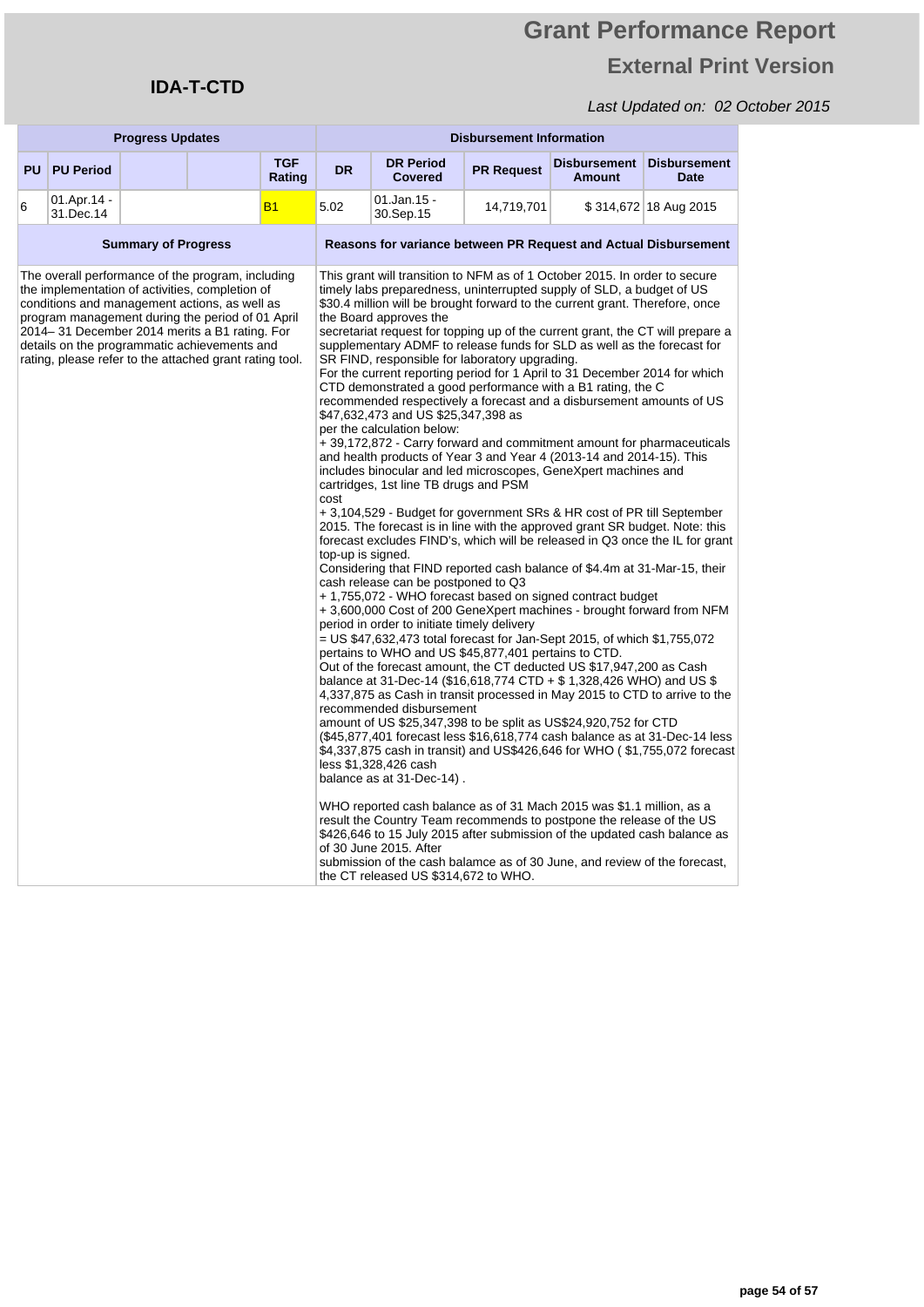# Grant Performance Report

## External Print Version

**IDA-T-CTD**

*Last Updated on: 02 October 2015*

| Progress Updates | | | | | Disbursement Information | | | | |
|---|---|---|---|---|---|---|---|---|---|
| PU | PU Period | | | TGF Rating | DR | DR Period Covered | PR Request | Disbursement Amount | Disbursement Date |
| 6 | 01.Apr.14 - 31.Dec.14 | | | B1 | 5.02 | 01.Jan.15 - 30.Sep.15 | 14,719,701 | $ 314,672 | 18 Aug 2015 |

| Summary of Progress | Reasons for variance between PR Request and Actual Disbursement |
|---|---|
| The overall performance of the program, including the implementation of activities, completion of conditions and management actions, as well as program management during the period of 01 April 2014– 31 December 2014 merits a B1 rating. For details on the programmatic achievements and rating, please refer to the attached grant rating tool. | This grant will transition to NFM as of 1 October 2015. In order to secure timely labs preparedness, uninterrupted supply of SLD, a budget of US $30.4 million will be brought forward to the current grant. Therefore, once the Board approves the secretariat request for topping up of the current grant, the CT will prepare a supplementary ADMF to release funds for SLD as well as the forecast for SR FIND, responsible for laboratory upgrading. For the current reporting period for 1 April to 31 December 2014 for which CTD demonstrated a good performance with a B1 rating, the C recommended respectively a forecast and a disbursement amounts of US $47,632,473 and US $25,347,398 as per the calculation below: + 39,172,872 - Carry forward and commitment amount for pharmaceuticals and health products of Year 3 and Year 4 (2013-14 and 2014-15). This includes binocular and led microscopes, GeneXpert machines and cartridges, 1st line TB drugs and PSM cost + 3,104,529 - Budget for government SRs & HR cost of PR till September 2015. The forecast is in line with the approved grant SR budget. Note: this forecast excludes FIND's, which will be released in Q3 once the IL for grant top-up is signed. Considering that FIND reported cash balance of $4.4m at 31-Mar-15, their cash release can be postponed to Q3 + 1,755,072 - WHO forecast based on signed contract budget + 3,600,000 Cost of 200 GeneXpert machines - brought forward from NFM period in order to initiate timely delivery = US $47,632,473 total forecast for Jan-Sept 2015, of which $1,755,072 pertains to WHO and US $45,877,401 pertains to CTD. Out of the forecast amount, the CT deducted US $17,947,200 as Cash balance at 31-Dec-14 ($16,618,774 CTD + $ 1,328,426 WHO) and US $ 4,337,875 as Cash in transit processed in May 2015 to CTD to arrive to the recommended disbursement amount of US $25,347,398 to be split as US$24,920,752 for CTD ($45,877,401 forecast less $16,618,774 cash balance as at 31-Dec-14 less $4,337,875 cash in transit) and US$426,646 for WHO ( $1,755,072 forecast less $1,328,426 cash balance as at 31-Dec-14) .<br><br>WHO reported cash balance as of 31 Mach 2015 was $1.1 million, as a result the Country Team recommends to postpone the release of the US $426,646 to 15 July 2015 after submission of the updated cash balance as of 30 June 2015. After submission of the cash balamce as of 30 June, and review of the forecast, the CT released US $314,672 to WHO. |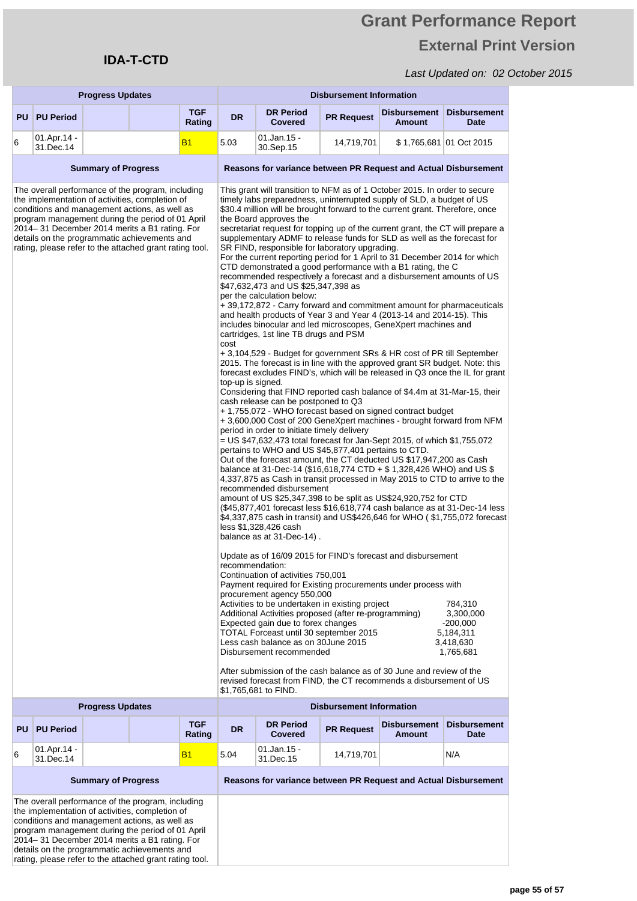# Grant Performance Report

## External Print Version

### IDA-T-CTD

*Last Updated on: 02 October 2015*

| Progress Updates | | | | | Disbursement Information | | | | |
|---|---|---|---|---|---|---|---|---|---|
| **PU** | **PU Period** | | | **TGF Rating** | **DR** | **DR Period Covered** | **PR Request** | **Disbursement Amount** | **Disbursement Date** |
| 6 | 01.Apr.14 - 31.Dec.14 | | | B1 | 5.03 | 01.Jan.15 - 30.Sep.15 | 14,719,701 | $ 1,765,681 | 01 Oct 2015 |

**Summary of Progress**

The overall performance of the program, including the implementation of activities, completion of conditions and management actions, as well as program management during the period of 01 April 2014– 31 December 2014 merits a B1 rating. For details on the programmatic achievements and rating, please refer to the attached grant rating tool.

**Reasons for variance between PR Request and Actual Disbursement**

This grant will transition to NFM as of 1 October 2015. In order to secure timely labs preparedness, uninterrupted supply of SLD, a budget of US $30.4 million will be brought forward to the current grant. Therefore, once the Board approves the
secretariat request for topping up of the current grant, the CT will prepare a supplementary ADMF to release funds for SLD as well as the forecast for SR FIND, responsible for laboratory upgrading.
For the current reporting period for 1 April to 31 December 2014 for which CTD demonstrated a good performance with a B1 rating, the C recommended respectively a forecast and a disbursement amounts of US $47,632,473 and US $25,347,398 as
per the calculation below:
+ 39,172,872 - Carry forward and commitment amount for pharmaceuticals and health products of Year 3 and Year 4 (2013-14 and 2014-15). This includes binocular and led microscopes, GeneXpert machines and cartridges, 1st line TB drugs and PSM
cost
+ 3,104,529 - Budget for government SRs & HR cost of PR till September 2015. The forecast is in line with the approved grant SR budget. Note: this forecast excludes FIND's, which will be released in Q3 once the IL for grant top-up is signed.
Considering that FIND reported cash balance of $4.4m at 31-Mar-15, their cash release can be postponed to Q3
+ 1,755,072 - WHO forecast based on signed contract budget
+ 3,600,000 Cost of 200 GeneXpert machines - brought forward from NFM period in order to initiate timely delivery
= US $47,632,473 total forecast for Jan-Sept 2015, of which $1,755,072 pertains to WHO and US $45,877,401 pertains to CTD.
Out of the forecast amount, the CT deducted US $17,947,200 as Cash balance at 31-Dec-14 ($16,618,774 CTD + $ 1,328,426 WHO) and US $ 4,337,875 as Cash in transit processed in May 2015 to CTD to arrive to the recommended disbursement
amount of US $25,347,398 to be split as US$24,920,752 for CTD ($45,877,401 forecast less $16,618,774 cash balance as at 31-Dec-14 less $4,337,875 cash in transit) and US$426,646 for WHO ( $1,755,072 forecast less $1,328,426 cash
balance as at 31-Dec-14) .

Update as of 16/09 2015 for FIND's forecast and disbursement recommendation:
Continuation of activities 750,001
Payment required for Existing procurements under process with procurement agency 550,000
Activities to be undertaken in existing project 784,310
Additional Activities proposed (after re-programming) 3,300,000
Expected gain due to forex changes -200,000
TOTAL Forceast until 30 september 2015 5,184,311
Less cash balance as on 30June 2015 3,418,630
Disbursement recommended 1,765,681

After submission of the cash balance as of 30 June and review of the revised forecast from FIND, the CT recommends a disbursement of US $1,765,681 to FIND.

| Progress Updates | | | | | Disbursement Information | | | | |
|---|---|---|---|---|---|---|---|---|---|
| **PU** | **PU Period** | | | **TGF Rating** | **DR** | **DR Period Covered** | **PR Request** | **Disbursement Amount** | **Disbursement Date** |
| 6 | 01.Apr.14 - 31.Dec.14 | | | B1 | 5.04 | 01.Jan.15 - 31.Dec.15 | 14,719,701 | | N/A |

**Summary of Progress**

The overall performance of the program, including the implementation of activities, completion of conditions and management actions, as well as program management during the period of 01 April 2014– 31 December 2014 merits a B1 rating. For details on the programmatic achievements and rating, please refer to the attached grant rating tool.

**Reasons for variance between PR Request and Actual Disbursement**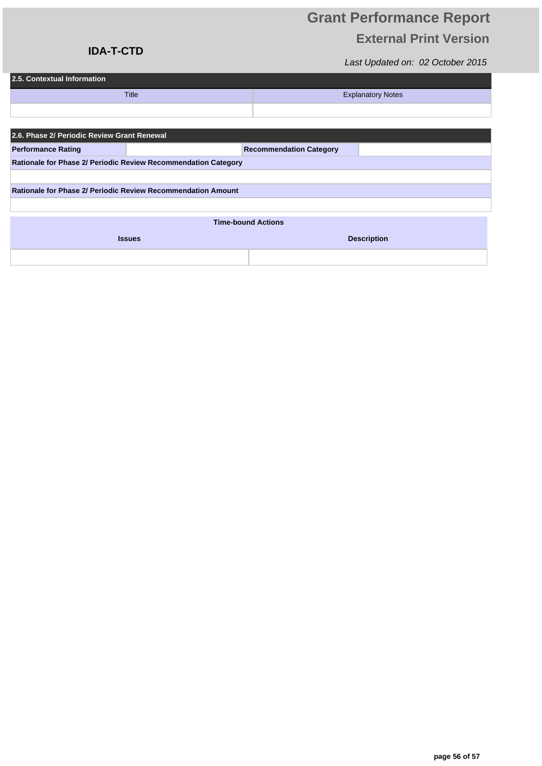## 2.5. Contextual Information

| Title | Explanatory Notes |
|---|---|
| | |

## 2.6. Phase 2/ Periodic Review Grant Renewal

| Performance Rating | | Recommendation Category | |
|---|---|---|---|

**Rationale for Phase 2/ Periodic Review Recommendation Category**

**Rationale for Phase 2/ Periodic Review Recommendation Amount**

**Time-bound Actions**

| Issues | Description |
|---|---|
| | |